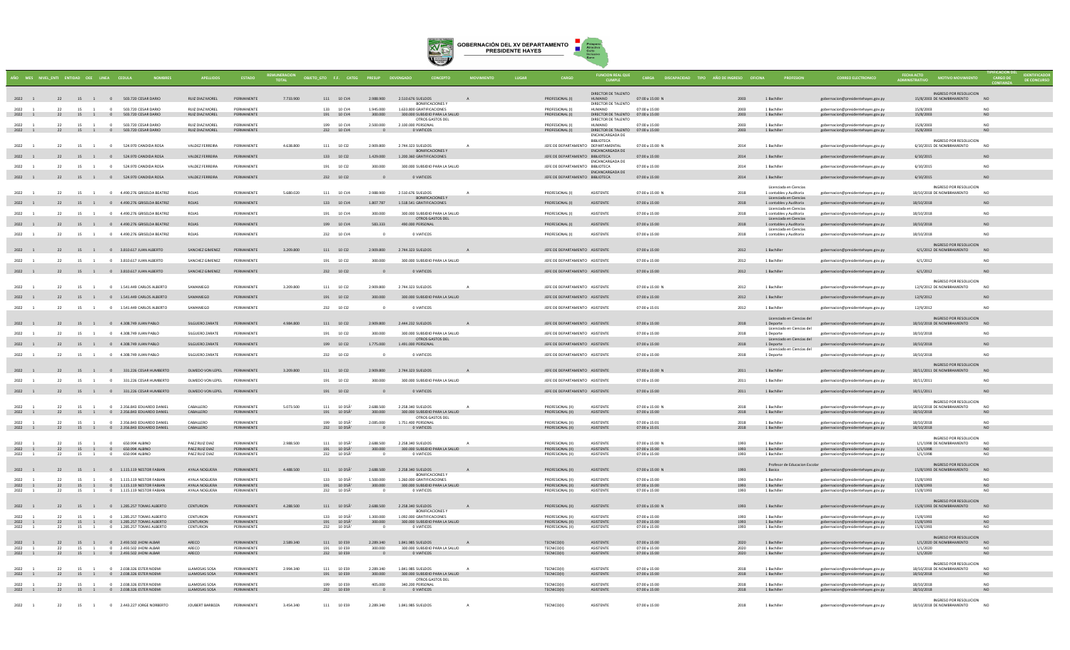GOBERNACIÓN DEL XV DEPARTAMENTO
PRESIDENTE HAYES

| AÑO | MES | NIVEL_ENTI | ENTIDAD | OEE | LINEA | CEDULA | NOMBRES | APELLIDOS | ESTADO | REMUNERACION TOTAL | OBJETO_GTO | F.F. | CATEG | PRESUP | DEVENGADO | CONCEPTO | MOVIMIENTO | LUGAR | CARGO | FUNCION REAL QUE CUMPLE | CARGA | DISCAPACIDAD | TIPO | AÑO DE INGRESO | OFICINA | PROFESION | CORREO ELECTRONICO | FECHA ACTO ADMINISTRATIVO | MOTIVO MOVIMIENTO | TIPIFICACION DEL CARGO DE CONFIANZA | IDENTIFICADOR DE CONCURSO |
|---|---|---|---|---|---|---|---|---|---|---|---|---|---|---|---|---|---|---|---|---|---|---|---|---|---|---|---|---|---|---|---|
| 2022 | 1 | 22 | 15 | 1 | 0 | 503.720 | CESAR DARIO | RUIZ DIAZ MOREL | PERMANENTE | 7.733.900 | 111 | 10 | CV4 | 2.988.900 | 2.510.676 | SUELDOS | A | | PROFESIONAL (I) | DIRECTOR DE TALENTO HUMANO | 07:00 a 15:00 | N | | 2003 | | 1 Bachiller | gobernacion@presidentehayes.gov.py | 15/8/2003 | INGRESO POR RESOLUCION DE NOMBRAMIENTO | NO | |
| 2022 | 1 | 22 | 15 | 1 | 0 | 503.720 | CESAR DARIO | RUIZ DIAZ MOREL | PERMANENTE | | 133 | 10 | CV4 | 1.945.000 | 1.633.800 | BONIFICACIONES Y GRATIFICACIONES | | | PROFESIONAL (I) | DIRECTOR DE TALENTO HUMANO | 07:00 a 15:00 | | | 2003 | | 1 Bachiller | gobernacion@presidentehayes.gov.py | 15/8/2003 | | NO | |
| 2022 | 1 | 22 | 15 | 1 | 0 | 503.720 | CESAR DARIO | RUIZ DIAZ MOREL | PERMANENTE | | 191 | 10 | CV4 | 300.000 | 300.000 | SUBSIDIO PARA LA SALUD | | | PROFESIONAL (I) | DIRECTOR DE TALENTO HUMANO | 07:00 a 15:00 | | | 2003 | | 1 Bachiller | gobernacion@presidentehayes.gov.py | 15/8/2003 | | NO | |
| 2022 | 1 | 22 | 15 | 1 | 0 | 503.720 | CESAR DARIO | RUIZ DIAZ MOREL | PERMANENTE | | 199 | 10 | CV4 | 2.500.000 | 2.100.000 | OTROS GASTOS DEL PERSONAL | | | PROFESIONAL (I) | DIRECTOR DE TALENTO HUMANO | 07:00 a 15:00 | | | 2003 | | 1 Bachiller | gobernacion@presidentehayes.gov.py | 15/8/2003 | | NO | |
| 2022 | 1 | 22 | 15 | 1 | 0 | 503.720 | CESAR DARIO | RUIZ DIAZ MOREL | PERMANENTE | | 232 | 10 | CV4 | 0 | 0 | VIATICOS | | | PROFESIONAL (I) | DIRECTOR DE TALENTO HUMANO | 07:00 a 15:00 | | | 2003 | | 1 Bachiller | gobernacion@presidentehayes.gov.py | 15/8/2003 | | NO | |
| 2022 | 1 | 22 | 15 | 1 | 0 | 524.970 | CANDIDA ROSA | VALDEZ FERREIRA | PERMANENTE | 4.638.800 | 111 | 10 | CI2 | 2.909.800 | 2.744.323 | SUELDOS | A | | JEFE DE DEPARTAMENTO | ENCANCARGADA DE BIBLIOTECA DEPARTAMENTAL | 07:00 a 15:00 | N | | 2014 | | 1 Bachiller | gobernacion@presidentehayes.gov.py | 6/10/2015 | INGRESO POR RESOLUCION DE NOMBRAMIENTO | NO | |
| 2022 | 1 | 22 | 15 | 1 | 0 | 524.970 | CANDIDA ROSA | VALDEZ FERREIRA | PERMANENTE | | 133 | 10 | CI2 | 1.429.000 | 1.200.360 | BONIFICACIONES Y GRATIFICACIONES | | | JEFE DE DEPARTAMENTO | ENCANCARGADA DE BIBLIOTECA | 07:00 a 15:00 | | | 2014 | | 1 Bachiller | gobernacion@presidentehayes.gov.py | 6/10/2015 | | NO | |
| 2022 | 1 | 22 | 15 | 1 | 0 | 524.970 | CANDIDA ROSA | VALDEZ FERREIRA | PERMANENTE | | 191 | 10 | CI2 | 300.000 | 300.000 | SUBSIDIO PARA LA SALUD | | | JEFE DE DEPARTAMENTO | ENCANCARGADA DE BIBLIOTECA | 07:00 a 15:00 | | | 2014 | | 1 Bachiller | gobernacion@presidentehayes.gov.py | 6/10/2015 | | NO | |
| 2022 | 1 | 22 | 15 | 1 | 0 | 524.970 | CANDIDA ROSA | VALDEZ FERREIRA | PERMANENTE | | 232 | 10 | CI2 | 0 | 0 | VIATICOS | | | JEFE DE DEPARTAMENTO | ENCANCARGADA DE BIBLIOTECA | 07:00 a 15:00 | | | 2014 | | 1 Bachiller | gobernacion@presidentehayes.gov.py | 6/10/2015 | | NO | |
| 2022 | 1 | 22 | 15 | 1 | 0 | 4.490.276 | GRISELDA BEATRIZ | ROJAS | PERMANENTE | 5.680.020 | 111 | 10 | CV4 | 2.988.900 | 2.510.676 | SUELDOS | A | | PROFESIONAL (I) | ASISTENTE | 07:00 a 15:00 | N | | 2018 | | 1 Licenciada en Ciencias contables y Auditoria | gobernacion@presidentehayes.gov.py | 18/10/2018 | INGRESO POR RESOLUCION DE NOMBRAMIENTO | NO | |
| 2022 | 1 | 22 | 15 | 1 | 0 | 4.490.276 | GRISELDA BEATRIZ | ROJAS | PERMANENTE | | 133 | 10 | CV4 | 1.807.787 | 1.518.541 | BONIFICACIONES Y GRATIFICACIONES | | | PROFESIONAL (I) | ASISTENTE | 07:00 a 15:00 | | | 2018 | | 1 Licenciada en Ciencias contables y Auditoria | gobernacion@presidentehayes.gov.py | 18/10/2018 | | NO | |
| 2022 | 1 | 22 | 15 | 1 | 0 | 4.490.276 | GRISELDA BEATRIZ | ROJAS | PERMANENTE | | 191 | 10 | CV4 | 300.000 | 300.000 | SUBSIDIO PARA LA SALUD | | | PROFESIONAL (I) | ASISTENTE | 07:00 a 15:00 | | | 2018 | | 1 Licenciada en Ciencias contables y Auditoria | gobernacion@presidentehayes.gov.py | 18/10/2018 | | NO | |
| 2022 | 1 | 22 | 15 | 1 | 0 | 4.490.276 | GRISELDA BEATRIZ | ROJAS | PERMANENTE | | 199 | 10 | CV4 | 583.333 | 490.000 | OTROS GASTOS DEL PERSONAL | | | PROFESIONAL (I) | ASISTENTE | 07:00 a 15:00 | | | 2018 | | 1 Licenciada en Ciencias contables y Auditoria | gobernacion@presidentehayes.gov.py | 18/10/2018 | | NO | |
| 2022 | 1 | 22 | 15 | 1 | 0 | 4.490.276 | GRISELDA BEATRIZ | ROJAS | PERMANENTE | | 232 | 10 | CV4 | 0 | 0 | VIATICOS | | | PROFESIONAL (I) | ASISTENTE | 07:00 a 15:00 | | | 2018 | | 1 Licenciada en Ciencias contables y Auditoria | gobernacion@presidentehayes.gov.py | 18/10/2018 | | NO | |
| 2022 | 1 | 22 | 15 | 1 | 0 | 3.810.617 | JUAN ALBERTO | SANCHEZ GIMENEZ | PERMANENTE | 3.209.800 | 111 | 10 | CI2 | 2.909.800 | 2.744.323 | SUELDOS | A | | JEFE DE DEPARTAMENTO | ASISTENTE | 07:00 a 15:00 | | | 2012 | | 1 Bachiller | gobernacion@presidentehayes.gov.py | 6/1/2012 | INGRESO POR RESOLUCION DE NOMBRAMIENTO | NO | |
| 2022 | 1 | 22 | 15 | 1 | 0 | 3.810.617 | JUAN ALBERTO | SANCHEZ GIMENEZ | PERMANENTE | | 191 | 10 | CI2 | 300.000 | 300.000 | SUBSIDIO PARA LA SALUD | | | JEFE DE DEPARTAMENTO | ASISTENTE | 07:00 a 15:00 | | | 2012 | | 1 Bachiller | gobernacion@presidentehayes.gov.py | 6/1/2012 | | NO | |
| 2022 | 1 | 22 | 15 | 1 | 0 | 3.810.617 | JUAN ALBERTO | SANCHEZ GIMENEZ | PERMANENTE | | 232 | 10 | CI2 | 0 | 0 | VIATICOS | | | JEFE DE DEPARTAMENTO | ASISTENTE | 07:00 a 15:00 | | | 2012 | | 1 Bachiller | gobernacion@presidentehayes.gov.py | 6/1/2012 | | NO | |
| 2022 | 1 | 22 | 15 | 1 | 0 | 1.541.449 | CARLOS ALBERTO | SAMANIEGO | PERMANENTE | 3.209.800 | 111 | 10 | CI2 | 2.909.800 | 2.744.323 | SUELDOS | A | | JEFE DE DEPARTAMENTO | ASISTENTE | 07:00 a 15:00 | N | | 2012 | | 1 Bachiller | gobernacion@presidentehayes.gov.py | 12/9/2012 | INGRESO POR RESOLUCION DE NOMBRAMIENTO | NO | |
| 2022 | 1 | 22 | 15 | 1 | 0 | 1.541.449 | CARLOS ALBERTO | SAMANIEGO | PERMANENTE | | 191 | 10 | CI2 | 300.000 | 300.000 | SUBSIDIO PARA LA SALUD | | | JEFE DE DEPARTAMENTO | ASISTENTE | 07:00 a 15:00 | | | 2012 | | 1 Bachiller | gobernacion@presidentehayes.gov.py | 12/9/2012 | | NO | |
| 2022 | 1 | 22 | 15 | 1 | 0 | 1.541.449 | CARLOS ALBERTO | SAMANIEGO | PERMANENTE | | 232 | 10 | CI2 | 0 | 0 | VIATICOS | | | JEFE DE DEPARTAMENTO | ASISTENTE | 07:00 a 15:01 | | | 2012 | | 1 Bachiller | gobernacion@presidentehayes.gov.py | 12/9/2012 | | NO | |
| 2022 | 1 | 22 | 15 | 1 | 0 | 4.308.749 | JUAN PABLO | SILGUERO ZARATE | PERMANENTE | 4.984.800 | 111 | 10 | CI2 | 2.909.800 | 2.444.232 | SUELDOS | A | | JEFE DE DEPARTAMENTO | ASISTENTE | 07:00 a 15:00 | | | 2018 | | 1 Licenciado en Ciencias del Deporte | gobernacion@presidentehayes.gov.py | 18/10/2018 | INGRESO POR RESOLUCION DE NOMBRAMIENTO | NO | |
| 2022 | 1 | 22 | 15 | 1 | 0 | 4.308.749 | JUAN PABLO | SILGUERO ZARATE | PERMANENTE | | 191 | 10 | CI2 | 300.000 | 300.000 | SUBSIDIO PARA LA SALUD | | | JEFE DE DEPARTAMENTO | ASISTENTE | 07:00 a 15:00 | | | 2018 | | 1 Licenciado en Ciencias del Deporte | gobernacion@presidentehayes.gov.py | 18/10/2018 | | NO | |
| 2022 | 1 | 22 | 15 | 1 | 0 | 4.308.749 | JUAN PABLO | SILGUERO ZARATE | PERMANENTE | | 199 | 10 | CI2 | 1.775.000 | 1.491.000 | OTROS GASTOS DEL PERSONAL | | | JEFE DE DEPARTAMENTO | ASISTENTE | 07:00 a 15:00 | | | 2018 | | 1 Licenciado en Ciencias del Deporte | gobernacion@presidentehayes.gov.py | 18/10/2018 | | NO | |
| 2022 | 1 | 22 | 15 | 1 | 0 | 4.308.749 | JUAN PABLO | SILGUERO ZARATE | PERMANENTE | | 232 | 10 | CI2 | 0 | 0 | VIATICOS | | | JEFE DE DEPARTAMENTO | ASISTENTE | 07:00 a 15:00 | | | 2018 | | 1 Licenciado en Ciencias del Deporte | gobernacion@presidentehayes.gov.py | 18/10/2018 | | NO | |
| 2022 | 1 | 22 | 15 | 1 | 0 | 331.226 | CESAR HUMBERTO | OLMEDO VON LEPEL | PERMANENTE | 3.209.800 | 111 | 10 | CI2 | 2.909.800 | 2.744.323 | SUELDOS | A | | JEFE DE DEPARTAMENTO | ASISTENTE | 07:00 a 15:00 | N | | 2011 | | 1 Bachiller | gobernacion@presidentehayes.gov.py | 18/11/2011 | INGRESO POR RESOLUCION DE NOMBRAMIENTO | NO | |
| 2022 | 1 | 22 | 15 | 1 | 0 | 331.226 | CESAR HUMBERTO | OLMEDO VON LEPEL | PERMANENTE | | 191 | 10 | CI2 | 300.000 | 300.000 | SUBSIDIO PARA LA SALUD | | | JEFE DE DEPARTAMENTO | ASISTENTE | 07:00 a 15:00 | | | 2011 | | 1 Bachiller | gobernacion@presidentehayes.gov.py | 18/11/2011 | | NO | |
| 2022 | 1 | 22 | 15 | 1 | 0 | 331.226 | CESAR HUMBERTO | OLMEDO VON LEPEL | PERMANENTE | | 191 | 10 | CI2 | 0 | 0 | VIATICOS | | | JEFE DE DEPARTAMENTO | ASISTENTE | 07:00 a 15:00 | | | 2011 | | 1 Bachiller | gobernacion@presidentehayes.gov.py | 18/11/2011 | | NO | |
| 2022 | 1 | 22 | 15 | 1 | 0 | 2.356.843 | EDUARDO DANIEL | CABALLERO | PERMANENTE | 5.073.500 | 111 | 10 | DSÃ' | 2.688.500 | 2.258.340 | SUELDOS | A | | PROFESIONAL (II) | ASISTENTE | 07:00 a 15:00 | N | | 2018 | | 1 Bachiller | gobernacion@presidentehayes.gov.py | 18/10/2018 | INGRESO POR RESOLUCION DE NOMBRAMIENTO | NO | |
| 2022 | 1 | 22 | 15 | 1 | 0 | 2.356.843 | EDUARDO DANIEL | CABALLERO | PERMANENTE | | 191 | 10 | DSÃ' | 300.000 | 300.000 | SUBSIDIO PARA LA SALUD | | | PROFESIONAL (II) | ASISTENTE | 07:00 a 15:00 | | | 2018 | | 1 Bachiller | gobernacion@presidentehayes.gov.py | 18/10/2018 | | NO | |
| 2022 | 1 | 22 | 15 | 1 | 0 | 2.356.843 | EDUARDO DANIEL | CABALLERO | PERMANENTE | | 199 | 10 | DSÃ' | 2.085.000 | 1.751.400 | OTROS GASTOS DEL PERSONAL | | | PROFESIONAL (II) | ASISTENTE | 07:00 a 15:01 | | | 2018 | | 1 Bachiller | gobernacion@presidentehayes.gov.py | 18/10/2018 | | NO | |
| 2022 | 1 | 22 | 15 | 1 | 0 | 2.356.843 | EDUARDO DANIEL | CABALLERO | PERMANENTE | | 232 | 10 | DSÃ' | 0 | 0 | VIATICOS | | | PROFESIONAL (II) | ASISTENTE | 07:00 a 15:01 | | | 2018 | | 1 Bachiller | gobernacion@presidentehayes.gov.py | 18/10/2018 | | NO | |
| 2022 | 1 | 22 | 15 | 1 | 0 | 650.994 | ALBINO | PAEZ RUIZ DIAZ | PERMANENTE | 2.988.500 | 111 | 10 | DSÃ' | 2.688.500 | 2.258.340 | SUELDOS | A | | PROFESIONAL (II) | ASISTENTE | 07:00 a 15:00 | N | | 1993 | | 1 Bachiller | gobernacion@presidentehayes.gov.py | 1/1/1998 | INGRESO POR RESOLUCION DE NOMBRAMIENTO | NO | |
| 2022 | 1 | 22 | 15 | 1 | 0 | 650.994 | ALBINO | PAEZ RUIZ DIAZ | PERMANENTE | | 191 | 10 | DSÃ' | 300.000 | 300.000 | SUBSIDIO PARA LA SALUD | | | PROFESIONAL (II) | ASISTENTE | 07:00 a 15:00 | | | 1993 | | 1 Bachiller | gobernacion@presidentehayes.gov.py | 1/1/1998 | | NO | |
| 2022 | 1 | 22 | 15 | 1 | 0 | 650.994 | ALBINO | PAEZ RUIZ DIAZ | PERMANENTE | | 232 | 10 | DSÃ' | 0 | 0 | VIATICOS | | | PROFESIONAL (II) | ASISTENTE | 07:00 a 15:00 | | | 1993 | | 1 Bachiller | gobernacion@presidentehayes.gov.py | 1/1/1998 | | NO | |
| 2022 | 1 | 22 | 15 | 1 | 0 | 1.115.119 | NESTOR FABIAN | AYALA NOGUERA | PERMANENTE | 4.488.500 | 111 | 10 | DSÃ' | 2.688.500 | 2.258.340 | SUELDOS | A | | PROFESIONAL (II) | ASISTENTE | 07:00 a 15:00 | N | | 1993 | | 1 Profesor de Educacion Escolar Basica | gobernacion@presidentehayes.gov.py | 15/8/1993 | INGRESO POR RESOLUCION DE NOMBRAMIENTO | NO | |
| 2022 | 1 | 22 | 15 | 1 | 0 | 1.115.119 | NESTOR FABIAN | AYALA NOGUERA | PERMANENTE | | 133 | 10 | DSÃ' | 1.500.000 | 1.260.000 | BONIFICACIONES Y GRATIFICACIONES | | | PROFESIONAL (II) | ASISTENTE | 07:00 a 15:00 | | | 1993 | | 1 Bachiller | gobernacion@presidentehayes.gov.py | 15/8/1993 | | NO | |
| 2022 | 1 | 22 | 15 | 1 | 0 | 1.115.119 | NESTOR FABIAN | AYALA NOGUERA | PERMANENTE | | 191 | 10 | DSÃ' | 300.000 | 300.000 | SUBSIDIO PARA LA SALUD | | | PROFESIONAL (II) | ASISTENTE | 07:00 a 15:00 | | | 1993 | | 1 Bachiller | gobernacion@presidentehayes.gov.py | 15/8/1993 | | NO | |
| 2022 | 1 | 22 | 15 | 1 | 0 | 1.115.119 | NESTOR FABIAN | AYALA NOGUERA | PERMANENTE | | 232 | 10 | DSÃ' | 0 | 0 | VIATICOS | | | PROFESIONAL (II) | ASISTENTE | 07:00 a 15:00 | | | 1993 | | 1 Bachiller | gobernacion@presidentehayes.gov.py | 15/8/1993 | | NO | |
| 2022 | 1 | 22 | 15 | 1 | 0 | 1.285.257 | TOMAS ALBERTO | CENTURION | PERMANENTE | 4.288.500 | 111 | 10 | DSÃ' | 2.688.500 | 2.258.340 | SUELDOS | A | | PROFESIONAL (II) | ASISTENTE | 07:00 a 15:00 | N | | 1993 | | 1 Bachiller | gobernacion@presidentehayes.gov.py | 15/8/1993 | INGRESO POR RESOLUCION DE NOMBRAMIENTO | NO | |
| 2022 | 1 | 22 | 15 | 1 | 0 | 1.285.257 | TOMAS ALBERTO | CENTURION | PERMANENTE | | 133 | 10 | DSÃ' | 1.300.000 | 1.092.000 | BONIFICACIONES Y GRATIFICACIONES | | | PROFESIONAL (II) | ASISTENTE | 07:00 a 15:00 | | | 1993 | | 1 Bachiller | gobernacion@presidentehayes.gov.py | 15/8/1993 | | NO | |
| 2022 | 1 | 22 | 15 | 1 | 0 | 1.285.257 | TOMAS ALBERTO | CENTURION | PERMANENTE | | 191 | 10 | DSÃ' | 300.000 | 300.000 | SUBSIDIO PARA LA SALUD | | | PROFESIONAL (II) | ASISTENTE | 07:00 a 15:00 | | | 1993 | | 1 Bachiller | gobernacion@presidentehayes.gov.py | 15/8/1993 | | NO | |
| 2022 | 1 | 22 | 15 | 1 | 0 | 1.285.257 | TOMAS ALBERTO | CENTURION | PERMANENTE | | 232 | 10 | DSÃ' | 0 | 0 | VIATICOS | | | PROFESIONAL (II) | ASISTENTE | 07:00 a 15:00 | | | 1993 | | 1 Bachiller | gobernacion@presidentehayes.gov.py | 15/8/1993 | | NO | |
| 2022 | 1 | 22 | 15 | 1 | 0 | 2.493.502 | JHONI ALBAR | ARECO | PERMANENTE | 2.589.340 | 111 | 10 | E59 | 2.289.340 | 1.841.985 | SUELDOS | A | | TECNICO(II) | ASISTENTE | 07:00 a 15:00 | | | 2020 | | 1 Bachiller | gobernacion@presidentehayes.gov.py | 1/1/2020 | INGRESO POR RESOLUCION DE NOMBRAMIENTO | NO | |
| 2022 | 1 | 22 | 15 | 1 | 0 | 2.493.502 | JHONI ALBAR | ARECO | PERMANENTE | | 191 | 10 | E59 | 300.000 | 300.000 | SUBSIDIO PARA LA SALUD | | | TECNICO(II) | ASISTENTE | 07:00 a 15:00 | | | 2020 | | 1 Bachiller | gobernacion@presidentehayes.gov.py | 1/1/2020 | | NO | |
| 2022 | 1 | 22 | 15 | 1 | 0 | 2.493.502 | JHONI ALBAR | ARECO | PERMANENTE | | 232 | 10 | E59 | 0 | 0 | VIATICOS | | | TECNICO(II) | ASISTENTE | 07:00 a 15:00 | | | 2020 | | 1 Bachiller | gobernacion@presidentehayes.gov.py | 1/1/2020 | | NO | |
| 2022 | 1 | 22 | 15 | 1 | 0 | 2.038.326 | ESTER NOEMI | LLAMOSAS SOSA | PERMANENTE | 2.994.340 | 111 | 10 | E59 | 2.289.340 | 1.841.985 | SUELDOS | A | | TECNICO(II) | ASISTENTE | 07:00 a 15:00 | | | 2018 | | 1 Bachiller | gobernacion@presidentehayes.gov.py | 18/10/2018 | INGRESO POR RESOLUCION DE NOMBRAMIENTO | NO | |
| 2022 | 1 | 22 | 15 | 1 | 0 | 2.038.326 | ESTER NOEMI | LLAMOSAS SOSA | PERMANENTE | | 191 | 10 | E59 | 300.000 | 300.000 | SUBSIDIO PARA LA SALUD | | | TECNICO(II) | ASISTENTE | 07:00 a 15:00 | | | 2018 | | 1 Bachiller | gobernacion@presidentehayes.gov.py | 18/10/2018 | | NO | |
| 2022 | 1 | 22 | 15 | 1 | 0 | 2.038.326 | ESTER NOEMI | LLAMOSAS SOSA | PERMANENTE | | 199 | 10 | E59 | 405.000 | 340.200 | OTROS GASTOS DEL PERSONAL | | | TECNICO(II) | ASISTENTE | 07:00 a 15:00 | | | 2018 | | 1 Bachiller | gobernacion@presidentehayes.gov.py | 18/10/2018 | | NO | |
| 2022 | 1 | 22 | 15 | 1 | 0 | 2.038.326 | ESTER NOEMI | LLAMOSAS SOSA | PERMANENTE | | 232 | 10 | E59 | 0 | 0 | VIATICOS | | | TECNICO(II) | ASISTENTE | 07:00 a 15:00 | | | 2018 | | 1 Bachiller | gobernacion@presidentehayes.gov.py | 18/10/2018 | | NO | |
| 2022 | 1 | 22 | 15 | 1 | 0 | 2.443.227 | JORGE NORBERTO | JOUBERT BARBOZA | PERMANENTE | 3.454.340 | 111 | 10 | E59 | 2.289.340 | 1.841.985 | SUELDOS | A | | TECNICO(II) | ASISTENTE | 07:00 a 15:00 | | | 2018 | | 1 Bachiller | gobernacion@presidentehayes.gov.py | 18/10/2018 | INGRESO POR RESOLUCION DE NOMBRAMIENTO | NO | |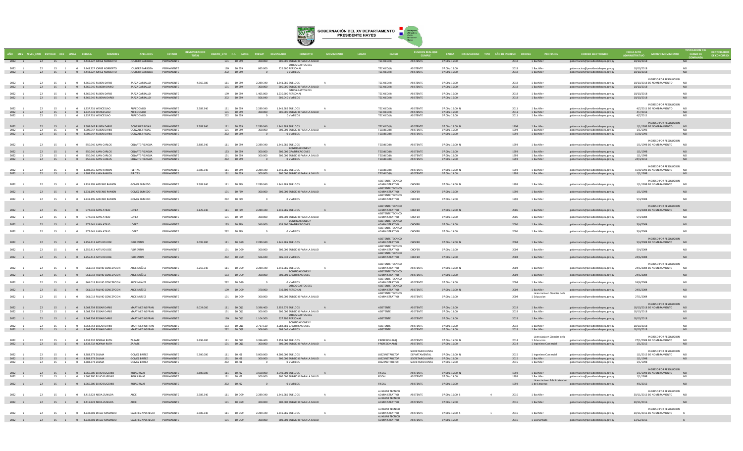# GOBERNACIÓN DEL XV DEPARTAMENTO PRESIDENTE HAYES

| AÑO | MES | NIVEL_ENTI | ENTIDAD | OEE | LINEA | CEDULA | NOMBRES | APELLIDOS | ESTADO | REMUNERACION TOTAL | OBJETO_GTO | F.F. | CATEG | PRESUP | DEVENGADO | CONCEPTO | MOVIMIENTO | LUGAR | CARGO | FUNCION REAL QUE CUMPLE | CARGA | DISCAPACIDAD | TIPO | AÑO DE INGRESO | OFICINA | PROFESION | CORREO ELECTRONICO | FECHA ACTO ADMINISTRATIVO | MOTIVO MOVIMIENTO | TIPIFICACION DEL CARGO DE CONFIANZA | IDENTIFICADOR DE CONCURSO |
|---|---|---|---|---|---|---|---|---|---|---|---|---|---|---|---|---|---|---|---|---|---|---|---|---|---|---|---|---|---|---|---|
| 2022 | 1 | 22 | 15 | 1 | 0 | 2.443.227 | JORGE NORBERTO | JOUBERT BARBOZA | PERMANENTE | | 191 | 10 | E59 | 300.000 | 300.000 | SUBSIDIO PARA LA SALUD | | | TECNICO(II) | ASISTENTE | 07:00 a 15:00 | | | 2018 | 1 | Bachiller | gobernacion@presidentehayes.gov.py | 18/10/2018 | | NO | |
| 2022 | 1 | 22 | 15 | 1 | 0 | 2.443.227 | JORGE NORBERTO | JOUBERT BARBOZA | PERMANENTE | | 199 | 10 | E59 | 865.000 | 726.600 | OTROS GASTOS DEL PERSONAL | | | TECNICO(II) | ASISTENTE | 07:00 a 15:00 | | | 2018 | 1 | Bachiller | gobernacion@presidentehayes.gov.py | 18/10/2018 | | NO | |
| 2022 | 1 | 22 | 15 | 1 | 0 | 2.443.227 | JORGE NORBERTO | JOUBERT BARBOZA | PERMANENTE | | 232 | 10 | E59 | 0 | 0 | VIATICOS | | | TECNICO(II) | ASISTENTE | 07:00 a 15:00 | | | 2018 | 1 | Bachiller | gobernacion@presidentehayes.gov.py | 18/10/2018 | | NO | |
| 2022 | 1 | 22 | 15 | 1 | 0 | 4.365.545 | RUBEN DARIO | ZARZA CARBALLO | PERMANENTE | 4.560.380 | 111 | 10 | E59 | 2.289.340 | 1.841.985 | SUELDOS | A | | TECNICO(II) | ASISTENTE | 07:00 a 15:00 | | | 2018 | 1 | Bachiller | gobernacion@presidentehayes.gov.py | 18/10/2018 | INGRESO POR RESOLUCION DE NOMBRAMIENTO | NO | |
| 2022 | 1 | 22 | 15 | 1 | 0 | 4.365.545 | RUBEN DARIO | ZARZA CARBALLO | PERMANENTE | | 191 | 10 | E59 | 300.000 | 300.000 | SUBSIDIO PARA LA SALUD | | | TECNICO(II) | ASISTENTE | 07:00 a 15:00 | | | 2018 | 1 | Bachiller | gobernacion@presidentehayes.gov.py | 18/10/2018 | | NO | |
| 2022 | 1 | 22 | 15 | 1 | 0 | 4.365.545 | RUBEN DARIO | ZARZA CARBALLO | PERMANENTE | | 199 | 10 | E59 | 1.465.000 | 1.230.600 | OTROS GASTOS DEL PERSONAL | | | TECNICO(II) | ASISTENTE | 07:00 a 15:00 | | | 2018 | 1 | Bachiller | gobernacion@presidentehayes.gov.py | 18/10/2018 | | NO | |
| 2022 | 1 | 22 | 15 | 1 | 0 | 4.365.545 | RUBEN DARIO | ZARZA CARBALLO | PERMANENTE | | 232 | 10 | E59 | 506.040 | 506.040 | VIATICOS | | | TECNICO(II) | ASISTENTE | 07:00 a 15:00 | | | 2018 | 1 | Bachiller | gobernacion@presidentehayes.gov.py | 18/10/2018 | | NO | |
| 2022 | 1 | 22 | 15 | 1 | 0 | 1.337.731 | WENCESLAO | ARREDONDO | PERMANENTE | 2.589.340 | 111 | 10 | E59 | 2.289.340 | 1.841.985 | SUELDOS | A | | TECNICO(II) | ASISTENTE | 07:00 a 15:00 | N | | 2011 | 1 | Bachiller | gobernacion@presidentehayes.gov.py | 4/7/2011 | INGRESO POR RESOLUCION DE NOMBRAMIENTO | NO | |
| 2022 | 1 | 22 | 15 | 1 | 0 | 1.337.731 | WENCESLAO | ARREDONDO | PERMANENTE | | 191 | 10 | E59 | 300.000 | 300.000 | SUBSIDIO PARA LA SALUD | | | TECNICO(II) | ASISTENTE | 07:00 a 15:00 | | | 2011 | 1 | Bachiller | gobernacion@presidentehayes.gov.py | 4/7/2011 | | NO | |
| 2022 | 1 | 22 | 15 | 1 | 0 | 1.337.731 | WENCESLAO | ARREDONDO | PERMANENTE | | 232 | 10 | E59 | 0 | 0 | VIATICOS | | | TECNICO(II) | ASISTENTE | 07:00 a 15:00 | | | 2011 | 1 | Bachiller | gobernacion@presidentehayes.gov.py | 4/7/2011 | | NO | |
| 2022 | 1 | 22 | 15 | 1 | 0 | 3.509.647 | RUBEN DARIO | GONZALEZ ROJAS | PERMANENTE | 2.589.340 | 111 | 10 | E59 | 2.289.340 | 1.841.985 | SUELDOS | A | | TECNICO(II) | ASISTENTE | 07:00 a 15:00 | N | | 1994 | 1 | Bachiller | gobernacion@presidentehayes.gov.py | 1/1/1993 | INGRESO POR RESOLUCION DE NOMBRAMIENTO | NO | |
| 2022 | 1 | 22 | 15 | 1 | 0 | 3.509.647 | RUBEN DARIO | GONZALEZ ROJAS | PERMANENTE | | 191 | 10 | E59 | 300.000 | 300.000 | SUBSIDIO PARA LA SALUD | | | TECNICO(II) | ASISTENTE | 07:00 a 15:00 | | | 1994 | 1 | Bachiller | gobernacion@presidentehayes.gov.py | 1/1/1993 | | NO | |
| 2022 | 1 | 22 | 15 | 1 | 0 | 3.509.647 | RUBEN DARIO | GONZALEZ ROJAS | PERMANENTE | | 232 | 10 | E59 | 0 | 0 | VIATICOS | | | TECNICO(II) | ASISTENTE | 07:00 a 15:00 | | | 1993 | 1 | Bachiller | gobernacion@presidentehayes.gov.py | 15/8/1993 | | NO | |
| 2022 | 1 | 22 | 15 | 1 | 0 | 850.646 | JUAN CARLOS | COLARTE PICAGUA | PERMANENTE | 2.889.340 | 111 | 10 | E59 | 2.289.340 | 1.841.985 | SUELDOS | A | | TECNICO(II) | ASISTENTE | 07:00 a 15:00 | N | | 1993 | 1 | Bachiller | gobernacion@presidentehayes.gov.py | 1/1/1998 | INGRESO POR RESOLUCION DE NOMBRAMIENTO | NO | |
| 2022 | 1 | 22 | 15 | 1 | 0 | 850.646 | JUAN CARLOS | COLARTE PICAGUA | PERMANENTE | | 133 | 10 | E59 | 300.000 | 300.000 | BONIFICACIONES Y GRATIFICACIONES | | | TECNICO(II) | ASISTENTE | 07:00 a 15:00 | | | 1993 | 1 | Bachiller | gobernacion@presidentehayes.gov.py | 1/1/1998 | | NO | |
| 2022 | 1 | 22 | 15 | 1 | 0 | 850.646 | JUAN CARLOS | COLARTE PICAGUA | PERMANENTE | | 191 | 10 | E59 | 300.000 | 300.000 | SUBSIDIO PARA LA SALUD | | | TECNICO(II) | ASISTENTE | 07:00 a 15:00 | | | 1993 | 1 | Bachiller | gobernacion@presidentehayes.gov.py | 1/1/1998 | | NO | |
| 2022 | 1 | 22 | 15 | 1 | 0 | 850.646 | JUAN CARLOS | COLARTE PICAGUA | PERMANENTE | | 232 | 10 | E59 | 0 | 0 | VIATICOS | | | TECNICO(II) | ASISTENTE | 07:00 a 15:00 | | | 1993 | 1 | Bachiller | gobernacion@presidentehayes.gov.py | 24/4/2012 | | NO | |
| 2022 | 1 | 22 | 15 | 1 | 0 | 1.303.255 | JUAN RAMON | FLEITAS | PERMANENTE | 2.589.340 | 111 | 10 | E59 | 2.289.340 | 1.841.985 | SUELDOS | A | | TECNICO(II) | ASISTENTE | 07:00 a 15:00 | N | | 1993 | 1 | Bachiller | gobernacion@presidentehayes.gov.py | 15/8/1993 | INGRESO POR RESOLUCION DE NOMBRAMIENTO | NO | |
| 2022 | 1 | 22 | 15 | 1 | 0 | 1.303.255 | JUAN RAMON | FLEITAS | PERMANENTE | | 191 | 10 | E59 | 300.000 | 300.000 | SUBSIDIO PARA LA SALUD | | | TECNICO(II) | ASISTENTE | 07:00 a 15:00 | | | 1993 | 1 | Bachiller | gobernacion@presidentehayes.gov.py | 1/1/1998 | | NO | |
| 2022 | 1 | 22 | 15 | 1 | 0 | 1.231.195 | ARSENIO RAMON | GOMEZ OLMEDO | PERMANENTE | 2.589.340 | 111 | 10 | F29 | 2.289.340 | 1.841.985 | SUELDOS | A | | ASISTENTE TECNICO ADMINISTRATIVO | CHOFER | 07:00 a 15:00 | N | | 1998 | 1 | Bachiller | gobernacion@presidentehayes.gov.py | 1/1/1998 | INGRESO POR RESOLUCION DE NOMBRAMIENTO | NO | |
| 2022 | 1 | 22 | 15 | 1 | 0 | 1.231.195 | ARSENIO RAMON | GOMEZ OLMEDO | PERMANENTE | | 191 | 10 | F29 | 300.000 | 300.000 | SUBSIDIO PARA LA SALUD | | | ASISTENTE TECNICO ADMINISTRATIVO | CHOFER | 07:00 a 15:00 | | | 1998 | 1 | Bachiller | gobernacion@presidentehayes.gov.py | 1/1/1998 | | NO | |
| 2022 | 1 | 22 | 15 | 1 | 0 | 1.231.195 | ARSENIO RAMON | GOMEZ OLMEDO | PERMANENTE | | 232 | 10 | F29 | 0 | 0 | VIATICOS | | | ASISTENTE TECNICO ADMINISTRATIVO | CHOFER | 07:00 a 15:00 | | | 1998 | 1 | Bachiller | gobernacion@presidentehayes.gov.py | 5/4/2004 | | NO | |
| 2022 | 1 | 22 | 15 | 1 | 0 | 972.641 | JUAN ATILIO | LOPEZ | PERMANENTE | 3.129.340 | 111 | 10 | F29 | 2.289.340 | 1.841.985 | SUELDOS | A | | ASISTENTE TECNICO ADMINISTRATIVO | CHOFER | 07:00 a 15:00 | N | | 2006 | 1 | Bachiller | gobernacion@presidentehayes.gov.py | 5/4/2004 | INGRESO POR RESOLUCION DE NOMBRAMIENTO | NO | |
| 2022 | 1 | 22 | 15 | 1 | 0 | 972.641 | JUAN ATILIO | LOPEZ | PERMANENTE | | 191 | 10 | F29 | 300.000 | 300.000 | SUBSIDIO PARA LA SALUD | | | ASISTENTE TECNICO ADMINISTRATIVO | CHOFER | 07:00 a 15:00 | | | 2006 | 1 | Bachiller | gobernacion@presidentehayes.gov.py | 5/4/2004 | | NO | |
| 2022 | 1 | 22 | 15 | 1 | 0 | 972.641 | JUAN ATILIO | LOPEZ | PERMANENTE | | 133 | 10 | F29 | 540.000 | 453.600 | BONIFICACIONES Y GRATIFICACIONES | | | ASISTENTE TECNICO ADMINISTRATIVO | CHOFER | 07:00 a 15:00 | | | 2006 | 1 | Bachiller | gobernacion@presidentehayes.gov.py | 5/4/2004 | | NO | |
| 2022 | 1 | 22 | 15 | 1 | 0 | 972.641 | JUAN ATILIO | LOPEZ | PERMANENTE | | 232 | 10 | F29 | 0 | 0 | VIATICOS | | | ASISTENTE TECNICO ADMINISTRATIVO | CHOFER | 07:00 a 15:00 | | | 2006 | 1 | Bachiller | gobernacion@presidentehayes.gov.py | 5/4/2004 | | NO | |
| 2022 | 1 | 22 | 15 | 1 | 0 | 1.255.413 | ARTURO JOSE | FLORENTIN | PERMANENTE | 3.095.380 | 111 | 10 | GG9 | 2.289.340 | 1.841.985 | SUELDOS | A | | ASISTENTE TECNICO ADMINISTRATIVO | CHOFER | 07:00 a 15:00 | N | | 2004 | 1 | Bachiller | gobernacion@presidentehayes.gov.py | 5/4/2004 | INGRESO POR RESOLUCION DE NOMBRAMIENTO | NO | |
| 2022 | 1 | 22 | 15 | 1 | 0 | 1.255.413 | ARTURO JOSE | FLORENTIN | PERMANENTE | | 191 | 10 | GG9 | 300.000 | 300.000 | SUBSIDIO PARA LA SALUD | | | ASISTENTE TECNICO ADMINISTRATIVO | CHOFER | 07:00 a 15:00 | | | 2004 | 1 | Bachiller | gobernacion@presidentehayes.gov.py | 5/4/2004 | | NO | |
| 2022 | 1 | 22 | 15 | 1 | 0 | 1.255.413 | ARTURO JOSE | FLORENTIN | PERMANENTE | | 232 | 10 | GG9 | 506.040 | 506.040 | VIATICOS | | | ASISTENTE TECNICO ADMINISTRATIVO | CHOFER | 07:00 a 15:00 | | | 2004 | 1 | Bachiller | gobernacion@presidentehayes.gov.py | 24/6/2004 | | NO | |
| 2022 | 1 | 22 | 15 | 1 | 0 | 961.018 | FULVIO CONCEPCION | ARCE NUÃ'EZ | PERMANENTE | 3.259.340 | 111 | 10 | GG9 | 2.289.340 | 1.841.985 | SUELDOS | A | | ASISTENTE TECNICO ADMINISTRATIVO | ASISTENTE | 07:00 a 15:00 | N | | 2004 | 1 | Bachiller | gobernacion@presidentehayes.gov.py | 24/6/2004 | INGRESO POR RESOLUCION DE NOMBRAMIENTO | NO | |
| 2022 | 1 | 22 | 15 | 1 | 0 | 961.018 | FULVIO CONCEPCION | ARCE NUÃ'EZ | PERMANENTE | | 133 | 10 | GG9 | 300.000 | 300.000 | BONIFICACIONES Y GRATIFICACIONES | | | ASISTENTE TECNICO ADMINISTRATIVO | ASISTENTE | 07:00 a 15:00 | | | 2004 | 1 | Bachiller | gobernacion@presidentehayes.gov.py | 24/6/2004 | | NO | |
| 2022 | 1 | 22 | 15 | 1 | 0 | 961.018 | FULVIO CONCEPCION | ARCE NUÃ'EZ | PERMANENTE | | 232 | 10 | GG9 | 0 | 0 | VIATICOS | | | ASISTENTE TECNICO ADMINISTRATIVO | ASISTENTE | 07:00 a 15:00 | | | 2004 | 1 | Bachiller | gobernacion@presidentehayes.gov.py | 24/6/2004 | | NO | |
| 2022 | 1 | 22 | 15 | 1 | 0 | 961.018 | FULVIO CONCEPCION | ARCE NUÃ'EZ | PERMANENTE | | 199 | 10 | GG9 | 370.000 | 310.800 | OTROS GASTOS DEL PERSONAL | | | ASISTENTE TECNICO ADMINISTRATIVO | ASISTENTE | 07:00 a 15:00 | N | | 2004 | 1 | Bachiller | gobernacion@presidentehayes.gov.py | 24/6/2004 | | NO | |
| 2022 | 1 | 22 | 15 | 1 | 0 | 961.018 | FULVIO CONCEPCION | ARCE NUÃ'EZ | PERMANENTE | | 191 | 10 | GG9 | 300.000 | 300.000 | SUBSIDIO PARA LA SALUD | | | ASISTENTE TECNICO ADMINISTRATIVO | ASISTENTE | 07:00 a 15:00 | | | 2004 | 1 | Licenciada en Ciencias de la Educacion | gobernacion@presidentehayes.gov.py | 27/1/2004 | | NO | |
| 2022 | 1 | 22 | 15 | 1 | 0 | 3.664.754 | EDGAR DARIO | MARTINEZ INSFRAN | PERMANENTE | 8.024.060 | 111 | 10 | CQ1 | 3.396.400 | 2.852.976 | SUELDOS | A | | ASISTENTE | ASISTENTE | 07:00 a 15:00 | | | 2018 | 1 | Bachiller | gobernacion@presidentehayes.gov.py | 18/10/2018 | INGRESO POR RESOLUCION DE NOMBRAMIENTO | NO | |
| 2022 | 1 | 22 | 15 | 1 | 0 | 3.664.754 | EDGAR DARIO | MARTINEZ INSFRAN | PERMANENTE | | 191 | 10 | CQ1 | 300.000 | 300.000 | SUBSIDIO PARA LA SALUD | | | ASISTENTE | ASISTENTE | 07:00 a 15:00 | | | 2018 | 1 | Bachiller | gobernacion@presidentehayes.gov.py | 18/10/2018 | | NO | |
| 2022 | 1 | 22 | 15 | 1 | 0 | 3.664.754 | EDGAR DARIO | MARTINEZ INSFRAN | PERMANENTE | | 199 | 10 | CQ1 | 1.104.500 | 927.780 | OTROS GASTOS DEL PERSONAL | | | ASISTENTE | ASISTENTE | 07:00 a 15:00 | | | 2018 | 1 | Bachiller | gobernacion@presidentehayes.gov.py | 18/10/2018 | | NO | |
| 2022 | 1 | 22 | 15 | 1 | 0 | 3.664.754 | EDGAR DARIO | MARTINEZ INSFRAN | PERMANENTE | | 133 | 10 | CQ1 | 2.717.120 | 2.282.381 | BONIFICACIONES Y GRATIFICACIONES | | | ASISTENTE | ASISTENTE | 07:00 a 15:00 | | | 2018 | 1 | Bachiller | gobernacion@presidentehayes.gov.py | 18/10/2018 | | NO | |
| 2022 | 1 | 22 | 15 | 1 | 0 | 3.664.754 | EDGAR DARIO | MARTINEZ INSFRAN | PERMANENTE | | 232 | 10 | CQ1 | 506.040 | 506.040 | VIATICOS | | | ASISTENTE | ASISTENTE | 07:00 a 15:00 | | | 2018 | 1 | Bachiller | gobernacion@presidentehayes.gov.py | 18/10/2018 | | NO | |
| 2022 | 1 | 22 | 15 | 1 | 0 | 1.438.732 | NORMA RUTH | ZARATE | PERMANENTE | 3.696.400 | 111 | 10 | CQ1 | 3.396.400 | 2.853.060 | SUELDOS | A | | PROFESIONAL(I) | ASISTENTE | 07:00 a 15:00 | N | | 2014 | 1 | Licenciada en Ciencias de la Educacion | gobernacion@presidentehayes.gov.py | 27/1/2004 | INGRESO POR RESOLUCION DE NOMBRAMIENTO | NO | |
| 2022 | 1 | 22 | 15 | 1 | 0 | 1.438.732 | NORMA RUTH | ZARATE | PERMANENTE | | 191 | 10 | CQ1 | 300.000 | 300.000 | SUBSIDIO PARA LA SALUD | | | PROFESIONAL(I) | ASISTENTE | 07:00 a 15:00 | | | 2014 | 1 | Ingeniero Comercial | gobernacion@presidentehayes.gov.py | 1/1/2015 | | NO | |
| 2022 | 1 | 22 | 15 | 1 | 0 | 3.383.373 | ZULMA | GOMEZ BRITEZ | PERMANENTE | 5.300.000 | 111 | 10 | J01 | 5.000.000 | 4.200.000 | SUELDOS | A | | JUEZ INSTRUCTOR | SECRETARIO JUNTA DEPARTAMENTAL | 07:00 a 15:00 | N | | 2015 | 1 | Ingeniero Comercial | gobernacion@presidentehayes.gov.py | 1/1/2015 | INGRESO POR RESOLUCION DE NOMBRAMIENTO | NO | |
| 2022 | 1 | 22 | 15 | 1 | 0 | 3.383.373 | ZULMA | GOMEZ BRITEZ | PERMANENTE | | 191 | 10 | J01 | 300.000 | 300.000 | SUBSIDIO PARA LA SALUD | | | JUEZ INSTRUCTOR | SECRETARIO JUNTA | 07:00 a 15:00 | | | 2015 | 1 | Bachiller | gobernacion@presidentehayes.gov.py | 1/1/1998 | | NO | |
| 2022 | 1 | 22 | 15 | 1 | 0 | 3.383.373 | ZULMA | GOMEZ BRITEZ | PERMANENTE | | 232 | 10 | J01 | 0 | 0 | VIATICOS | | | JUEZ INSTRUCTOR | SECRETARIO JUNTA | 07:00 a 15:00 | | | 2015 | 1 | Bachiller | gobernacion@presidentehayes.gov.py | 1/1/1998 | | | |
| 2022 | 1 | 22 | 15 | 1 | 0 | 1.566.200 | ELVIO EUGENIO | ROJAS RIVAS | PERMANENTE | 3.800.000 | 111 | 10 | J02 | 3.500.000 | 2.940.000 | SUELDOS | A | | FISCAL | ASISTENTE | 07:00 a 15:00 | N | | 1993 | 1 | Bachiller | gobernacion@presidentehayes.gov.py | 1/1/1998 | INGRESO POR RESOLUCION DE NOMBRAMIENTO | NO | |
| 2022 | 1 | 22 | 15 | 1 | 0 | 1.566.200 | ELVIO EUGENIO | ROJAS RIVAS | PERMANENTE | | 191 | 10 | J02 | 300.000 | 300.000 | SUBSIDIO PARA LA SALUD | | | FISCAL | ASISTENTE | 07:00 a 15:00 | | | 1993 | 1 | Bachiller | gobernacion@presidentehayes.gov.py | 1/1/1998 | | NO | |
| 2022 | 1 | 22 | 15 | 1 | 0 | 1.566.200 | ELVIO EUGENIO | ROJAS RIVAS | PERMANENTE | | 232 | 10 | J02 | 0 | 0 | VIATICOS | | | FISCAL | ASISTENTE | 07:00 a 15:00 | | | 1993 | 1 | Licenciada en Administracion de Empresa | gobernacion@presidentehayes.gov.py | 4/6/2012 | | NO | |
| 2022 | 1 | 22 | 15 | 1 | 0 | 3.419.823 | NIDIA ZUNILDA | ARCE | PERMANENTE | 2.589.340 | 111 | 10 | GG9 | 2.289.340 | 1.841.985 | SUELDOS | A | | AUXILIAR TECNICO ADMINISTRATIVO | ASISTENTE | 07:00 a 15:00 | S | 4 | 2016 | 1 | Bachiller | gobernacion@presidentehayes.gov.py | 30/11/2016 | INGRESO POR RESOLUCION DE NOMBRAMIENTO | NO | |
| 2022 | 1 | 22 | 15 | 1 | 0 | 3.419.823 | NIDIA ZUNILDA | ARCE | PERMANENTE | | 191 | 10 | GG9 | 300.000 | 300.000 | SUBSIDIO PARA LA SALUD | | | AUXILIAR TECNICO ADMINISTRATIVO | ASISTENTE | 07:00 a 15:00 | | | 2016 | 1 | Bachiller | gobernacion@presidentehayes.gov.py | 30/11/2016 | | NO | |
| 2022 | 1 | 22 | 15 | 1 | 0 | 4.238.801 | DIEGO ARMANDO | CACERES APESTEGUI | PERMANENTE | 2.589.340 | 111 | 10 | GG9 | 2.289.340 | 1.841.985 | SUELDOS | A | | AUXILIAR TECNICO ADMINISTRATIVO | ASISTENTE | 07:00 a 15:00 | S | 1 | 2016 | 1 | Bachiller | gobernacion@presidentehayes.gov.py | 30/11/2016 | INGRESO POR RESOLUCION DE NOMBRAMIENTO | SI | |
| 2022 | 1 | 22 | 15 | 1 | 0 | 4.238.801 | DIEGO ARMANDO | CACERES APESTEGUI | PERMANENTE | | 191 | 10 | GG9 | 300.000 | 300.000 | SUBSIDIO PARA LA SALUD | | | AUXILIAR TECNICO ADMINISTRATIVO | ASISTENTE | 07:00 a 15:00 | | | 2016 | 1 | Economista | gobernacion@presidentehayes.gov.py | 13/12/2016 | | SI | |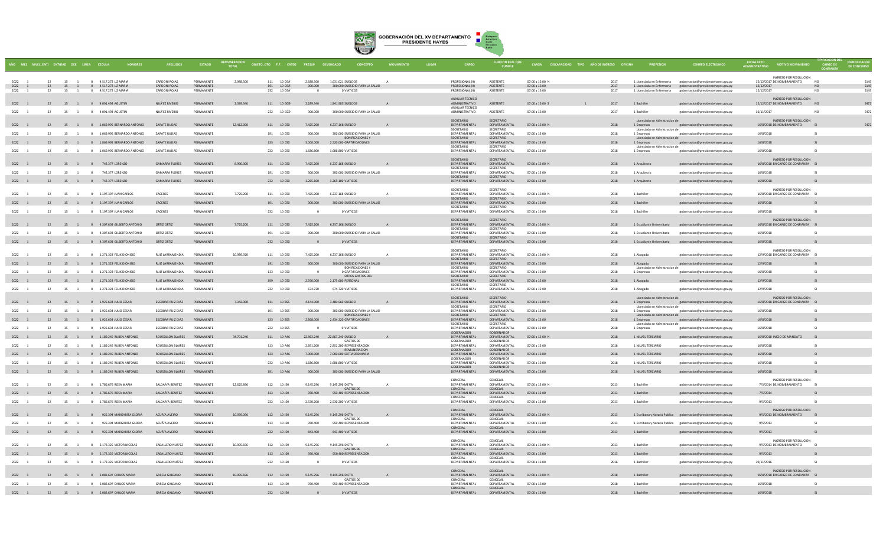# GOBERNACIÓN DEL XV DEPARTAMENTO PRESIDENTE HAYES

| AÑO | MES | NIVEL_ENTI | ENTIDAD | OEE | LINEA | CEDULA | NOMBRES | APELLIDOS | ESTADO | REMUNERACION TOTAL | OBJETO_GTO | F.F. | CATEG | PRESUP | DEVENGADO | CONCEPTO | MOVIMIENTO | LUGAR | CARGO | FUNCION REAL QUE CUMPLE | CARGA | DISCAPACIDAD | TIPO | AÑO DE INGRESO | OFICINA | PROFESION | CORREO ELECTRONICO | FECHA ACTO ADMINISTRATIVO | MOTIVO MOVIMIENTO | TIPIFICACION DEL CARGO DE CONFIANZA | IDENTIFICADOR DE CONCURSO |
|---|---|---|---|---|---|---|---|---|---|---|---|---|---|---|---|---|---|---|---|---|---|---|---|---|---|---|---|---|---|---|---|
| 2022 | 1 | 22 | 15 | 1 | 0 | 4.517.272 | LIZ MARIA | CARDONI ROJAS | PERMANENTE | 2.988.500 | 111 | 10 | D5Ã | 2.688.500 | 1.631.021 | SUELDOS | A | | PROFESIONAL (II) | ASISTENTE | 07:00 a 15:00 | N | | 2017 | 1 | Licenciada en Enfermeria | gobernacion@presidentehayes.gov.py | 12/12/2017 | INGRESO POR RESOLUCION DE NOMBRAMIENTO | NO | 5145 |
| 2022 | 1 | 22 | 15 | 1 | 0 | 4.517.272 | LIZ MARIA | CARDONI ROJAS | PERMANENTE | | 191 | 10 | D5Ã | 300.000 | 300.000 | SUBSIDIO PARA LA SALUD | | | PROFESIONAL (II) | ASISTENTE | 07:00 a 15:00 | | | 2017 | 1 | Licenciada en Enfermeria | gobernacion@presidentehayes.gov.py | 12/12/2017 | | NO | 5145 |
| 2022 | 1 | 22 | 15 | 1 | 0 | 4.517.272 | LIZ MARIA | CARDONI ROJAS | PERMANENTE | | 232 | 10 | D5Ã | 0 | 0 | VIATICOS | | | PROFESIONAL (II) | ASISTENTE | 07:00 a 15:00 | | | 2017 | 1 | Licenciada en Enfermeria | gobernacion@presidentehayes.gov.py | 12/12/2017 | | NO | 5145 |
| 2022 | 1 | 22 | 15 | 1 | 0 | 4.091.493 | AGUSTIN | NUÃ'EZ RIVEIRO | PERMANENTE | 2.589.340 | 111 | 10 | GG8 | 2.289.340 | 1.841.985 | SUELDOS | A | | AUXILIAR TECNICO ADMINISTRATIVO | ASISTENTE | 07:00 a 15:00 | S | 1 | 2017 | 1 | Bachiller | gobernacion@presidentehayes.gov.py | 12/12/2017 | INGRESO POR RESOLUCION DE NOMBRAMIENTO | NO | 5472 |
| 2022 | 1 | 22 | 15 | 1 | 0 | 4.091.493 | AGUSTIN | NUÃ'EZ RIVEIRO | PERMANENTE | | 232 | 10 | GG8 | 300.000 | 300.000 | SUBSIDIO PARA LA SALUD | | | AUXILIAR TECNICO ADMINISTRATIVO | ASISTENTE | 07:00 a 15:00 | | | 2017 | 1 | Bachiller | gobernacion@presidentehayes.gov.py | 16/11/2017 | | NO | 5472 |
| 2022 | 1 | 22 | 15 | 1 | 0 | 1.069.995 | BERNARDO ANTONIO | ZARATE RUIDAS | PERMANENTE | 12.412.000 | 111 | 10 | C90 | 7.425.200 | 6.237.168 | SUELDO | A | | SECRETARIO DEPARTAMENTAL | SECRETARIO DEPARTAMENTAL | 07:00 a 15:00 | N | | 2018 | 1 | Licenciado en Admistracion de Empresas | gobernacion@presidentehayes.gov.py | 16/8/2018 | INGRESO POR RESOLUCION DE NOMBRAMIENTO | SI | 5472 |
| 2022 | 1 | 22 | 15 | 1 | 0 | 1.069.995 | BERNARDO ANTONIO | ZARATE RUIDAS | PERMANENTE | | 191 | 10 | C90 | 300.000 | 300.000 | SUBSIDIO PARA LA SALUD | | | SECRETARIO DEPARTAMENTAL | SECRETARIO DEPARTAMENTAL | 07:00 a 15:00 | | | 2018 | 1 | Licenciado en Admistracion de Empresas | gobernacion@presidentehayes.gov.py | 16/8/2018 | | SI | |
| 2022 | 1 | 22 | 15 | 1 | 0 | 1.069.995 | BERNARDO ANTONIO | ZARATE RUIDAS | PERMANENTE | | 133 | 10 | C90 | 3.000.000 | 2.520.000 | BONIFICACIONES Y GRATIFICACIONES | | | SECRETARIO DEPARTAMENTAL | SECRETARIO DEPARTAMENTAL | 07:00 a 15:00 | | | 2018 | 1 | Licenciado en Admistracion de Empresas | gobernacion@presidentehayes.gov.py | 16/8/2018 | | SI | |
| 2022 | 1 | 22 | 15 | 1 | 0 | 1.069.995 | BERNARDO ANTONIO | ZARATE RUIDAS | PERMANENTE | | 232 | 10 | C90 | 1.686.800 | 1.686.800 | VIATICOS | | | SECRETARIO DEPARTAMENTAL | SECRETARIO DEPARTAMENTAL | 07:00 a 15:00 | | | 2018 | 1 | Licenciado en Admistracion de Empresas | gobernacion@presidentehayes.gov.py | 16/8/2018 | | SI | |
| 2022 | 1 | 22 | 15 | 1 | 0 | 742.377 | LORENZO | GAMARRA FLORES | PERMANENTE | 8.990.300 | 111 | 10 | C90 | 7.425.200 | 6.237.168 | SUELDO | A | | SECRETARIO DEPARTAMENTAL | SECRETARIO DEPARTAMENTAL | 07:00 a 15:00 | N | | 2018 | 1 | Arquitecto | gobernacion@presidentehayes.gov.py | 16/8/2018 | INGRESO POR RESOLUCION EN CARGO DE CONFIANZA | SI | |
| 2022 | 1 | 22 | 15 | 1 | 0 | 742.377 | LORENZO | GAMARRA FLORES | PERMANENTE | | 191 | 10 | C90 | 300.000 | 300.000 | SUBSIDIO PARA LA SALUD | | | SECRETARIO DEPARTAMENTAL | SECRETARIO DEPARTAMENTAL | 07:00 a 15:00 | | | 2018 | 1 | Arquitecto | gobernacion@presidentehayes.gov.py | 16/8/2018 | | SI | |
| 2022 | 1 | 22 | 15 | 1 | 0 | 742.377 | LORENZO | GAMARRA FLORES | PERMANENTE | | 232 | 10 | C90 | 1.265.100 | 1.265.100 | VIATICOS | | | SECRETARIO DEPARTAMENTAL | SECRETARIO DEPARTAMENTAL | 07:00 a 15:00 | | | 2018 | 1 | Arquitecto | gobernacion@presidentehayes.gov.py | 16/8/2018 | | SI | |
| 2022 | 1 | 22 | 15 | 1 | 0 | 3.197.397 | JUAN CARLOS | CACERES | PERMANENTE | 7.725.200 | 111 | 10 | C90 | 7.425.200 | 6.237.168 | SUELDO | A | | SECRETARIO DEPARTAMENTAL | SECRETARIO DEPARTAMENTAL | 07:00 a 15:00 | N | | 2018 | 1 | Bachiller | gobernacion@presidentehayes.gov.py | 16/8/2018 | INGRESO POR RESOLUCION EN CARGO DE CONFIANZA | SI | |
| 2022 | 1 | 22 | 15 | 1 | 0 | 3.197.397 | JUAN CARLOS | CACERES | PERMANENTE | | 191 | 10 | C90 | 300.000 | 300.000 | SUBSIDIO PARA LA SALUD | | | SECRETARIO DEPARTAMENTAL | SECRETARIO DEPARTAMENTAL | 07:00 a 15:00 | | | 2018 | 1 | Bachiller | gobernacion@presidentehayes.gov.py | 16/8/2018 | | SI | |
| 2022 | 1 | 22 | 15 | 1 | 0 | 3.197.397 | JUAN CARLOS | CACERES | PERMANENTE | | 232 | 10 | C90 | 0 | 0 | VIATICOS | | | SECRETARIO DEPARTAMENTAL | SECRETARIO DEPARTAMENTAL | 07:00 a 15:00 | | | 2018 | 1 | Bachiller | gobernacion@presidentehayes.gov.py | 16/8/2018 | | SI | |
| 2022 | 1 | 22 | 15 | 1 | 0 | 4.307.603 | GILBERTO ANTONIO | ORTIZ ORTIZ | PERMANENTE | 7.725.200 | 111 | 10 | C90 | 7.425.200 | 6.237.168 | SUELDO | A | | SECRETARIO DEPARTAMENTAL | SECRETARIO DEPARTAMENTAL | 07:00 a 15:00 | N | | 2018 | 1 | Estudiante Universitario | gobernacion@presidentehayes.gov.py | 16/8/2018 | INGRESO POR RESOLUCION EN CARGO DE CONFIANZA | SI | |
| 2022 | 1 | 22 | 15 | 1 | 0 | 4.307.603 | GILBERTO ANTONIO | ORTIZ ORTIZ | PERMANENTE | | 191 | 10 | C90 | 300.000 | 300.000 | SUBSIDIO PARA LA SALUD | | | SECRETARIO DEPARTAMENTAL | SECRETARIO DEPARTAMENTAL | 07:00 a 15:00 | | | 2018 | 1 | Estudiante Universitario | gobernacion@presidentehayes.gov.py | 16/8/2018 | | SI | |
| 2022 | 1 | 22 | 15 | 1 | 0 | 4.307.603 | GILBERTO ANTONIO | ORTIZ ORTIZ | PERMANENTE | | 232 | 10 | C90 | 0 | 0 | VIATICOS | | | SECRETARIO DEPARTAMENTAL | SECRETARIO DEPARTAMENTAL | 07:00 a 15:00 | | | 2018 | 1 | Estudiante Universitario | gobernacion@presidentehayes.gov.py | 16/8/2018 | | SI | |
| 2022 | 1 | 22 | 15 | 1 | 0 | 1.271.323 | FELIX DIONISIO | RUIZ LARRAMENDIA | PERMANENTE | 10.989.920 | 111 | 10 | C90 | 7.425.200 | 6.237.168 | SUELDO | A | | SECRETARIO DEPARTAMENTAL | SECRETARIO DEPARTAMENTAL | 07:00 a 15:00 | N | | 2018 | 1 | Abogado | gobernacion@presidentehayes.gov.py | 12/9/2018 | INGRESO POR RESOLUCION EN CARGO DE CONFIANZA | SI | |
| 2022 | 1 | 22 | 15 | 1 | 0 | 1.271.323 | FELIX DIONISIO | RUIZ LARRAMENDIA | PERMANENTE | | 191 | 10 | C90 | 300.000 | 300.000 | SUBSIDIO PARA LA SALUD | | | SECRETARIO DEPARTAMENTAL | SECRETARIO DEPARTAMENTAL | 07:00 a 15:00 | | | 2018 | 1 | Abogado | gobernacion@presidentehayes.gov.py | 12/9/2018 | | SI | |
| 2022 | 1 | 22 | 15 | 1 | 0 | 1.271.323 | FELIX DIONISIO | RUIZ LARRAMENDIA | PERMANENTE | | 133 | 10 | C90 | 0 | 0 | BONIFICACIONES Y GRATIFICACIONES | | | SECRETARIO DEPARTAMENTAL | SECRETARIO DEPARTAMENTAL | 07:00 a 15:00 | | | 2018 | 1 | Licenciado en Admistracion de Empresas | gobernacion@presidentehayes.gov.py | 16/8/2018 | | SI | |
| 2022 | 1 | 22 | 15 | 1 | 0 | 1.271.323 | FELIX DIONISIO | RUIZ LARRAMENDIA | PERMANENTE | | 199 | 10 | C90 | 2.590.000 | 2.175.600 | OTROS GASTOS DEL PERSONAL | | | SECRETARIO DEPARTAMENTAL | SECRETARIO DEPARTAMENTAL | 07:00 a 15:00 | | | 2018 | 1 | Abogado | gobernacion@presidentehayes.gov.py | 12/9/2018 | | SI | |
| 2022 | 1 | 22 | 15 | 1 | 0 | 1.271.323 | FELIX DIONISIO | RUIZ LARRAMENDIA | PERMANENTE | | 232 | 10 | C90 | 674.720 | 674.720 | VIATICOS | | | SECRETARIO DEPARTAMENTAL | SECRETARIO DEPARTAMENTAL | 07:00 a 15:00 | | | 2018 | 1 | Abogado | gobernacion@presidentehayes.gov.py | 12/9/2018 | | SI | |
| 2022 | 1 | 22 | 15 | 1 | 0 | 1.925.634 | JULIO CESAR | ESCOBAR RUIZ DIAZ | PERMANENTE | 7.342.000 | 111 | 10 | B55 | 4.144.000 | 3.480.960 | SUELDO | A | | SECRETARIO DEPARTAMENTAL | SECRETARIO DEPARTAMENTAL | 07:00 a 15:00 | N | | 2018 | 1 | Licenciado en Admistracion de Empresas | gobernacion@presidentehayes.gov.py | 16/8/2018 | INGRESO POR RESOLUCION EN CARGO DE CONFIANZA | SI | |
| 2022 | 1 | 22 | 15 | 1 | 0 | 1.925.634 | JULIO CESAR | ESCOBAR RUIZ DIAZ | PERMANENTE | | 191 | 10 | B55 | 300.000 | 300.000 | SUBSIDIO PARA LA SALUD | | | SECRETARIO DEPARTAMENTAL | SECRETARIO DEPARTAMENTAL | 07:00 a 15:00 | | | 2018 | 1 | Licenciado en Admistracion de Empresas | gobernacion@presidentehayes.gov.py | 16/8/2018 | | SI | |
| 2022 | 1 | 22 | 15 | 1 | 0 | 1.925.634 | JULIO CESAR | ESCOBAR RUIZ DIAZ | PERMANENTE | | 133 | 10 | B55 | 2.898.000 | 2.434.320 | BONIFICACIONES Y GRATIFICACIONES | | | SECRETARIO DEPARTAMENTAL | SECRETARIO DEPARTAMENTAL | 07:00 a 15:00 | | | 2018 | 1 | Licenciado en Admistracion de Empresas | gobernacion@presidentehayes.gov.py | 16/8/2018 | | SI | |
| 2022 | 1 | 22 | 15 | 1 | 0 | 1.925.634 | JULIO CESAR | ESCOBAR RUIZ DIAZ | PERMANENTE | | 232 | 10 | B55 | 0 | 0 | VIATICOS | | | SECRETARIO DEPARTAMENTAL | SECRETARIO DEPARTAMENTAL | 07:00 a 15:00 | | | 2018 | 1 | Licenciado en Admistracion de Empresas | gobernacion@presidentehayes.gov.py | 16/8/2018 | | SI | |
| 2022 | 1 | 22 | 15 | 1 | 0 | 1.189.245 | RUBEN ANTONIO | ROUSSILLON BLAIRES | PERMANENTE | 34.701.240 | 111 | 10 | A46 | 22.863.240 | 22.863.240 | SUELDO | A | | GOBERNADOR DEPARTAMENTAL | GOBERNADOR DEPARTAMENTAL | 07:00 a 15:00 | N | | 2018 | 1 | NIVEL TERCIARIO | gobernacion@presidentehayes.gov.py | 16/8/2018 | INICIO DE MANDATO | SI | |
| 2022 | 1 | 22 | 15 | 1 | 0 | 1.189.245 | RUBEN ANTONIO | ROUSSILLON BLAIRES | PERMANENTE | | 113 | 10 | A46 | 2.851.200 | 2.851.200 | GASTOS DE REPRESENTACION | | | GOBERNADOR DEPARTAMENTAL | GOBERNADOR DEPARTAMENTAL | 07:00 a 15:00 | | | 2018 | 1 | NIVEL TERCIARIO | gobernacion@presidentehayes.gov.py | 16/8/2018 | | SI | |
| 2022 | 1 | 22 | 15 | 1 | 0 | 1.189.245 | RUBEN ANTONIO | ROUSSILLON BLAIRES | PERMANENTE | | 133 | 10 | A46 | 7.000.000 | 7.000.000 | REMUNERACION EXTRAORDINARIA | | | GOBERNADOR DEPARTAMENTAL | GOBERNADOR DEPARTAMENTAL | 07:00 a 15:00 | | | 2018 | 1 | NIVEL TERCIARIO | gobernacion@presidentehayes.gov.py | 16/8/2018 | | SI | |
| 2022 | 1 | 22 | 15 | 1 | 0 | 1.189.245 | RUBEN ANTONIO | ROUSSILLON BLAIRES | PERMANENTE | | 232 | 10 | A46 | 1.686.800 | 1.686.800 | VIATICOS | | | GOBERNADOR DEPARTAMENTAL | GOBERNADOR DEPARTAMENTAL | 07:00 a 15:00 | | | 2018 | 1 | NIVEL TERCIARIO | gobernacion@presidentehayes.gov.py | 16/8/2018 | | SI | |
| 2022 | 1 | 22 | 15 | 1 | 0 | 1.189.245 | RUBEN ANTONIO | ROUSSILLON BLAIRES | PERMANENTE | | 191 | 10 | A46 | 300.000 | 300.000 | SUBSIDIO PARA LA SALUD | | | GOBERNADOR DEPARTAMENTAL | GOBERNADOR DEPARTAMENTAL | 07:00 a 15:00 | | | 2018 | 1 | NIVEL TERCIARIO | gobernacion@presidentehayes.gov.py | 16/8/2018 | | SI | |
| 2022 | 1 | 22 | 15 | 1 | 0 | 1.786.676 | ROSA MARIA | SALDAÃ'A BENITEZ | PERMANENTE | 12.625.896 | 112 | 10 | J50 | 9.145.296 | 9.145.296 | DIETA | A | | CONCEJAL DEPARTAMENTAL | CONCEJAL DEPARTAMENTAL | 07:00 a 15:00 | N | | 2013 | 1 | Bachiller | gobernacion@presidentehayes.gov.py | 7/5/2014 | INGRESO POR RESOLUCION DE NOMBRAMIENTO | SI | |
| 2022 | 1 | 22 | 15 | 1 | 0 | 1.786.676 | ROSA MARIA | SALDAÃ'A BENITEZ | PERMANENTE | | 113 | 10 | J50 | 950.400 | 950.400 | GASTOS DE REPRESENTACION | | | CONCEJAL DEPARTAMENTAL | CONCEJAL DEPARTAMENTAL | 07:00 a 15:00 | | | 2013 | 1 | Bachiller | gobernacion@presidentehayes.gov.py | 7/5/2014 | | SI | |
| 2022 | 1 | 22 | 15 | 1 | 0 | 1.786.676 | ROSA MARIA | SALDAÃ'A BENITEZ | PERMANENTE | | 232 | 10 | J50 | 2.530.200 | 2.530.200 | VIATICOS | | | CONCEJAL DEPARTAMENTAL | CONCEJAL DEPARTAMENTAL | 07:00 a 15:00 | | | 2013 | 1 | Bachiller | gobernacion@presidentehayes.gov.py | 9/5/2013 | | SI | |
| 2022 | 1 | 22 | 15 | 1 | 0 | 925.394 | MARGARITA GLORIA | ACUÃ'A AVEIRO | PERMANENTE | 10.939.096 | 112 | 10 | J50 | 9.145.296 | 9.145.296 | DIETA | A | | CONCEJAL DEPARTAMENTAL | CONCEJAL DEPARTAMENTAL | 07:00 a 15:00 | N | | 2013 | 1 | Escribana y Notaria Publica | gobernacion@presidentehayes.gov.py | 9/5/2013 | INGRESO POR RESOLUCION DE NOMBRAMIENTO | SI | |
| 2022 | 1 | 22 | 15 | 1 | 0 | 925.394 | MARGARITA GLORIA | ACUÃ'A AVEIRO | PERMANENTE | | 113 | 10 | J50 | 950.400 | 950.400 | GASTOS DE REPRESENTACION | | | CONCEJAL DEPARTAMENTAL | CONCEJAL DEPARTAMENTAL | 07:00 a 15:00 | | | 2013 | 1 | Escribana y Notaria Publica | gobernacion@presidentehayes.gov.py | 9/5/2013 | | SI | |
| 2022 | 1 | 22 | 15 | 1 | 0 | 925.394 | MARGARITA GLORIA | ACUÃ'A AVEIRO | PERMANENTE | | 232 | 10 | J50 | 843.400 | 843.400 | VIATICOS | | | CONCEJAL DEPARTAMENTAL | CONCEJAL DEPARTAMENTAL | 07:00 a 15:00 | | | 2013 | 1 | Bachiller | gobernacion@presidentehayes.gov.py | 9/5/2013 | | SI | |
| 2022 | 1 | 22 | 15 | 1 | 0 | 2.172.325 | VICTOR NICOLAS | CABALLERO NUÃ'EZ | PERMANENTE | 10.095.696 | 112 | 10 | J50 | 9.145.296 | 9.145.296 | DIETA | A | | CONCEJAL DEPARTAMENTAL | CONCEJAL DEPARTAMENTAL | 07:00 a 15:00 | N | | 2013 | 1 | Bachiller | gobernacion@presidentehayes.gov.py | 9/5/2013 | INGRESO POR RESOLUCION DE NOMBRAMIENTO | SI | |
| 2022 | 1 | 22 | 15 | 1 | 0 | 2.172.325 | VICTOR NICOLAS | CABALLERO NUÃ'EZ | PERMANENTE | | 113 | 10 | J50 | 950.400 | 950.400 | GASTOS DE REPRESENTACION | | | CONCEJAL DEPARTAMENTAL | CONCEJAL DEPARTAMENTAL | 07:00 a 15:00 | | | 2013 | 1 | Bachiller | gobernacion@presidentehayes.gov.py | 9/5/2013 | | SI | |
| 2022 | 1 | 22 | 15 | 1 | 0 | 2.172.325 | VICTOR NICOLAS | CABALLERO NUÃ'EZ | PERMANENTE | | 232 | 10 | J50 | 0 | 0 | VIATICOS | | | CONCEJAL DEPARTAMENTAL | CONCEJAL DEPARTAMENTAL | 07:00 a 15:00 | | | 2016 | 1 | Bachiller | gobernacion@presidentehayes.gov.py | 30/11/2016 | | SI | |
| 2022 | 1 | 22 | 15 | 1 | 0 | 2.082.697 | CARLOS MARIA | GARCIA GALEANO | PERMANENTE | 10.095.696 | 112 | 10 | J50 | 9.145.296 | 9.145.296 | DIETA | A | | CONCEJAL DEPARTAMENTAL | CONCEJAL DEPARTAMENTAL | 07:00 a 15:00 | N | | 2018 | 1 | Bachiller | gobernacion@presidentehayes.gov.py | 16/8/2018 | INGRESO POR RESOLUCION EN CARGO DE CONFIANZA | SI | |
| 2022 | 1 | 22 | 15 | 1 | 0 | 2.082.697 | CARLOS MARIA | GARCIA GALEANO | PERMANENTE | | 113 | 10 | J50 | 950.400 | 950.400 | GASTOS DE REPRESENTACION | | | CONCEJAL DEPARTAMENTAL | CONCEJAL DEPARTAMENTAL | 07:00 a 15:00 | | | 2018 | 1 | Bachiller | gobernacion@presidentehayes.gov.py | 16/8/2018 | | SI | |
| 2022 | 1 | 22 | 15 | 1 | 0 | 2.082.697 | CARLOS MARIA | GARCIA GALEANO | PERMANENTE | | 232 | 10 | J50 | 0 | 0 | VIATICOS | | | CONCEJAL DEPARTAMENTAL | CONCEJAL DEPARTAMENTAL | 07:00 a 15:00 | | | 2018 | 1 | Bachiller | gobernacion@presidentehayes.gov.py | 16/8/2018 | | SI | |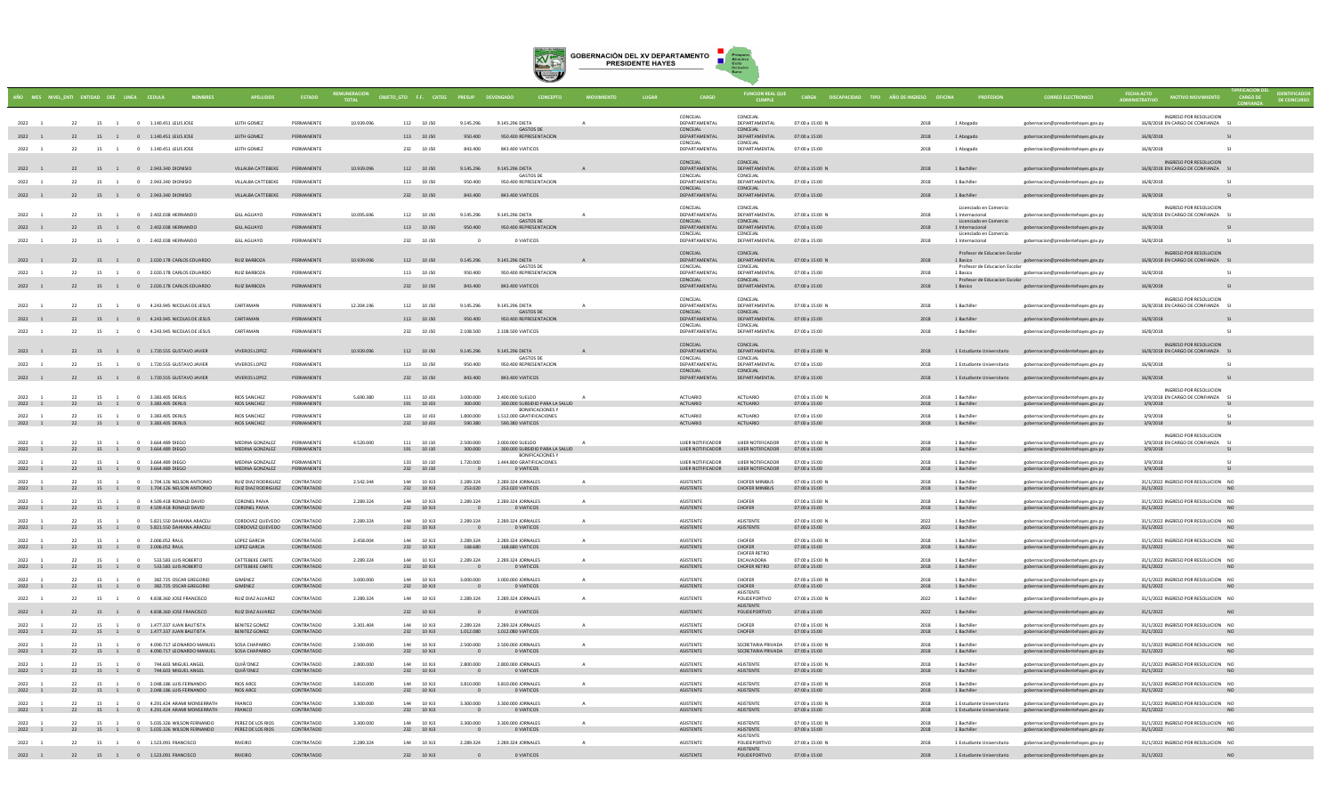| AÑO | MES | NIVEL_ENTI | ENTIDAD | OEE | LINEA | CEDULA | NOMBRES | APELLIDOS | ESTADO | REMUNERACION TOTAL | OBJETO_GTO | F.F. | CATEG | PRESUP | DEVENGADO | CONCEPTO | MOVIMIENTO | LUGAR | CARGO | FUNCION REAL QUE CUMPLE | CARGA | DISCAPACIDAD | TIPO | AÑO DE INGRESO | OFICINA | PROFESION | CORREO ELECTRONICO | FECHA ACTO ADMINISTRATIVO | MOTIVO MOVIMIENTO | TIPIFICACION DEL CARGO DE CONFIANZA | IDENTIFICADOR DE CONCURSO |
|---|---|---|---|---|---|---|---|---|---|---|---|---|---|---|---|---|---|---|---|---|---|---|---|---|---|---|---|---|---|---|---|
| 2022 | 1 | 22 | 15 | 1 | 0 | 1.140.451 | LELIS JOSE | LEITH GOMEZ | PERMANENTE | 10.939.096 | 112 | 10 | J50 | 9.145.296 | 9.145.296 | DIETA | A | | CONCEJAL DEPARTAMENTAL | CONCEJAL DEPARTAMENTAL | 07:00 a 15:00 | N | | 2018 | 1 | Abogado | gobernacion@presidentehayes.gov.py | 16/8/2018 | INGRESO POR RESOLUCION EN CARGO DE CONFIANZA | SI | |
| 2022 | 1 | 22 | 15 | 1 | 0 | 1.140.451 | LELIS JOSE | LEITH GOMEZ | PERMANENTE | | 113 | 10 | J50 | 950.400 | 950.400 | GASTOS DE REPRESENTACION | | | CONCEJAL DEPARTAMENTAL | CONCEJAL DEPARTAMENTAL | 07:00 a 15:00 | | | 2018 | 1 | Abogado | gobernacion@presidentehayes.gov.py | 16/8/2018 | | SI | |
| 2022 | 1 | 22 | 15 | 1 | 0 | 1.140.451 | LELIS JOSE | LEITH GOMEZ | PERMANENTE | | 232 | 10 | J50 | 843.400 | 843.400 | VIATICOS | | | CONCEJAL DEPARTAMENTAL | CONCEJAL DEPARTAMENTAL | 07:00 a 15:00 | | | 2018 | 1 | Abogado | gobernacion@presidentehayes.gov.py | 16/8/2018 | | SI | |
| 2022 | 1 | 22 | 15 | 1 | 0 | 2.943.340 | DIONISIO | VILLALBA CATTEBEKE | PERMANENTE | 10.939.096 | 112 | 10 | J50 | 9.145.296 | 9.145.296 | DIETA | A | | CONCEJAL DEPARTAMENTAL | CONCEJAL DEPARTAMENTAL | 07:00 a 15:00 | N | | 2018 | 1 | Bachiller | gobernacion@presidentehayes.gov.py | 16/8/2018 | INGRESO POR RESOLUCION EN CARGO DE CONFIANZA | SI | |
| 2022 | 1 | 22 | 15 | 1 | 0 | 2.943.340 | DIONISIO | VILLALBA CATTEBEKE | PERMANENTE | | 113 | 10 | J50 | 950.400 | 950.400 | GASTOS DE REPRESENTACION | | | CONCEJAL DEPARTAMENTAL | CONCEJAL DEPARTAMENTAL | 07:00 a 15:00 | | | 2018 | 1 | Bachiller | gobernacion@presidentehayes.gov.py | 16/8/2018 | | SI | |
| 2022 | 1 | 22 | 15 | 1 | 0 | 2.943.340 | DIONISIO | VILLALBA CATTEBEKE | PERMANENTE | | 232 | 10 | J50 | 843.400 | 843.400 | VIATICOS | | | CONCEJAL DEPARTAMENTAL | CONCEJAL DEPARTAMENTAL | 07:00 a 15:00 | | | 2018 | 1 | Bachiller | gobernacion@presidentehayes.gov.py | 16/8/2018 | | SI | |
| 2022 | 1 | 22 | 15 | 1 | 0 | 2.402.038 | HERNANDO | GILL AGUAYO | PERMANENTE | 10.095.696 | 112 | 10 | J50 | 9.145.296 | 9.145.296 | DIETA | A | | CONCEJAL DEPARTAMENTAL | CONCEJAL DEPARTAMENTAL | 07:00 a 15:00 | N | | 2018 | 1 | Licenciado en Comercio Internacional | gobernacion@presidentehayes.gov.py | 16/8/2018 | INGRESO POR RESOLUCION EN CARGO DE CONFIANZA | SI | |
| 2022 | 1 | 22 | 15 | 1 | 0 | 2.402.038 | HERNANDO | GILL AGUAYO | PERMANENTE | | 113 | 10 | J50 | 950.400 | 950.400 | GASTOS DE REPRESENTACION | | | CONCEJAL DEPARTAMENTAL | CONCEJAL DEPARTAMENTAL | 07:00 a 15:00 | | | 2018 | 1 | Licenciado en Comercio Internacional | gobernacion@presidentehayes.gov.py | 16/8/2018 | | SI | |
| 2022 | 1 | 22 | 15 | 1 | 0 | 2.402.038 | HERNANDO | GILL AGUAYO | PERMANENTE | | 232 | 10 | J50 | 0 | 0 | VIATICOS | | | CONCEJAL DEPARTAMENTAL | CONCEJAL DEPARTAMENTAL | 07:00 a 15:00 | | | 2018 | 1 | Licenciado en Comercio Internacional | gobernacion@presidentehayes.gov.py | 16/8/2018 | | SI | |
| 2022 | 1 | 22 | 15 | 1 | 0 | 2.020.178 | CARLOS EDUARDO | RUIZ BARBOZA | PERMANENTE | 10.939.096 | 112 | 10 | J50 | 9.145.296 | 9.145.296 | DIETA | A | | CONCEJAL DEPARTAMENTAL | CONCEJAL DEPARTAMENTAL | 07:00 a 15:00 | N | | 2018 | 1 | Profesor de Educacion Escolar Basica | gobernacion@presidentehayes.gov.py | 16/8/2018 | INGRESO POR RESOLUCION EN CARGO DE CONFIANZA | SI | |
| 2022 | 1 | 22 | 15 | 1 | 0 | 2.020.178 | CARLOS EDUARDO | RUIZ BARBOZA | PERMANENTE | | 113 | 10 | J50 | 950.400 | 950.400 | GASTOS DE REPRESENTACION | | | CONCEJAL DEPARTAMENTAL | CONCEJAL DEPARTAMENTAL | 07:00 a 15:00 | | | 2018 | 1 | Profesor de Educacion Escolar Basica | gobernacion@presidentehayes.gov.py | 16/8/2018 | | SI | |
| 2022 | 1 | 22 | 15 | 1 | 0 | 2.020.178 | CARLOS EDUARDO | RUIZ BARBOZA | PERMANENTE | | 232 | 10 | J50 | 843.400 | 843.400 | VIATICOS | | | CONCEJAL DEPARTAMENTAL | CONCEJAL DEPARTAMENTAL | 07:00 a 15:00 | | | 2018 | 1 | Profesor de Educacion Escolar Basica | gobernacion@presidentehayes.gov.py | 16/8/2018 | | SI | |
| 2022 | 1 | 22 | 15 | 1 | 0 | 4.243.945 | NICOLAS DE JESUS | CARTAMAN | PERMANENTE | 12.204.196 | 112 | 10 | J50 | 9.145.296 | 9.145.296 | DIETA | A | | CONCEJAL DEPARTAMENTAL | CONCEJAL DEPARTAMENTAL | 07:00 a 15:00 | N | | 2018 | 1 | Bachiller | gobernacion@presidentehayes.gov.py | 16/8/2018 | INGRESO POR RESOLUCION EN CARGO DE CONFIANZA | SI | |
| 2022 | 1 | 22 | 15 | 1 | 0 | 4.243.945 | NICOLAS DE JESUS | CARTAMAN | PERMANENTE | | 113 | 10 | J50 | 950.400 | 950.400 | GASTOS DE REPRESENTACION | | | CONCEJAL DEPARTAMENTAL | CONCEJAL DEPARTAMENTAL | 07:00 a 15:00 | | | 2018 | 1 | Bachiller | gobernacion@presidentehayes.gov.py | 16/8/2018 | | SI | |
| 2022 | 1 | 22 | 15 | 1 | 0 | 4.243.945 | NICOLAS DE JESUS | CARTAMAN | PERMANENTE | | 232 | 10 | J50 | 2.108.500 | 2.108.500 | VIATICOS | | | CONCEJAL DEPARTAMENTAL | CONCEJAL DEPARTAMENTAL | 07:00 a 15:00 | | | 2018 | 1 | Bachiller | gobernacion@presidentehayes.gov.py | 16/8/2018 | | SI | |
| 2022 | 1 | 22 | 15 | 1 | 0 | 1.720.555 | GUSTAVO JAVIER | VIVEROS LOPEZ | PERMANENTE | 10.939.096 | 112 | 10 | J50 | 9.145.296 | 9.145.296 | DIETA | A | | CONCEJAL DEPARTAMENTAL | CONCEJAL DEPARTAMENTAL | 07:00 a 15:00 | N | | 2018 | 1 | Estudiante Universitario | gobernacion@presidentehayes.gov.py | 16/8/2018 | INGRESO POR RESOLUCION EN CARGO DE CONFIANZA | SI | |
| 2022 | 1 | 22 | 15 | 1 | 0 | 1.720.555 | GUSTAVO JAVIER | VIVEROS LOPEZ | PERMANENTE | | 113 | 10 | J50 | 950.400 | 950.400 | GASTOS DE REPRESENTACION | | | CONCEJAL DEPARTAMENTAL | CONCEJAL DEPARTAMENTAL | 07:00 a 15:00 | | | 2018 | 1 | Estudiante Universitario | gobernacion@presidentehayes.gov.py | 16/8/2018 | | SI | |
| 2022 | 1 | 22 | 15 | 1 | 0 | 1.720.555 | GUSTAVO JAVIER | VIVEROS LOPEZ | PERMANENTE | | 232 | 10 | J50 | 843.400 | 843.400 | VIATICOS | | | CONCEJAL DEPARTAMENTAL | CONCEJAL DEPARTAMENTAL | 07:00 a 15:00 | | | 2018 | 1 | Estudiante Universitario | gobernacion@presidentehayes.gov.py | 16/8/2018 | | SI | |
| 2022 | 1 | 22 | 15 | 1 | 0 | 3.383.405 | DERLIS | RIOS SANCHEZ | PERMANENTE | 5.690.380 | 111 | 10 | J03 | 3.000.000 | 2.400.000 | SUELDO | A | | ACTUARIO | ACTUARIO | 07:00 a 15:00 | N | | 2018 | 1 | Bachiller | gobernacion@presidentehayes.gov.py | 3/9/2018 | INGRESO POR RESOLUCION EN CARGO DE CONFIANZA | SI | |
| 2022 | 1 | 22 | 15 | 1 | 0 | 3.383.405 | DERLIS | RIOS SANCHEZ | PERMANENTE | | 191 | 10 | J03 | 300.000 | 300.000 | SUBSIDIO PARA LA SALUD | | | ACTUARIO | ACTUARIO | 07:00 a 15:00 | | | 2018 | 1 | Bachiller | gobernacion@presidentehayes.gov.py | 3/9/2018 | | SI | |
| 2022 | 1 | 22 | 15 | 1 | 0 | 3.383.405 | DERLIS | RIOS SANCHEZ | PERMANENTE | | 133 | 10 | J03 | 1.800.000 | 1.512.000 | BONIFICACIONES Y GRATIFICACIONES | | | ACTUARIO | ACTUARIO | 07:00 a 15:00 | | | 2018 | 1 | Bachiller | gobernacion@presidentehayes.gov.py | 3/9/2018 | | SI | |
| 2022 | 1 | 22 | 15 | 1 | 0 | 3.383.405 | DERLIS | RIOS SANCHEZ | PERMANENTE | | 232 | 10 | J03 | 590.380 | 590.380 | VIATICOS | | | ACTUARIO | ACTUARIO | 07:00 a 15:00 | | | 2018 | 1 | Bachiller | gobernacion@presidentehayes.gov.py | 3/9/2018 | | SI | |
| 2022 | 1 | 22 | 15 | 1 | 0 | 3.664.489 | DIEGO | MEDINA GONZALEZ | PERMANENTE | 4.520.000 | 111 | 10 | J10 | 2.500.000 | 2.000.000 | SUELDO | A | | UJIER NOTIFICADOR | UJIER NOTIFICADOR | 07:00 a 15:00 | N | | 2018 | 1 | Bachiller | gobernacion@presidentehayes.gov.py | 3/9/2018 | INGRESO POR RESOLUCION EN CARGO DE CONFIANZA | SI | |
| 2022 | 1 | 22 | 15 | 1 | 0 | 3.664.489 | DIEGO | MEDINA GONZALEZ | PERMANENTE | | 191 | 10 | J10 | 300.000 | 300.000 | SUBSIDIO PARA LA SALUD | | | UJIER NOTIFICADOR | UJIER NOTIFICADOR | 07:00 a 15:00 | | | 2018 | 1 | Bachiller | gobernacion@presidentehayes.gov.py | 3/9/2018 | | SI | |
| 2022 | 1 | 22 | 15 | 1 | 0 | 3.664.489 | DIEGO | MEDINA GONZALEZ | PERMANENTE | | 133 | 10 | J10 | 1.720.000 | 1.444.000 | BONIFICACIONES Y GRATIFICACIONES | | | UJIER NOTIFICADOR | UJIER NOTIFICADOR | 07:00 a 15:00 | | | 2018 | 1 | Bachiller | gobernacion@presidentehayes.gov.py | 3/9/2018 | | SI | |
| 2022 | 1 | 22 | 15 | 1 | 0 | 3.664.489 | DIEGO | MEDINA GONZALEZ | PERMANENTE | | 232 | 10 | J10 | 0 | 0 | VIATICOS | | | UJIER NOTIFICADOR | UJIER NOTIFICADOR | 07:00 a 15:00 | | | 2018 | 1 | Bachiller | gobernacion@presidentehayes.gov.py | 3/9/2018 | | SI | |
| 2022 | 1 | 22 | 15 | 1 | 0 | 1.704.126 | NELSON ANTONIO | RUIZ DIAZ RODRIGUEZ | CONTRATADO | 2.542.344 | 144 | 10 | XQ3 | 2.289.324 | 2.289.324 | JORNALES | A | | ASISTENTE | CHOFER MINIBUS | 07:00 a 15:00 | N | | 2018 | 1 | Bachiller | gobernacion@presidentehayes.gov.py | 31/1/2022 | INGRESO POR RESOLUCION | NO | |
| 2022 | 1 | 22 | 15 | 1 | 0 | 1.704.126 | NELSON ANTONIO | RUIZ DIAZ RODRIGUEZ | CONTRATADO | | 232 | 10 | XQ3 | 253.020 | 253.020 | VIATICOS | | | ASISTENTE | CHOFER MINIBUS | 07:00 a 15:00 | | | 2018 | 1 | Bachiller | gobernacion@presidentehayes.gov.py | 31/1/2022 | | NO | |
| 2022 | 1 | 22 | 15 | 1 | 0 | 4.509.418 | RONALD DAVID | CORONEL PAIVA | CONTRATADO | 2.289.324 | 144 | 10 | XQ3 | 2.289.324 | 2.289.324 | JORNALES | A | | ASISTENTE | CHOFER | 07:00 a 15:00 | N | | 2018 | 1 | Bachiller | gobernacion@presidentehayes.gov.py | 31/1/2022 | INGRESO POR RESOLUCION | NO | |
| 2022 | 1 | 22 | 15 | 1 | 0 | 4.509.418 | RONALD DAVID | CORONEL PAIVA | CONTRATADO | | 232 | 10 | XQ3 | 0 | 0 | VIATICOS | | | ASISTENTE | CHOFER | 07:00 a 15:00 | | | 2018 | 1 | Bachiller | gobernacion@presidentehayes.gov.py | 31/1/2022 | | NO | |
| 2022 | 1 | 22 | 15 | 1 | 0 | 5.821.550 | DAHIANA ARACELI | CORDOVEZ QUEVEDO | CONTRATADO | 2.289.324 | 144 | 10 | XQ3 | 2.289.324 | 2.289.324 | JORNALES | A | | ASISTENTE | ASISTENTE | 07:00 a 15:00 | N | | 2022 | 1 | Bachiller | gobernacion@presidentehayes.gov.py | 31/1/2022 | INGRESO POR RESOLUCION | NO | |
| 2022 | 1 | 22 | 15 | 1 | 0 | 5.821.550 | DAHIANA ARACELI | CORDOVEZ QUEVEDO | CONTRATADO | | 232 | 10 | XQ3 | 0 | 0 | VIATICOS | | | ASISTENTE | ASISTENTE | 07:00 a 15:00 | | | 2022 | 1 | Bachiller | gobernacion@presidentehayes.gov.py | 31/1/2022 | | NO | |
| 2022 | 1 | 22 | 15 | 1 | 0 | 2.006.052 | RAUL | LOPEZ GARCIA | CONTRATADO | 2.458.004 | 144 | 10 | XQ3 | 2.289.324 | 2.289.324 | JORNALES | A | | ASISTENTE | CHOFER | 07:00 a 15:00 | N | | 2018 | 1 | Bachiller | gobernacion@presidentehayes.gov.py | 31/1/2022 | INGRESO POR RESOLUCION | NO | |
| 2022 | 1 | 22 | 15 | 1 | 0 | 2.006.052 | RAUL | LOPEZ GARCIA | CONTRATADO | | 232 | 10 | XQ3 | 168.680 | 168.680 | VIATICOS | | | ASISTENTE | CHOFER | 07:00 a 15:00 | | | 2018 | 1 | Bachiller | gobernacion@presidentehayes.gov.py | 31/1/2022 | | NO | |
| 2022 | 1 | 22 | 15 | 1 | 0 | 533.583 | LUIS ROBERTO | CATTEBEKE CARTE | CONTRATADO | 2.289.324 | 144 | 10 | XQ3 | 2.289.324 | 2.289.324 | JORNALES | A | | ASISTENTE | CHOFER RETRO EXCAVADORA | 07:00 a 15:00 | N | | 2018 | 1 | Bachiller | gobernacion@presidentehayes.gov.py | 31/1/2022 | INGRESO POR RESOLUCION | NO | |
| 2022 | 1 | 22 | 15 | 1 | 0 | 533.583 | LUIS ROBERTO | CATTEBEKE CARTE | CONTRATADO | | 232 | 10 | XQ3 | 0 | 0 | VIATICOS | | | ASISTENTE | CHOFER RETRO | 07:00 a 15:00 | | | 2018 | 1 | Bachiller | gobernacion@presidentehayes.gov.py | 31/1/2022 | | NO | |
| 2022 | 1 | 22 | 15 | 1 | 0 | 382.725 | OSCAR GREGORIO | GIMENEZ | CONTRATADO | 3.000.000 | 144 | 10 | XQ3 | 3.000.000 | 3.000.000 | JORNALES | A | | ASISTENTE | CHOFER | 07:00 a 15:00 | N | | 2018 | 1 | Bachiller | gobernacion@presidentehayes.gov.py | 31/1/2022 | INGRESO POR RESOLUCION | NO | |
| 2022 | 1 | 22 | 15 | 1 | 0 | 382.725 | OSCAR GREGORIO | GIMENEZ | CONTRATADO | | 232 | 10 | XQ3 | 0 | 0 | VIATICOS | | | ASISTENTE | CHOFER | 07:00 a 15:00 | | | 2018 | 1 | Bachiller | gobernacion@presidentehayes.gov.py | 31/1/2022 | | NO | |
| 2022 | 1 | 22 | 15 | 1 | 0 | 4.838.360 | JOSE FRANCISCO | RUIZ DIAZ ALVAREZ | CONTRATADO | 2.289.324 | 144 | 10 | XQ3 | 2.289.324 | 2.289.324 | JORNALES | A | | ASISTENTE | ASISTENTE POLIDEPORTIVO | 07:00 a 15:00 | N | | 2022 | 1 | Bachiller | gobernacion@presidentehayes.gov.py | 31/1/2022 | INGRESO POR RESOLUCION | NO | |
| 2022 | 1 | 22 | 15 | 1 | 0 | 4.838.360 | JOSE FRANCISCO | RUIZ DIAZ ALVAREZ | CONTRATADO | | 232 | 10 | XQ3 | 0 | 0 | VIATICOS | | | ASISTENTE | ASISTENTE POLIDEPORTIVO | 07:00 a 15:00 | | | 2022 | 1 | Bachiller | gobernacion@presidentehayes.gov.py | 31/1/2022 | | NO | |
| 2022 | 1 | 22 | 15 | 1 | 0 | 1.477.337 | JUAN BAUTISTA | BENITEZ GOMEZ | CONTRATADO | 3.301.404 | 144 | 10 | XQ3 | 2.289.324 | 2.289.324 | JORNALES | A | | ASISTENTE | CHOFER | 07:00 a 15:00 | N | | 2018 | 1 | Bachiller | gobernacion@presidentehayes.gov.py | 31/1/2022 | INGRESO POR RESOLUCION | NO | |
| 2022 | 1 | 22 | 15 | 1 | 0 | 1.477.337 | JUAN BAUTISTA | BENITEZ GOMEZ | CONTRATADO | | 232 | 10 | XQ3 | 1.012.080 | 1.012.080 | VIATICOS | | | ASISTENTE | CHOFER | 07:00 a 15:00 | | | 2018 | 1 | Bachiller | gobernacion@presidentehayes.gov.py | 31/1/2022 | | NO | |
| 2022 | 1 | 22 | 15 | 1 | 0 | 4.090.717 | LEONARDO MANUEL | SOSA CHAPARRO | CONTRATADO | 2.500.000 | 144 | 10 | XQ3 | 2.500.000 | 2.500.000 | JORNALES | A | | ASISTENTE | SECRETARIA PRIVADA | 07:00 a 15:00 | N | | 2018 | 1 | Bachiller | gobernacion@presidentehayes.gov.py | 31/1/2022 | INGRESO POR RESOLUCION | NO | |
| 2022 | 1 | 22 | 15 | 1 | 0 | 4.090.717 | LEONARDO MANUEL | SOSA CHAPARRO | CONTRATADO | | 232 | 10 | XQ3 | 0 | 0 | VIATICOS | | | ASISTENTE | SECRETARIA PRIVADA | 07:00 a 15:00 | | | 2018 | 1 | Bachiller | gobernacion@presidentehayes.gov.py | 31/1/2022 | | NO | |
| 2022 | 1 | 22 | 15 | 1 | 0 | 744.603 | MIGUEL ANGEL | QUIÃ‘ONEZ | CONTRATADO | 2.800.000 | 144 | 10 | XQ3 | 2.800.000 | 2.800.000 | JORNALES | A | | ASISTENTE | ASISTENTE | 07:00 a 15:00 | N | | 2018 | 1 | Bachiller | gobernacion@presidentehayes.gov.py | 31/1/2022 | INGRESO POR RESOLUCION | NO | |
| 2022 | 1 | 22 | 15 | 1 | 0 | 744.603 | MIGUEL ANGEL | QUIÃ‘ONEZ | CONTRATADO | | 232 | 10 | XQ3 | 0 | 0 | VIATICOS | | | ASISTENTE | ASISTENTE | 07:00 a 15:00 | | | 2018 | 1 | Bachiller | gobernacion@presidentehayes.gov.py | 31/1/2022 | | NO | |
| 2022 | 1 | 22 | 15 | 1 | 0 | 2.048.186 | LUIS FERNANDO | RIOS ARCE | CONTRATADO | 3.810.000 | 144 | 10 | XQ3 | 3.810.000 | 3.810.000 | JORNALES | A | | ASISTENTE | ASISTENTE | 07:00 a 15:00 | N | | 2018 | 1 | Bachiller | gobernacion@presidentehayes.gov.py | 31/1/2022 | INGRESO POR RESOLUCION | NO | |
| 2022 | 1 | 22 | 15 | 1 | 0 | 2.048.186 | LUIS FERNANDO | RIOS ARCE | CONTRATADO | | 232 | 10 | XQ3 | 0 | 0 | VIATICOS | | | ASISTENTE | ASISTENTE | 07:00 a 15:00 | | | 2018 | 1 | Bachiller | gobernacion@presidentehayes.gov.py | 31/1/2022 | | NO | |
| 2022 | 1 | 22 | 15 | 1 | 0 | 4.291.424 | ARAMI MONSERRATH | FRANCO | CONTRATADO | 3.300.000 | 144 | 10 | XQ3 | 3.300.000 | 3.300.000 | JORNALES | A | | ASISTENTE | ASISTENTE | 07:00 a 15:00 | N | | 2018 | 1 | Estudiante Universitario | gobernacion@presidentehayes.gov.py | 31/1/2022 | INGRESO POR RESOLUCION | NO | |
| 2022 | 1 | 22 | 15 | 1 | 0 | 4.291.424 | ARAMI MONSERRATH | FRANCO | CONTRATADO | | 232 | 10 | XQ3 | 0 | 0 | VIATICOS | | | ASISTENTE | ASISTENTE | 07:00 a 15:00 | | | 2018 | 1 | Estudiante Universitario | gobernacion@presidentehayes.gov.py | 31/1/2022 | | NO | |
| 2022 | 1 | 22 | 15 | 1 | 0 | 5.035.326 | WILSON FERNANDO | PEREZ DE LOS RIOS | CONTRATADO | 3.300.000 | 144 | 10 | XQ3 | 3.300.000 | 3.300.000 | JORNALES | A | | ASISTENTE | ASISTENTE | 07:00 a 15:00 | N | | 2018 | 1 | Bachiller | gobernacion@presidentehayes.gov.py | 31/1/2022 | INGRESO POR RESOLUCION | NO | |
| 2022 | 1 | 22 | 15 | 1 | 0 | 5.035.326 | WILSON FERNANDO | PEREZ DE LOS RIOS | CONTRATADO | | 232 | 10 | XQ3 | 0 | 0 | VIATICOS | | | ASISTENTE | ASISTENTE | 07:00 a 15:00 | | | 2018 | 1 | Bachiller | gobernacion@presidentehayes.gov.py | 31/1/2022 | | NO | |
| 2022 | 1 | 22 | 15 | 1 | 0 | 1.523.091 | FRANCISCO | RIVEIRO | CONTRATADO | 2.289.324 | 144 | 10 | XQ3 | 2.289.324 | 2.289.324 | JORNALES | A | | ASISTENTE | ASISTENTE POLIDEPORTIVO | 07:00 a 15:00 | N | | 2018 | 1 | Estudiante Universitario | gobernacion@presidentehayes.gov.py | 31/1/2022 | INGRESO POR RESOLUCION | NO | |
| 2022 | 1 | 22 | 15 | 1 | 0 | 1.523.091 | FRANCISCO | RIVEIRO | CONTRATADO | | 232 | 10 | XQ3 | 0 | 0 | VIATICOS | | | ASISTENTE | ASISTENTE POLIDEPORTIVO | 07:00 a 15:00 | | | 2018 | 1 | Estudiante Universitario | gobernacion@presidentehayes.gov.py | 31/1/2022 | | NO | |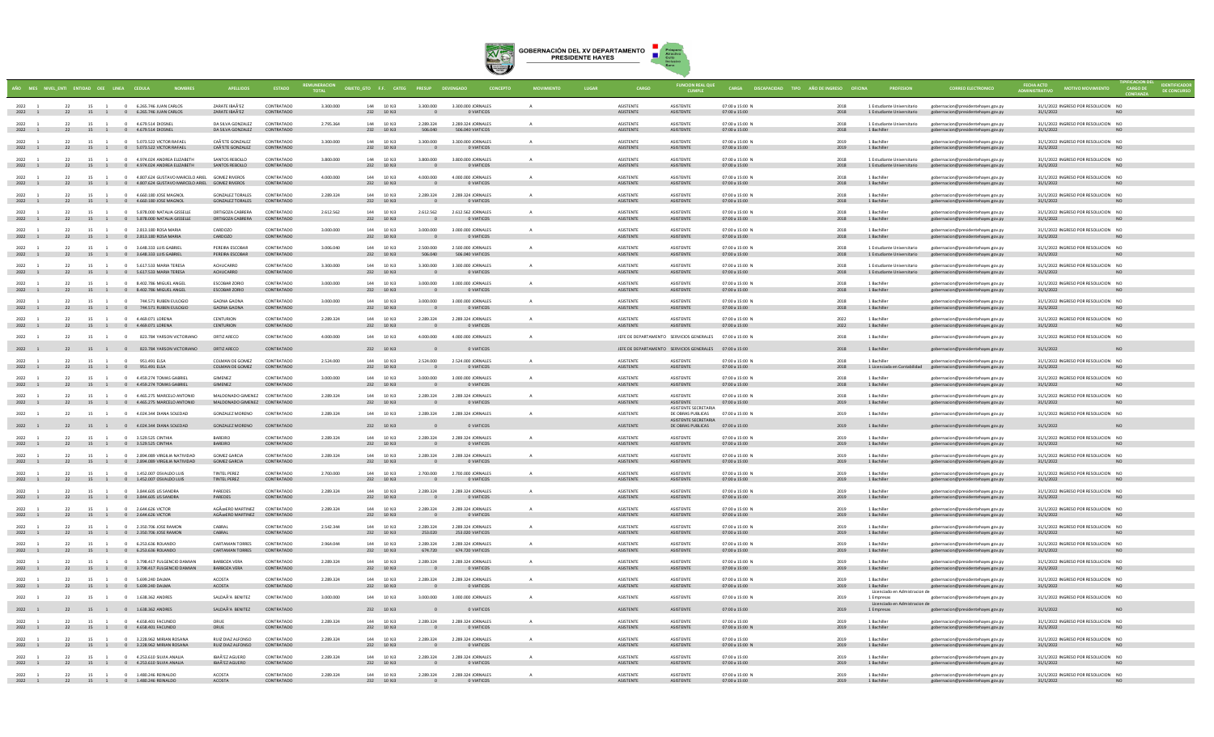# GOBERNACIÓN DEL XV DEPARTAMENTO PRESIDENTE HAYES

| AÑO | MES | NIVEL_ENTI | ENTIDAD | OEE | LINEA | CEDULA | NOMBRES | APELLIDOS | ESTADO | REMUNERACION TOTAL | OBJETO_GTO | F.F. | CATEG | PRESUP | DEVENGADO | CONCEPTO | MOVIMIENTO | LUGAR | CARGO | FUNCION REAL QUE CUMPLE | CARGA | DISCAPACIDAD | TIPO | AÑO DE INGRESO | OFICINA | PROFESION | CORREO ELECTRONICO | FECHA ACTO ADMINISTRATIVO | MOTIVO MOVIMIENTO | TIPIFICACION DEL CARGO DE CONFIANZA | IDENTIFICADOR DE CONCURSO |
|---|---|---|---|---|---|---|---|---|---|---|---|---|---|---|---|---|---|---|---|---|---|---|---|---|---|---|---|---|---|---|---|
| 2022 | 1 | 22 | 15 | 1 | 0 | 6.265.746 | JUAN CARLOS | ZARATE IBAÃ'EZ | CONTRATADO | 3.300.000 | 144 | 10 | K13 | 3.300.000 | 3.300.000 | JORNALES | A | | ASISTENTE | ASISTENTE | 07:00 a 15:00 | N | | 2018 | 1 | Estudiante Universitario | gobernacion@presidentehayes.gov.py | 31/1/2022 | INGRESO POR RESOLUCION | NO | |
| 2022 | 1 | 22 | 15 | 1 | 0 | 6.265.746 | JUAN CARLOS | ZARATE IBAÃ'EZ | CONTRATADO | | 232 | 10 | K13 | 0 | 0 | VIATICOS | | | ASISTENTE | ASISTENTE | 07:00 a 15:00 | | | 2018 | 1 | Estudiante Universitario | gobernacion@presidentehayes.gov.py | 31/1/2022 | | NO | |
| 2022 | 1 | 22 | 15 | 1 | 0 | 4.679.514 | DIOSNEL | DA SILVA GONZALEZ | CONTRATADO | 2.795.364 | 144 | 10 | K13 | 2.289.324 | 2.289.324 | JORNALES | A | | ASISTENTE | ASISTENTE | 07:00 a 15:00 | N | | 2018 | 1 | Estudiante Universitario | gobernacion@presidentehayes.gov.py | 31/1/2022 | INGRESO POR RESOLUCION | NO | |
| 2022 | 1 | 22 | 15 | 1 | 0 | 4.679.514 | DIOSNEL | DA SILVA GONZALEZ | CONTRATADO | | 232 | 10 | K13 | 506.040 | 506.040 | VIATICOS | | | ASISTENTE | ASISTENTE | 07:00 a 15:00 | | | 2018 | 1 | Bachiller | gobernacion@presidentehayes.gov.py | 31/1/2022 | | NO | |
| 2022 | 1 | 22 | 15 | 1 | 0 | 5.073.522 | VICTOR RAFAEL | CAÃ'ETE GONZALEZ | CONTRATADO | 3.300.000 | 144 | 10 | K13 | 3.300.000 | 3.300.000 | JORNALES | A | | ASISTENTE | ASISTENTE | 07:00 a 15:00 | N | | 2019 | 1 | Bachiller | gobernacion@presidentehayes.gov.py | 31/1/2022 | INGRESO POR RESOLUCION | NO | |
| 2022 | 1 | 22 | 15 | 1 | 0 | 5.073.522 | VICTOR RAFAEL | CAÃ'ETE GONZALEZ | CONTRATADO | | 232 | 10 | K13 | 0 | 0 | VIATICOS | | | ASISTENTE | ASISTENTE | 07:00 a 15:00 | | | 2019 | 1 | Bachiller | gobernacion@presidentehayes.gov.py | 31/1/2022 | | NO | |
| 2022 | 1 | 22 | 15 | 1 | 0 | 4.974.024 | ANDREA ELIZABETH | SANTOS REBOLLO | CONTRATADO | 3.800.000 | 144 | 10 | K13 | 3.800.000 | 3.800.000 | JORNALES | A | | ASISTENTE | ASISTENTE | 07:00 a 15:00 | N | | 2018 | 1 | Estudiante Universitario | gobernacion@presidentehayes.gov.py | 31/1/2022 | INGRESO POR RESOLUCION | NO | |
| 2022 | 1 | 22 | 15 | 1 | 0 | 4.974.024 | ANDREA ELIZABETH | SANTOS REBOLLO | CONTRATADO | | 232 | 10 | K13 | 0 | 0 | VIATICOS | | | ASISTENTE | ASISTENTE | 07:00 a 15:00 | | | 2018 | 1 | Estudiante Universitario | gobernacion@presidentehayes.gov.py | 31/1/2022 | | NO | |
| 2022 | 1 | 22 | 15 | 1 | 0 | 4.807.624 | GUSTAVO MARCELO ARIEL | GOMEZ RIVEROS | CONTRATADO | 4.000.000 | 144 | 10 | K13 | 4.000.000 | 4.000.000 | JORNALES | A | | ASISTENTE | ASISTENTE | 07:00 a 15:00 | N | | 2018 | 1 | Bachiller | gobernacion@presidentehayes.gov.py | 31/1/2022 | INGRESO POR RESOLUCION | NO | |
| 2022 | 1 | 22 | 15 | 1 | 0 | 4.807.624 | GUSTAVO MARCELO ARIEL | GOMEZ RIVEROS | CONTRATADO | | 232 | 10 | K13 | 0 | 0 | VIATICOS | | | ASISTENTE | ASISTENTE | 07:00 a 15:00 | | | 2018 | 1 | Bachiller | gobernacion@presidentehayes.gov.py | 31/1/2022 | | NO | |
| 2022 | 1 | 22 | 15 | 1 | 0 | 4.660.180 | JOSE MAGNOL | GONZALEZ TORALES | CONTRATADO | 2.289.324 | 144 | 10 | K13 | 2.289.324 | 2.289.324 | JORNALES | A | | ASISTENTE | ASISTENTE | 07:00 a 15:00 | N | | 2018 | 1 | Bachiller | gobernacion@presidentehayes.gov.py | 31/1/2022 | INGRESO POR RESOLUCION | NO | |
| 2022 | 1 | 22 | 15 | 1 | 0 | 4.660.180 | JOSE MAGNOL | GONZALEZ TORALES | CONTRATADO | | 232 | 10 | K13 | 0 | 0 | VIATICOS | | | ASISTENTE | ASISTENTE | 07:00 a 15:00 | | | 2018 | 1 | Bachiller | gobernacion@presidentehayes.gov.py | 31/1/2022 | | NO | |
| 2022 | 1 | 22 | 15 | 1 | 0 | 5.878.000 | NATALIA GISSELLE | ORTIGOZA CABRERA | CONTRATADO | 2.612.562 | 144 | 10 | K13 | 2.612.562 | 2.612.562 | JORNALES | A | | ASISTENTE | ASISTENTE | 07:00 a 15:00 | N | | 2018 | 1 | Bachiller | gobernacion@presidentehayes.gov.py | 31/1/2022 | INGRESO POR RESOLUCION | NO | |
| 2022 | 1 | 22 | 15 | 1 | 0 | 5.878.000 | NATALIA GISSELLE | ORTIGOZA CABRERA | CONTRATADO | | 232 | 10 | K13 | 0 | 0 | VIATICOS | | | ASISTENTE | ASISTENTE | 07:00 a 15:00 | | | 2018 | 1 | Bachiller | gobernacion@presidentehayes.gov.py | 31/1/2022 | | NO | |
| 2022 | 1 | 22 | 15 | 1 | 0 | 2.813.180 | ROSA MARIA | CARDOZO | CONTRATADO | 3.000.000 | 144 | 10 | K13 | 3.000.000 | 3.000.000 | JORNALES | A | | ASISTENTE | ASISTENTE | 07:00 a 15:00 | N | | 2018 | 1 | Bachiller | gobernacion@presidentehayes.gov.py | 31/1/2022 | INGRESO POR RESOLUCION | NO | |
| 2022 | 1 | 22 | 15 | 1 | 0 | 2.813.180 | ROSA MARIA | CARDOZO | CONTRATADO | | 232 | 10 | K13 | 0 | 0 | VIATICOS | | | ASISTENTE | ASISTENTE | 07:00 a 15:00 | | | 2018 | 1 | Bachiller | gobernacion@presidentehayes.gov.py | 31/1/2022 | | NO | |
| 2022 | 1 | 22 | 15 | 1 | 0 | 3.648.333 | LUIS GABRIEL | PEREIRA ESCOBAR | CONTRATADO | 3.006.040 | 144 | 10 | K13 | 2.500.000 | 2.500.000 | JORNALES | A | | ASISTENTE | ASISTENTE | 07:00 a 15:00 | N | | 2018 | 1 | Estudiante Universitario | gobernacion@presidentehayes.gov.py | 31/1/2022 | INGRESO POR RESOLUCION | NO | |
| 2022 | 1 | 22 | 15 | 1 | 0 | 3.648.333 | LUIS GABRIEL | PEREIRA ESCOBAR | CONTRATADO | | 232 | 10 | K13 | 506.040 | 506.040 | VIATICOS | | | ASISTENTE | ASISTENTE | 07:00 a 15:00 | | | 2018 | 1 | Estudiante Universitario | gobernacion@presidentehayes.gov.py | 31/1/2022 | | NO | |
| 2022 | 1 | 22 | 15 | 1 | 0 | 5.617.533 | MARIA TERESA | ACHUCARRO | CONTRATADO | 3.300.000 | 144 | 10 | K13 | 3.300.000 | 3.300.000 | JORNALES | A | | ASISTENTE | ASISTENTE | 07:00 a 15:00 | N | | 2018 | 1 | Estudiante Universitario | gobernacion@presidentehayes.gov.py | 31/1/2022 | INGRESO POR RESOLUCION | NO | |
| 2022 | 1 | 22 | 15 | 1 | 0 | 5.617.533 | MARIA TERESA | ACHUCARRO | CONTRATADO | | 232 | 10 | K13 | 0 | 0 | VIATICOS | | | ASISTENTE | ASISTENTE | 07:00 a 15:00 | | | 2018 | 1 | Estudiante Universitario | gobernacion@presidentehayes.gov.py | 31/1/2022 | | NO | |
| 2022 | 1 | 22 | 15 | 1 | 0 | 8.402.786 | MIGUEL ANGEL | ESCOBAR ZORRO | CONTRATADO | 3.000.000 | 144 | 10 | K13 | 3.000.000 | 3.000.000 | JORNALES | A | | ASISTENTE | ASISTENTE | 07:00 a 15:00 | N | | 2018 | 1 | Bachiller | gobernacion@presidentehayes.gov.py | 31/1/2022 | INGRESO POR RESOLUCION | NO | |
| 2022 | 1 | 22 | 15 | 1 | 0 | 8.402.786 | MIGUEL ANGEL | ESCOBAR ZORRO | CONTRATADO | | 232 | 10 | K13 | 0 | 0 | VIATICOS | | | ASISTENTE | ASISTENTE | 07:00 a 15:00 | | | 2018 | 1 | Bachiller | gobernacion@presidentehayes.gov.py | 31/1/2022 | | NO | |
| 2022 | 1 | 22 | 15 | 1 | 0 | 744.571 | RUBEN EULOGIO | GAONA GAONA | CONTRATADO | 3.000.000 | 144 | 10 | K13 | 3.000.000 | 3.000.000 | JORNALES | A | | ASISTENTE | ASISTENTE | 07:00 a 15:00 | N | | 2018 | 1 | Bachiller | gobernacion@presidentehayes.gov.py | 31/1/2022 | INGRESO POR RESOLUCION | NO | |
| 2022 | 1 | 22 | 15 | 1 | 0 | 744.571 | RUBEN EULOGIO | GAONA GAONA | CONTRATADO | | 232 | 10 | K13 | 0 | 0 | VIATICOS | | | ASISTENTE | ASISTENTE | 07:00 a 15:00 | | | 2018 | 1 | Bachiller | gobernacion@presidentehayes.gov.py | 31/1/2022 | | NO | |
| 2022 | 1 | 22 | 15 | 1 | 0 | 4.469.071 | LORENA | CENTURION | CONTRATADO | 2.289.324 | 144 | 10 | K13 | 2.289.324 | 2.289.324 | JORNALES | A | | ASISTENTE | ASISTENTE | 07:00 a 15:00 | N | | 2022 | 1 | Bachiller | gobernacion@presidentehayes.gov.py | 31/1/2022 | INGRESO POR RESOLUCION | NO | |
| 2022 | 1 | 22 | 15 | 1 | 0 | 4.469.071 | LORENA | CENTURION | CONTRATADO | | 232 | 10 | K13 | 0 | 0 | VIATICOS | | | ASISTENTE | ASISTENTE | 07:00 a 15:00 | | | 2022 | 1 | Bachiller | gobernacion@presidentehayes.gov.py | 31/1/2022 | | NO | |
| 2022 | 1 | 22 | 15 | 1 | 0 | 823.784 | YARSON VICTORIANO | ORTIZ ARECO | CONTRATADO | 4.000.000 | 144 | 10 | K13 | 4.000.000 | 4.000.000 | JORNALES | A | | JEFE DE DEPARTAMENTO | SERVICIOS GENERALES | 07:00 a 15:00 | N | | 2018 | 1 | Bachiller | gobernacion@presidentehayes.gov.py | 31/1/2022 | INGRESO POR RESOLUCION | NO | |
| 2022 | 1 | 22 | 15 | 1 | 0 | 823.784 | YARSON VICTORIANO | ORTIZ ARECO | CONTRATADO | | 232 | 10 | K13 | 0 | 0 | VIATICOS | | | JEFE DE DEPARTAMENTO | SERVICIOS GENERALES | 07:00 a 15:00 | | | 2018 | 1 | Bachiller | gobernacion@presidentehayes.gov.py | 31/1/2022 | | NO | |
| 2022 | 1 | 22 | 15 | 1 | 0 | 951.491 | ELSA | COLMAN DE GOMEZ | CONTRATADO | 2.524.000 | 144 | 10 | K13 | 2.524.000 | 2.524.000 | JORNALES | A | | ASISTENTE | ASISTENTE | 07:00 a 15:00 | N | | 2018 | 1 | Bachiller | gobernacion@presidentehayes.gov.py | 31/1/2022 | INGRESO POR RESOLUCION | NO | |
| 2022 | 1 | 22 | 15 | 1 | 0 | 951.491 | ELSA | COLMAN DE GOMEZ | CONTRATADO | | 232 | 10 | K13 | 0 | 0 | VIATICOS | | | ASISTENTE | ASISTENTE | 07:00 a 15:00 | | | 2018 | 1 | Licenciada en Contabilidad | gobernacion@presidentehayes.gov.py | 31/1/2022 | | NO | |
| 2022 | 1 | 22 | 15 | 1 | 0 | 4.459.274 | TOMAS GABRIEL | GIMENEZ | CONTRATADO | 3.000.000 | 144 | 10 | K13 | 3.000.000 | 3.000.000 | JORNALES | A | | ASISTENTE | ASISTENTE | 07:00 a 15:00 | N | | 2018 | 1 | Bachiller | gobernacion@presidentehayes.gov.py | 31/1/2022 | INGRESO POR RESOLUCION | NO | |
| 2022 | 1 | 22 | 15 | 1 | 0 | 4.459.274 | TOMAS GABRIEL | GIMENEZ | CONTRATADO | | 232 | 10 | K13 | 0 | 0 | VIATICOS | | | ASISTENTE | ASISTENTE | 07:00 a 15:00 | | | 2018 | 1 | Bachiller | gobernacion@presidentehayes.gov.py | 31/1/2022 | | NO | |
| 2022 | 1 | 22 | 15 | 1 | 0 | 4.465.275 | MARCELO ANTONIO | MALDONADO GIMENEZ | CONTRATADO | 2.289.324 | 144 | 10 | K13 | 2.289.324 | 2.289.324 | JORNALES | A | | ASISTENTE | ASISTENTE | 07:00 a 15:00 | N | | 2018 | 1 | Bachiller | gobernacion@presidentehayes.gov.py | 31/1/2022 | INGRESO POR RESOLUCION | NO | |
| 2022 | 1 | 22 | 15 | 1 | 0 | 4.465.275 | MARCELO ANTONIO | MALDONADO GIMENEZ | CONTRATADO | | 232 | 10 | K13 | 0 | 0 | VIATICOS | | | ASISTENTE | ASISTENTE | 07:00 a 15:00 | | | 2019 | 1 | Bachiller | gobernacion@presidentehayes.gov.py | 31/1/2022 | | NO | |
| 2022 | 1 | 22 | 15 | 1 | 0 | 4.024.344 | DIANA SOLEDAD | GONZALEZ MORENO | CONTRATADO | 2.289.324 | 144 | 10 | K13 | 2.289.324 | 2.289.324 | JORNALES | A | | ASISTENTE | ASISTENTE SECRETARIA DE OBRAS PUBLICAS | 07:00 a 15:00 | N | | 2019 | 1 | Bachiller | gobernacion@presidentehayes.gov.py | 31/1/2022 | INGRESO POR RESOLUCION | NO | |
| 2022 | 1 | 22 | 15 | 1 | 0 | 4.024.344 | DIANA SOLEDAD | GONZALEZ MORENO | CONTRATADO | | 232 | 10 | K13 | 0 | 0 | VIATICOS | | | ASISTENTE | ASISTENTE SECRETARIA DE OBRAS PUBLICAS | 07:00 a 15:00 | | | 2019 | 1 | Bachiller | gobernacion@presidentehayes.gov.py | 31/1/2022 | | NO | |
| 2022 | 1 | 22 | 15 | 1 | 0 | 3.529.525 | CINTHIA | BAREIRO | CONTRATADO | 2.289.324 | 144 | 10 | K13 | 2.289.324 | 2.289.324 | JORNALES | A | | ASISTENTE | ASISTENTE | 07:00 a 15:00 | N | | 2019 | 1 | Bachiller | gobernacion@presidentehayes.gov.py | 31/1/2022 | INGRESO POR RESOLUCION | NO | |
| 2022 | 1 | 22 | 15 | 1 | 0 | 3.529.525 | CINTHIA | BAREIRO | CONTRATADO | | 232 | 10 | K13 | 0 | 0 | VIATICOS | | | ASISTENTE | ASISTENTE | 07:00 a 15:00 | | | 2019 | 1 | Bachiller | gobernacion@presidentehayes.gov.py | 31/1/2022 | | NO | |
| 2022 | 1 | 22 | 15 | 1 | 0 | 2.894.089 | VIRGILIA NATIVIDAD | GOMEZ GARCIA | CONTRATADO | 2.289.324 | 144 | 10 | K13 | 2.289.324 | 2.289.324 | JORNALES | A | | ASISTENTE | ASISTENTE | 07:00 a 15:00 | N | | 2019 | 1 | Bachiller | gobernacion@presidentehayes.gov.py | 31/1/2022 | INGRESO POR RESOLUCION | NO | |
| 2022 | 1 | 22 | 15 | 1 | 0 | 2.894.089 | VIRGILIA NATIVIDAD | GOMEZ GARCIA | CONTRATADO | | 232 | 10 | K13 | 0 | 0 | VIATICOS | | | ASISTENTE | ASISTENTE | 07:00 a 15:00 | | | 2019 | 1 | Bachiller | gobernacion@presidentehayes.gov.py | 31/1/2022 | | NO | |
| 2022 | 1 | 22 | 15 | 1 | 0 | 1.452.007 | OSVALDO LUIS | TINTEL PEREZ | CONTRATADO | 2.700.000 | 144 | 10 | K13 | 2.700.000 | 2.700.000 | JORNALES | A | | ASISTENTE | ASISTENTE | 07:00 a 15:00 | N | | 2019 | 1 | Bachiller | gobernacion@presidentehayes.gov.py | 31/1/2022 | INGRESO POR RESOLUCION | NO | |
| 2022 | 1 | 22 | 15 | 1 | 0 | 1.452.007 | OSVALDO LUIS | TINTEL PEREZ | CONTRATADO | | 232 | 10 | K13 | 0 | 0 | VIATICOS | | | ASISTENTE | ASISTENTE | 07:00 a 15:00 | | | 2019 | 1 | Bachiller | gobernacion@presidentehayes.gov.py | 31/1/2022 | | NO | |
| 2022 | 1 | 22 | 15 | 1 | 0 | 3.844.605 | LIS SANDRA | PAREDES | CONTRATADO | 2.289.324 | 144 | 10 | K13 | 2.289.324 | 2.289.324 | JORNALES | A | | ASISTENTE | ASISTENTE | 07:00 a 15:00 | N | | 2019 | 1 | Bachiller | gobernacion@presidentehayes.gov.py | 31/1/2022 | INGRESO POR RESOLUCION | NO | |
| 2022 | 1 | 22 | 15 | 1 | 0 | 3.844.605 | LIS SANDRA | PAREDES | CONTRATADO | | 232 | 10 | K13 | 0 | 0 | VIATICOS | | | ASISTENTE | ASISTENTE | 07:00 a 15:00 | | | 2019 | 1 | Bachiller | gobernacion@presidentehayes.gov.py | 31/1/2022 | | NO | |
| 2022 | 1 | 22 | 15 | 1 | 0 | 2.644.626 | VICTOR | AGÃ¼ERO MARTINEZ | CONTRATADO | 2.289.324 | 144 | 10 | K13 | 2.289.324 | 2.289.324 | JORNALES | A | | ASISTENTE | ASISTENTE | 07:00 a 15:00 | N | | 2019 | 1 | Bachiller | gobernacion@presidentehayes.gov.py | 31/1/2022 | INGRESO POR RESOLUCION | NO | |
| 2022 | 1 | 22 | 15 | 1 | 0 | 2.644.626 | VICTOR | AGÃ¼ERO MARTINEZ | CONTRATADO | | 232 | 10 | K13 | 0 | 0 | VIATICOS | | | ASISTENTE | ASISTENTE | 07:00 a 15:00 | | | 2019 | 1 | Bachiller | gobernacion@presidentehayes.gov.py | 31/1/2022 | | NO | |
| 2022 | 1 | 22 | 15 | 1 | 0 | 2.350.706 | JOSE RAMON | CABRAL | CONTRATADO | 2.542.344 | 144 | 10 | K13 | 2.289.324 | 2.289.324 | JORNALES | A | | ASISTENTE | ASISTENTE | 07:00 a 15:00 | N | | 2019 | 1 | Bachiller | gobernacion@presidentehayes.gov.py | 31/1/2022 | INGRESO POR RESOLUCION | NO | |
| 2022 | 1 | 22 | 15 | 1 | 0 | 2.350.706 | JOSE RAMON | CABRAL | CONTRATADO | | 232 | 10 | K13 | 253.020 | 253.020 | VIATICOS | | | ASISTENTE | ASISTENTE | 07:00 a 15:00 | | | 2019 | 1 | Bachiller | gobernacion@presidentehayes.gov.py | 31/1/2022 | | NO | |
| 2022 | 1 | 22 | 15 | 1 | 0 | 6.253.636 | ROLANDO | CARTAMAN TORRES | CONTRATADO | 2.964.044 | 144 | 10 | K13 | 2.289.324 | 2.289.324 | JORNALES | A | | ASISTENTE | ASISTENTE | 07:00 a 15:00 | N | | 2019 | 1 | Bachiller | gobernacion@presidentehayes.gov.py | 31/1/2022 | INGRESO POR RESOLUCION | NO | |
| 2022 | 1 | 22 | 15 | 1 | 0 | 6.253.636 | ROLANDO | CARTAMAN TORRES | CONTRATADO | | 232 | 10 | K13 | 674.720 | 674.720 | VIATICOS | | | ASISTENTE | ASISTENTE | 07:00 a 15:00 | | | 2019 | 1 | Bachiller | gobernacion@presidentehayes.gov.py | 31/1/2022 | | NO | |
| 2022 | 1 | 22 | 15 | 1 | 0 | 3.798.417 | FULGENCIO DAMIAN | BARBOZA VERA | CONTRATADO | 2.289.324 | 144 | 10 | K13 | 2.289.324 | 2.289.324 | JORNALES | A | | ASISTENTE | ASISTENTE | 07:00 a 15:00 | N | | 2019 | 1 | Bachiller | gobernacion@presidentehayes.gov.py | 31/1/2022 | INGRESO POR RESOLUCION | NO | |
| 2022 | 1 | 22 | 15 | 1 | 0 | 3.798.417 | FULGENCIO DAMIAN | BARBOZA VERA | CONTRATADO | | 232 | 10 | K13 | 0 | 0 | VIATICOS | | | ASISTENTE | ASISTENTE | 07:00 a 15:00 | | | 2019 | 1 | Bachiller | gobernacion@presidentehayes.gov.py | 31/1/2022 | | NO | |
| 2022 | 1 | 22 | 15 | 1 | 0 | 5.699.240 | DALMA | ACOSTA | CONTRATADO | 2.289.324 | 144 | 10 | K13 | 2.289.324 | 2.289.324 | JORNALES | A | | ASISTENTE | ASISTENTE | 07:00 a 15:00 | N | | 2019 | 1 | Bachiller | gobernacion@presidentehayes.gov.py | 31/1/2022 | INGRESO POR RESOLUCION | NO | |
| 2022 | 1 | 22 | 15 | 1 | 0 | 5.699.240 | DALMA | ACOSTA | CONTRATADO | | 232 | 10 | K13 | 0 | 0 | VIATICOS | | | ASISTENTE | ASISTENTE | 07:00 a 15:00 | | | 2019 | 1 | Bachiller | gobernacion@presidentehayes.gov.py | 31/1/2022 | | NO | |
| 2022 | 1 | 22 | 15 | 1 | 0 | 1.638.362 | ANDRES | SALDAÃ'A BENITEZ | CONTRATADO | 3.000.000 | 144 | 10 | K13 | 3.000.000 | 3.000.000 | JORNALES | A | | ASISTENTE | ASISTENTE | 07:00 a 15:00 | N | | 2019 | 1 | Licenciado en Admistracion de Empresas | gobernacion@presidentehayes.gov.py | 31/1/2022 | INGRESO POR RESOLUCION | NO | |
| 2022 | 1 | 22 | 15 | 1 | 0 | 1.638.362 | ANDRES | SALDAÃ'A BENITEZ | CONTRATADO | | 232 | 10 | K13 | 0 | 0 | VIATICOS | | | ASISTENTE | ASISTENTE | 07:00 a 15:00 | | | 2019 | 1 | Licenciado en Admistracion de Empresas | gobernacion@presidentehayes.gov.py | 31/1/2022 | | NO | |
| 2022 | 1 | 22 | 15 | 1 | 0 | 4.658.401 | FACUNDO | ORUE | CONTRATADO | 2.289.324 | 144 | 10 | K13 | 2.289.324 | 2.289.324 | JORNALES | A | | ASISTENTE | ASISTENTE | 07:00 a 15:00 | | | 2019 | 1 | Bachiller | gobernacion@presidentehayes.gov.py | 31/1/2022 | INGRESO POR RESOLUCION | NO | |
| 2022 | 1 | 22 | 15 | 1 | 0 | 4.658.401 | FACUNDO | ORUE | CONTRATADO | | 232 | 10 | K13 | 0 | 0 | VIATICOS | | | ASISTENTE | ASISTENTE | 07:00 a 15:00 | N | | 2019 | 1 | Bachiller | gobernacion@presidentehayes.gov.py | 31/1/2022 | | NO | |
| 2022 | 1 | 22 | 15 | 1 | 0 | 3.228.062 | MIRIAN ROSANA | RUIZ DIAZ ALFONSO | CONTRATADO | 2.289.324 | 144 | 10 | K13 | 2.289.324 | 2.289.324 | JORNALES | A | | ASISTENTE | ASISTENTE | 07:00 a 15:00 | | | 2019 | 1 | Bachiller | gobernacion@presidentehayes.gov.py | 31/1/2022 | INGRESO POR RESOLUCION | NO | |
| 2022 | 1 | 22 | 15 | 1 | 0 | 3.228.062 | MIRIAN ROSANA | RUIZ DIAZ ALFONSO | CONTRATADO | | 232 | 10 | K13 | 0 | 0 | VIATICOS | | | ASISTENTE | ASISTENTE | 07:00 a 15:00 | N | | 2019 | 1 | Bachiller | gobernacion@presidentehayes.gov.py | 31/1/2022 | | NO | |
| 2022 | 1 | 22 | 15 | 1 | 0 | 4.253.610 | SILVIA ANALIA | IBAÃ'EZ AGUERO | CONTRATADO | 2.289.324 | 144 | 10 | K13 | 2.289.324 | 2.289.324 | JORNALES | A | | ASISTENTE | ASISTENTE | 07:00 a 15:00 | | | 2019 | 1 | Bachiller | gobernacion@presidentehayes.gov.py | 31/1/2022 | INGRESO POR RESOLUCION | NO | |
| 2022 | 1 | 22 | 15 | 1 | 0 | 4.253.610 | SILVIA ANALIA | IBAÃ'EZ AGUERO | CONTRATADO | | 232 | 10 | K13 | 0 | 0 | VIATICOS | | | ASISTENTE | ASISTENTE | 07:00 a 15:00 | | | 2019 | 1 | Bachiller | gobernacion@presidentehayes.gov.py | 31/1/2022 | | NO | |
| 2022 | 1 | 22 | 15 | 1 | 0 | 1.480.246 | REINALDO | ACOSTA | CONTRATADO | 2.289.324 | 144 | 10 | K13 | 2.289.324 | 2.289.324 | JORNALES | A | | ASISTENTE | ASISTENTE | 07:00 a 15:00 | N | | 2019 | 1 | Bachiller | gobernacion@presidentehayes.gov.py | 31/1/2022 | INGRESO POR RESOLUCION | NO | |
| 2022 | 1 | 22 | 15 | 1 | 0 | 1.480.246 | REINALDO | ACOSTA | CONTRATADO | | 232 | 10 | K13 | 0 | 0 | VIATICOS | | | ASISTENTE | ASISTENTE | 07:00 a 15:00 | | | 2019 | 1 | Bachiller | gobernacion@presidentehayes.gov.py | 31/1/2022 | | NO | |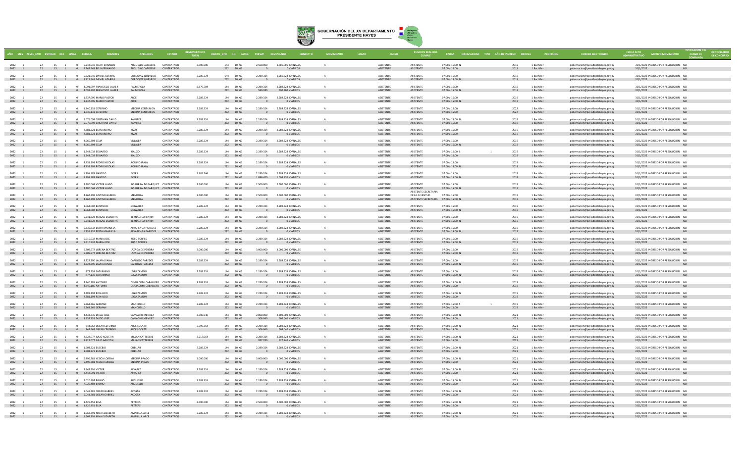**GOBERNACIÓN DEL XV DEPARTAMENTO PRESIDENTE HAYES**

| AÑO | MES | NIVEL_ENTI | ENTIDAD | OEE | LINEA | CEDULA | NOMBRES | APELLIDOS | ESTADO | REMUNERACION TOTAL | OBJETO_GTO | F.F. | CATEG | PRESUP | DEVENGADO | CONCEPTO | MOVIMIENTO | LUGAR | CARGO | FUNCION REAL QUE CUMPLE | CARGA | DISCAPACIDAD | TIPO | AÑO DE INGRESO | OFICINA | PROFESION | CORREO ELECTRONICO | FECHA ACTO ADMINISTRATIVO | MOTIVO MOVIMIENTO | TIPIFICACION DEL CARGO DE CONFIANZA | IDENTIFICADOR DE CONCURSO |
|---|---|---|---|---|---|---|---|---|---|---|---|---|---|---|---|---|---|---|---|---|---|---|---|---|---|---|---|---|---|---|---|
| 2022 | 1 | 22 | 15 | 1 | 0 | 5.242.949 | FELIX FERNALDO | ARGUELLO CATEBEKE | CONTRATADO | 2.500.000 | 144 | 10 | XU3 | 2.500.000 | 2.500.000 | JORNALES | A | | ASISTENTE | ASISTENTE | 07:00 a 15:00 | N | | 2019 | 1 | Bachiller | gobernacion@presidentehayes.gov.py | 31/1/2022 | INGRESO POR RESOLUCION | NO | |
| 2022 | 1 | 22 | 15 | 1 | 0 | 5.242.949 | FELIX FERNALDO | ARGUELLO CATEBEKE | CONTRATADO | | 232 | 10 | XU3 | 0 | 0 | VIATICOS | | | ASISTENTE | ASISTENTE | 07:00 a 15:00 | | | 2019 | 1 | Bachiller | gobernacion@presidentehayes.gov.py | 31/1/2022 | | NO | |
| 2022 | 1 | 22 | 15 | 1 | 0 | 5.821.549 | DANIEL AZARIAS | CORDOVEZ QUEVEDO | CONTRATADO | 2.289.324 | 144 | 10 | XU3 | 2.289.324 | 2.289.324 | JORNALES | A | | ASISTENTE | ASISTENTE | 07:00 a 15:00 | | | 2019 | 1 | Bachiller | gobernacion@presidentehayes.gov.py | 31/1/2022 | INGRESO POR RESOLUCION | NO | |
| 2022 | 1 | 22 | 15 | 1 | 0 | 5.821.549 | DANIEL AZARIAS | CORDOVEZ QUEVEDO | CONTRATADO | | 232 | 10 | XU3 | 0 | 0 | VIATICOS | | | ASISTENTE | ASISTENTE | 07:00 a 15:00 | N | | 2019 | 1 | Bachiller | gobernacion@presidentehayes.gov.py | 31/1/2022 | | NO | |
| 2022 | 1 | 22 | 15 | 1 | 0 | 4.091.997 | FRANCISCO JAVIER | PALMEROLA | CONTRATADO | 2.879.704 | 144 | 10 | XU3 | 2.289.324 | 2.289.324 | JORNALES | A | | ASISTENTE | ASISTENTE | 07:00 a 15:00 | | | 2019 | 1 | Bachiller | gobernacion@presidentehayes.gov.py | 31/1/2022 | INGRESO POR RESOLUCION | NO | |
| 2022 | 1 | 22 | 15 | 1 | 0 | 4.091.997 | FRANCISCO JAVIER | PALMEROLA | CONTRATADO | | 232 | 10 | XU3 | 590.380 | 590.380 | VIATICOS | | | ASISTENTE | ASISTENTE | 07:00 a 15:00 | N | | 2019 | 1 | Bachiller | gobernacion@presidentehayes.gov.py | 31/1/2022 | | NO | |
| 2022 | 1 | 22 | 15 | 1 | 0 | 1.337.695 | MARIO PASTOR | ARCE | CONTRATADO | 2.289.324 | 144 | 10 | XU3 | 2.289.324 | 2.289.324 | JORNALES | A | | ASISTENTE | ASISTENTE | 07:00 a 15:00 | | | 2019 | 1 | Bachiller | gobernacion@presidentehayes.gov.py | 31/1/2022 | INGRESO POR RESOLUCION | NO | |
| 2022 | 1 | 22 | 15 | 1 | 0 | 1.337.695 | MARIO PASTOR | ARCE | CONTRATADO | | 232 | 10 | XU3 | 0 | 0 | VIATICOS | | | ASISTENTE | ASISTENTE | 07:00 a 15:00 | N | | 2019 | 1 | Bachiller | gobernacion@presidentehayes.gov.py | 31/1/2022 | | NO | |
| 2022 | 1 | 22 | 15 | 1 | 0 | 1.740.131 | CEFERINO | MEDINA CENTURION | CONTRATADO | 2.289.324 | 144 | 10 | XU3 | 2.289.324 | 2.289.324 | JORNALES | A | | ASISTENTE | ASISTENTE | 07:00 a 15:00 | | | 2022 | 1 | Bachiller | gobernacion@presidentehayes.gov.py | 31/1/2022 | INGRESO POR RESOLUCION | NO | |
| 2022 | 1 | 22 | 15 | 1 | 0 | 1.740.131 | CEFERINO | MEDINA CENTURION | CONTRATADO | | 232 | 10 | XU3 | 0 | 0 | VIATICOS | | | ASISTENTE | ASISTENTE | 07:00 a 15:00 | | | 2022 | 1 | Bachiller | gobernacion@presidentehayes.gov.py | 31/1/2022 | | NO | |
| 2022 | 1 | 22 | 15 | 1 | 0 | 5.076.098 | CRISTHIAN DAVID | RAMIREZ | CONTRATADO | 2.289.324 | 144 | 10 | XU3 | 2.289.324 | 2.289.324 | JORNALES | A | | ASISTENTE | ASISTENTE | 07:00 a 15:00 | N | | 2019 | 1 | Bachiller | gobernacion@presidentehayes.gov.py | 31/1/2022 | INGRESO POR RESOLUCION | NO | |
| 2022 | 1 | 22 | 15 | 1 | 0 | 5.076.098 | CRISTHIAN DAVID | RAMIREZ | CONTRATADO | | 232 | 10 | XU3 | 0 | 0 | VIATICOS | | | ASISTENTE | ASISTENTE | 07:00 a 15:00 | | | 2019 | 1 | Bachiller | gobernacion@presidentehayes.gov.py | 31/1/2022 | | NO | |
| 2022 | 1 | 22 | 15 | 1 | 0 | 2.381.221 | BERNARDINO | RIVAS | CONTRATADO | 2.289.324 | 144 | 10 | XU3 | 2.289.324 | 2.289.324 | JORNALES | A | | ASISTENTE | ASISTENTE | 07:00 a 15:00 | | | 2019 | 1 | Bachiller | gobernacion@presidentehayes.gov.py | 31/1/2022 | INGRESO POR RESOLUCION | NO | |
| 2022 | 1 | 22 | 15 | 1 | 0 | 2.381.221 | BERNARDINO | RIVAS | CONTRATADO | | 232 | 10 | XU3 | 0 | 0 | VIATICOS | | | ASISTENTE | ASISTENTE | 07:00 a 15:00 | | | 2019 | 1 | Bachiller | gobernacion@presidentehayes.gov.py | 31/1/2022 | | NO | |
| 2022 | 1 | 22 | 15 | 1 | 0 | 4.660.304 | CELIA | VILLALBA | CONTRATADO | 2.289.324 | 144 | 10 | XU3 | 2.289.324 | 2.289.324 | JORNALES | A | | ASISTENTE | ASISTENTE | 07:00 a 15:00 | | | 2019 | 1 | Bachiller | gobernacion@presidentehayes.gov.py | 31/1/2022 | INGRESO POR RESOLUCION | NO | |
| 2022 | 1 | 22 | 15 | 1 | 0 | 4.660.304 | CELIA | VILLALBA | CONTRATADO | | 232 | 10 | XU3 | 0 | 0 | VIATICOS | | | ASISTENTE | ASISTENTE | 07:00 a 15:00 | N | | 2019 | 1 | Bachiller | gobernacion@presidentehayes.gov.py | 31/1/2022 | | NO | |
| 2022 | 1 | 22 | 15 | 1 | 0 | 1.743.038 | EDUARDO | IDALGO | CONTRATADO | 2.289.324 | 144 | 10 | XU3 | 2.289.324 | 2.289.324 | JORNALES | A | | ASISTENTE | ASISTENTE | 07:00 a 15:00 | S | 1 | 2019 | 1 | Bachiller | gobernacion@presidentehayes.gov.py | 31/1/2022 | INGRESO POR RESOLUCION | NO | |
| 2022 | 1 | 22 | 15 | 1 | 0 | 1.743.038 | EDUARDO | IDALGO | CONTRATADO | | 232 | 10 | XU3 | 0 | 0 | VIATICOS | | | ASISTENTE | ASISTENTE | 07:00 a 15:00 | | | 2019 | 1 | Bachiller | gobernacion@presidentehayes.gov.py | 31/1/2022 | | NO | |
| 2022 | 1 | 22 | 15 | 1 | 0 | 4.738.193 | PEDRO NICOLAS | AQUINO IRALA | CONTRATADO | 2.289.324 | 144 | 10 | XU3 | 2.289.324 | 2.289.324 | JORNALES | A | | ASISTENTE | ASISTENTE | 07:00 a 15:00 | | | 2019 | 1 | Bachiller | gobernacion@presidentehayes.gov.py | 31/1/2022 | INGRESO POR RESOLUCION | NO | |
| 2022 | 1 | 22 | 15 | 1 | 0 | 4.738.193 | PEDRO NICOLAS | AQUINO IRALA | CONTRATADO | | 232 | 10 | XU3 | 0 | 0 | VIATICOS | | | ASISTENTE | ASISTENTE | 07:00 a 15:00 | N | | 2019 | 1 | Bachiller | gobernacion@presidentehayes.gov.py | 31/1/2022 | | NO | |
| 2022 | 1 | 22 | 15 | 1 | 0 | 1.291.185 | NARCISO | EVERS | CONTRATADO | 3.385.744 | 144 | 10 | XU3 | 2.289.324 | 2.289.324 | JORNALES | A | | ASISTENTE | ASISTENTE | 07:00 a 15:00 | | | 2019 | 1 | Bachiller | gobernacion@presidentehayes.gov.py | 31/1/2022 | INGRESO POR RESOLUCION | NO | |
| 2022 | 1 | 22 | 15 | 1 | 0 | 1.291.185 | NARCISO | EVERS | CONTRATADO | | 232 | 10 | XU3 | 1.096.420 | 1.096.420 | VIATICOS | | | ASISTENTE | ASISTENTE | 07:00 a 15:00 | N | | 2019 | 1 | Bachiller | gobernacion@presidentehayes.gov.py | 31/1/2022 | | NO | |
| 2022 | 1 | 22 | 15 | 1 | 0 | 3.480.069 | VICTOR HUGO | INSAURRALDE PARQUET | CONTRATADO | 2.500.000 | 144 | 10 | XU3 | 2.500.000 | 2.500.000 | JORNALES | A | | ASISTENTE | ASISTENTE | 07:00 a 15:00 | | | 2019 | 1 | Bachiller | gobernacion@presidentehayes.gov.py | 31/1/2022 | INGRESO POR RESOLUCION | NO | |
| 2022 | 1 | 22 | 15 | 1 | 0 | 3.480.069 | VICTOR HUGO | INSAURRALDE PARQUET | CONTRATADO | | 232 | 10 | XU3 | 0 | 0 | VIATICOS | | | ASISTENTE | ASISTENTE | 07:00 a 15:00 | N | | 2019 | 1 | Bachiller | gobernacion@presidentehayes.gov.py | 31/1/2022 | | NO | |
| 2022 | 1 | 22 | 15 | 1 | 0 | 4.767.298 | JUSTINO GABRIEL | MENDOZA | CONTRATADO | 2.500.000 | 144 | 10 | XU3 | 2.500.000 | 2.500.000 | JORNALES | A | | ASISTENTE | ASISTENTE SECRETARIA DE LA JUVENTUD | 07:00 a 15:00 | | | 2019 | 1 | Bachiller | gobernacion@presidentehayes.gov.py | 31/1/2022 | INGRESO POR RESOLUCION | NO | |
| 2022 | 1 | 22 | 15 | 1 | 0 | 4.767.298 | JUSTINO GABRIEL | MENDOZA | CONTRATADO | | 232 | 10 | XU3 | 0 | 0 | VIATICOS | | | ASISTENTE | ASISTENTE SECRETARIA | 07:00 a 15:00 | N | | 2019 | 1 | Bachiller | gobernacion@presidentehayes.gov.py | 31/1/2022 | | NO | |
| 2022 | 1 | 22 | 15 | 1 | 0 | 1.063.002 | BENANCIO | GONZALEZ | CONTRATADO | 2.289.324 | 144 | 10 | XU3 | 2.289.324 | 2.289.324 | JORNALES | A | | ASISTENTE | ASISTENTE | 07:00 a 15:00 | | | 2019 | 1 | Bachiller | gobernacion@presidentehayes.gov.py | 31/1/2022 | INGRESO POR RESOLUCION | NO | |
| 2022 | 1 | 22 | 15 | 1 | 0 | 1.063.002 | BENANCIO | GONZALEZ | CONTRATADO | | 232 | 10 | XU3 | 0 | 0 | VIATICOS | | | ASISTENTE | ASISTENTE | 07:00 a 15:00 | N | | 2019 | 1 | Bachiller | gobernacion@presidentehayes.gov.py | 31/1/2022 | | NO | |
| 2022 | 1 | 22 | 15 | 1 | 0 | 5.241.828 | MAGALI ESMERITA | BERNAL FLORENTIN | CONTRATADO | 2.289.324 | 144 | 10 | XU3 | 2.289.324 | 2.289.324 | JORNALES | A | | ASISTENTE | ASISTENTE | 07:00 a 15:00 | | | 2019 | 1 | Bachiller | gobernacion@presidentehayes.gov.py | 31/1/2022 | INGRESO POR RESOLUCION | NO | |
| 2022 | 1 | 22 | 15 | 1 | 0 | 5.241.828 | MAGALI ESMERITA | BERNAL FLORENTIN | CONTRATADO | | 232 | 10 | XU3 | 0 | 0 | VIATICOS | | | ASISTENTE | ASISTENTE | 07:00 a 15:00 | N | | 2019 | 1 | Bachiller | gobernacion@presidentehayes.gov.py | 31/1/2022 | | NO | |
| 2022 | 1 | 22 | 15 | 1 | 0 | 6.335.832 | EDITH MANUELA | ALVARENGA PAREDES | CONTRATADO | 2.289.324 | 144 | 10 | XU3 | 2.289.324 | 2.289.324 | JORNALES | A | | ASISTENTE | ASISTENTE | 07:00 a 15:00 | | | 2019 | 1 | Bachiller | gobernacion@presidentehayes.gov.py | 31/1/2022 | INGRESO POR RESOLUCION | NO | |
| 2022 | 1 | 22 | 15 | 1 | 0 | 6.335.832 | EDITH MANUELA | ALVARENGA PAREDES | CONTRATADO | | 232 | 10 | XU3 | 0 | 0 | VIATICOS | | | ASISTENTE | ASISTENTE | 07:00 a 15:00 | N | | 2019 | 1 | Bachiller | gobernacion@presidentehayes.gov.py | 31/1/2022 | | NO | |
| 2022 | 1 | 22 | 15 | 1 | 0 | 5.510.932 | MARIA JOSE | RISSO TORRES | CONTRATADO | 2.289.324 | 144 | 10 | XU3 | 2.289.324 | 2.289.324 | JORNALES | A | | ASISTENTE | ASISTENTE | 07:00 a 15:00 | | | 2019 | 1 | Bachiller | gobernacion@presidentehayes.gov.py | 31/1/2022 | INGRESO POR RESOLUCION | NO | |
| 2022 | 1 | 22 | 15 | 1 | 0 | 5.510.932 | MARIA JOSE | RISSO TORRES | CONTRATADO | | 232 | 10 | XU3 | 0 | 0 | VIATICOS | | | ASISTENTE | ASISTENTE | 07:00 a 15:00 | N | | 2019 | 1 | Bachiller | gobernacion@presidentehayes.gov.py | 31/1/2022 | | NO | |
| 2022 | 1 | 22 | 15 | 1 | 0 | 5.709.972 | LORENA BEATRIZ | LAZAGA DE PEREIRA | CONTRATADO | 3.000.000 | 144 | 10 | XU3 | 3.000.000 | 3.000.000 | JORNALES | A | | ASISTENTE | ASISTENTE | 07:00 a 15:00 | | | 2019 | 1 | Bachiller | gobernacion@presidentehayes.gov.py | 31/1/2022 | INGRESO POR RESOLUCION | NO | |
| 2022 | 1 | 22 | 15 | 1 | 0 | 5.709.972 | LORENA BEATRIZ | LAZAGA DE PEREIRA | CONTRATADO | | 232 | 10 | XU3 | 0 | 0 | VIATICOS | | | ASISTENTE | ASISTENTE | 07:00 a 15:00 | N | | 2019 | 1 | Bachiller | gobernacion@presidentehayes.gov.py | 31/1/2022 | | NO | |
| 2022 | 1 | 22 | 15 | 1 | 0 | 3.222.290 | LAURA DIANA | CARDOZO PAREDES | CONTRATADO | 2.289.324 | 144 | 10 | XU3 | 2.289.324 | 2.289.324 | JORNALES | A | | ASISTENTE | ASISTENTE | 07:00 a 15:00 | | | 2019 | 1 | Bachiller | gobernacion@presidentehayes.gov.py | 31/1/2022 | INGRESO POR RESOLUCION | NO | |
| 2022 | 1 | 22 | 15 | 1 | 0 | 3.222.290 | LAURA DIANA | CARDOZO PAREDES | CONTRATADO | | 232 | 10 | XU3 | 0 | 0 | VIATICOS | | | ASISTENTE | ASISTENTE | 07:00 a 15:00 | N | | 2019 | 1 | Bachiller | gobernacion@presidentehayes.gov.py | 31/1/2022 | | NO | |
| 2022 | 1 | 22 | 15 | 1 | 0 | 877.139 | SATURNINO | LEGUIZAMON | CONTRATADO | 2.289.324 | 144 | 10 | XU3 | 2.289.324 | 2.289.324 | JORNALES | A | | ASISTENTE | ASISTENTE | 07:00 a 15:00 | | | 2019 | 1 | Bachiller | gobernacion@presidentehayes.gov.py | 31/1/2022 | INGRESO POR RESOLUCION | NO | |
| 2022 | 1 | 22 | 15 | 1 | 0 | 877.139 | SATURNINO | LEGUIZAMON | CONTRATADO | | 232 | 10 | XU3 | 0 | 0 | VIATICOS | | | ASISTENTE | ASISTENTE | 07:00 a 15:00 | N | | 2019 | 1 | Bachiller | gobernacion@presidentehayes.gov.py | 31/1/2022 | | NO | |
| 2022 | 1 | 22 | 15 | 1 | 0 | 4.840.185 | ANTONIO | DE GIACOMI CABALLERO | CONTRATADO | 2.289.324 | 144 | 10 | XU3 | 2.289.324 | 2.289.324 | JORNALES | A | | ASISTENTE | ASISTENTE | 07:00 a 15:00 | N | | 2019 | 1 | Bachiller | gobernacion@presidentehayes.gov.py | 31/1/2022 | INGRESO POR RESOLUCION | NO | |
| 2022 | 1 | 22 | 15 | 1 | 0 | 4.840.185 | ANTONIO | DE GIACOMI CABALLERO | CONTRATADO | | 232 | 10 | XU3 | 0 | 0 | VIATICOS | | | ASISTENTE | ASISTENTE | 07:00 a 15:00 | | | 2019 | 1 | Bachiller | gobernacion@presidentehayes.gov.py | 31/1/2022 | | NO | |
| 2022 | 1 | 22 | 15 | 1 | 0 | 2.381.193 | REINALDO | LEGUIZAMON | CONTRATADO | 2.289.324 | 144 | 10 | XU3 | 2.289.324 | 2.289.324 | JORNALES | A | | ASISTENTE | ASISTENTE | 07:00 a 15:00 | N | | 2019 | 1 | Bachiller | gobernacion@presidentehayes.gov.py | 31/1/2022 | INGRESO POR RESOLUCION | NO | |
| 2022 | 1 | 22 | 15 | 1 | 0 | 2.381.193 | REINALDO | LEGUIZAMON | CONTRATADO | | 232 | 10 | XU3 | 0 | 0 | VIATICOS | | | ASISTENTE | ASISTENTE | 07:00 a 15:00 | | | 2019 | 1 | Bachiller | gobernacion@presidentehayes.gov.py | 31/1/2022 | | NO | |
| 2022 | 1 | 22 | 15 | 1 | 0 | 5.863.365 | GERMAN | MANCUELLO | CONTRATADO | 2.289.324 | 144 | 10 | XU3 | 2.289.324 | 2.289.324 | JORNALES | A | | ASISTENTE | ASISTENTE | 07:00 a 15:00 | S | 1 | 2019 | 1 | Bachiller | gobernacion@presidentehayes.gov.py | 31/1/2022 | INGRESO POR RESOLUCION | NO | |
| 2022 | 1 | 22 | 15 | 1 | 0 | 5.863.365 | GERMAN | MANCUELLO | CONTRATADO | | 232 | 10 | XU3 | 0 | 0 | VIATICOS | | | ASISTENTE | ASISTENTE | 07:00 a 15:00 | | | 2019 | 1 | Bachiller | gobernacion@presidentehayes.gov.py | 31/1/2022 | | NO | |
| 2022 | 1 | 22 | 15 | 1 | 0 | 4.433.735 | DIEGO JOSE | CAMACHO MENDEZ | CONTRATADO | 3.306.040 | 144 | 10 | XU3 | 2.800.000 | 2.800.000 | JORNALES | A | | ASISTENTE | ASISTENTE | 07:00 a 15:00 | N | | 2021 | 1 | Bachiller | gobernacion@presidentehayes.gov.py | 31/1/2022 | INGRESO POR RESOLUCION | NO | |
| 2022 | 1 | 22 | 15 | 1 | 0 | 4.433.735 | DIEGO JOSE | CAMACHO MENDEZ | CONTRATADO | | 232 | 10 | XU3 | 506.040 | 506.040 | VIATICOS | | | ASISTENTE | ASISTENTE | 07:00 a 15:00 | | | 2021 | 1 | Bachiller | gobernacion@presidentehayes.gov.py | 31/1/2022 | | NO | |
| 2022 | 1 | 22 | 15 | 1 | 0 | 744.562 | OSCAR CEFERINO | ARCE LOCATTI | CONTRATADO | 2.795.364 | 144 | 10 | XU3 | 2.289.324 | 2.289.324 | JORNALES | A | | ASISTENTE | ASISTENTE | 07:00 a 15:00 | N | | 2021 | 1 | Bachiller | gobernacion@presidentehayes.gov.py | 31/1/2022 | INGRESO POR RESOLUCION | NO | |
| 2022 | 1 | 22 | 15 | 1 | 0 | 744.562 | OSCAR CEFERINO | ARCE LOCATTI | CONTRATADO | | 232 | 10 | XU3 | 506.040 | 506.040 | VIATICOS | | | ASISTENTE | ASISTENTE | 07:00 a 15:00 | | | 2021 | 1 | Bachiller | gobernacion@presidentehayes.gov.py | 31/1/2022 | | NO | |
| 2022 | 1 | 22 | 15 | 1 | 0 | 2.822.077 | JULIO AGUSTIN | MILLAN CATTEBEKE | CONTRATADO | 3.217.064 | 144 | 10 | XU3 | 2.289.324 | 2.289.324 | JORNALES | A | | ASISTENTE | ASISTENTE | 07:00 a 15:00 | N | | 2021 | 1 | Bachiller | gobernacion@presidentehayes.gov.py | 31/1/2022 | INGRESO POR RESOLUCION | NO | |
| 2022 | 1 | 22 | 15 | 1 | 0 | 2.822.077 | JULIO AGUSTIN | MILLAN CATTEBEKE | CONTRATADO | | 232 | 10 | XU3 | 927.740 | 927.740 | VIATICOS | | | ASISTENTE | ASISTENTE | 07:00 a 15:00 | | | 2021 | 1 | Bachiller | gobernacion@presidentehayes.gov.py | 31/1/2022 | | NO | |
| 2022 | 1 | 22 | 15 | 1 | 0 | 1.603.221 | EUSEBIO | CUELLAR | CONTRATADO | 2.289.324 | 144 | 10 | XU3 | 2.289.324 | 2.289.324 | JORNALES | A | | ASISTENTE | ASISTENTE | 07:00 a 15:00 | N | | 2021 | 1 | Bachiller | gobernacion@presidentehayes.gov.py | 31/1/2022 | INGRESO POR RESOLUCION | NO | |
| 2022 | 1 | 22 | 15 | 1 | 0 | 1.603.221 | EUSEBIO | CUELLAR | CONTRATADO | | 232 | 10 | XU3 | 0 | 0 | VIATICOS | | | ASISTENTE | ASISTENTE | 07:00 a 15:00 | | | 2021 | 1 | Bachiller | gobernacion@presidentehayes.gov.py | 31/1/2022 | | NO | |
| 2022 | 1 | 22 | 15 | 1 | 0 | 5.496.781 | YESICA LORENA | MEDINA PRADO | CONTRATADO | 3.000.000 | 144 | 10 | XU3 | 3.000.000 | 3.000.000 | JORNALES | A | | ASISTENTE | ASISTENTE | 07:00 a 15:00 | N | | 2021 | 1 | Bachiller | gobernacion@presidentehayes.gov.py | 31/1/2022 | INGRESO POR RESOLUCION | NO | |
| 2022 | 1 | 22 | 15 | 1 | 0 | 5.496.781 | YESICA LORENA | MEDINA PRADO | CONTRATADO | | 232 | 10 | XU3 | 0 | 0 | VIATICOS | | | ASISTENTE | ASISTENTE | 07:00 a 15:00 | | | 2021 | 1 | Bachiller | gobernacion@presidentehayes.gov.py | 31/1/2022 | | NO | |
| 2022 | 1 | 22 | 15 | 1 | 0 | 2.442.991 | VICTOR | ALVAREZ | CONTRATADO | 2.289.324 | 144 | 10 | XU3 | 2.289.324 | 2.289.324 | JORNALES | A | | ASISTENTE | ASISTENTE | 07:00 a 15:00 | N | | 2021 | 1 | Bachiller | gobernacion@presidentehayes.gov.py | 31/1/2022 | INGRESO POR RESOLUCION | NO | |
| 2022 | 1 | 22 | 15 | 1 | 0 | 2.442.991 | VICTOR | ALVAREZ | CONTRATADO | | 232 | 10 | XU3 | 0 | 0 | VIATICOS | | | ASISTENTE | ASISTENTE | 07:00 a 15:00 | | | 2021 | 1 | Bachiller | gobernacion@presidentehayes.gov.py | 31/1/2022 | | NO | |
| 2022 | 1 | 22 | 15 | 1 | 0 | 7.020.484 | BRUNO | ARGUELLO | CONTRATADO | 2.289.324 | 144 | 10 | XU3 | 2.289.324 | 2.289.324 | JORNALES | A | | ASISTENTE | ASISTENTE | 07:00 a 15:00 | N | | 2021 | 1 | Bachiller | gobernacion@presidentehayes.gov.py | 31/1/2022 | INGRESO POR RESOLUCION | NO | |
| 2022 | 1 | 22 | 15 | 1 | 0 | 7.020.484 | BRUNO | ARGUELLO | CONTRATADO | | 232 | 10 | XU3 | 0 | 0 | VIATICOS | | | ASISTENTE | ASISTENTE | 07:00 a 15:00 | | | 2021 | 1 | Bachiller | gobernacion@presidentehayes.gov.py | 31/1/2022 | | NO | |
| 2022 | 1 | 22 | 15 | 1 | 0 | 5.041.781 | OSCAR GABRIEL | ACOSTA | CONTRATADO | 2.289.324 | 144 | 10 | XU3 | 2.289.324 | 2.289.324 | JORNALES | A | | ASISTENTE | ASISTENTE | 07:00 a 15:00 | N | | 2021 | 1 | Bachiller | gobernacion@presidentehayes.gov.py | 31/1/2022 | INGRESO POR RESOLUCION | NO | |
| 2022 | 1 | 22 | 15 | 1 | 0 | 5.041.781 | OSCAR GABRIEL | ACOSTA | CONTRATADO | | 232 | 10 | XU3 | 0 | 0 | VIATICOS | | | ASISTENTE | ASISTENTE | 07:00 a 15:00 | | | 2021 | 1 | Bachiller | gobernacion@presidentehayes.gov.py | 31/1/2022 | | NO | |
| 2022 | 1 | 22 | 15 | 1 | 0 | 1.426.451 | ELSA | PETTERS | CONTRATADO | 2.500.000 | 144 | 10 | XU3 | 2.500.000 | 2.500.000 | JORNALES | A | | ASISTENTE | ASISTENTE | 07:00 a 15:00 | N | | 2021 | 1 | Bachiller | gobernacion@presidentehayes.gov.py | 31/1/2022 | INGRESO POR RESOLUCION | NO | |
| 2022 | 1 | 22 | 15 | 1 | 0 | 1.426.451 | ELSA | PETTERS | CONTRATADO | | 232 | 10 | XU3 | 0 | 0 | VIATICOS | | | ASISTENTE | ASISTENTE | 07:00 a 15:00 | | | 2021 | 1 | Bachiller | gobernacion@presidentehayes.gov.py | 31/1/2022 | | NO | |
| 2022 | 1 | 22 | 15 | 1 | 0 | 1.968.391 | NINA ELIZABETH | AMARILLA ARCE | CONTRATADO | 2.289.324 | 144 | 10 | XU3 | 2.289.324 | 2.289.324 | JORNALES | A | | ASISTENTE | ASISTENTE | 07:00 a 15:00 | N | | 2021 | 1 | Bachiller | gobernacion@presidentehayes.gov.py | 31/1/2022 | INGRESO POR RESOLUCION | NO | |
| 2022 | 1 | 22 | 15 | 1 | 0 | 1.968.391 | NINA ELIZABETH | AMARILLA ARCE | CONTRATADO | | 232 | 10 | XU3 | 0 | 0 | VIATICOS | | | ASISTENTE | ASISTENTE | 07:00 a 15:00 | | | 2021 | 1 | Bachiller | gobernacion@presidentehayes.gov.py | 31/1/2022 | | NO | |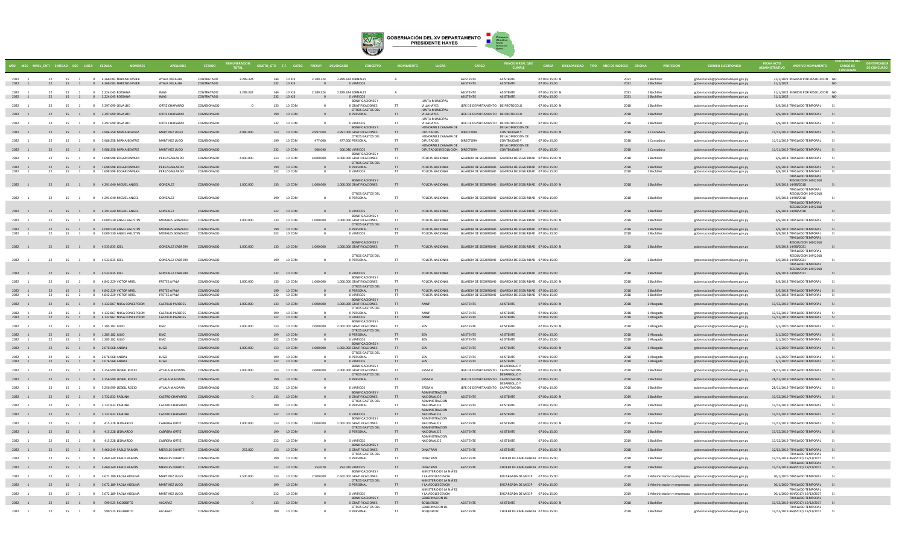GOBERNACIÓN DEL XV DEPARTAMENTO
PRESIDENTE HAYES

| AÑO | MES | NIVEL_ENTI | ENTIDAD | OEE | LINEA | CEDULA | NOMBRES | APELLIDOS | ESTADO | REMUNERACION TOTAL | OBJETO_GTO | F.F. | CATEG | PRESUP | DEVENGADO | CONCEPTO | MOVIMIENTO | LUGAR | CARGO | FUNCION REAL QUE CUMPLE | CARGA | DISCAPACIDAD | TIPO | AÑO DE INGRESO | OFICINA | PROFESION | CORREO ELECTRONICO | FECHA ACTO ADMINISTRATIVO | MOTIVO MOVIMIENTO | TIPIFICACION DEL CARGO DE CONFIANZA | IDENTIFICADOR DE CONCURSO |
|---|---|---|---|---|---|---|---|---|---|---|---|---|---|---|---|---|---|---|---|---|---|---|---|---|---|---|---|---|---|---|---|
| 2022 | 1 | 22 | 15 | 1 | 0 | 4.368.083 | NARCISO JAVIER | AYALA VILLALBA | CONTRATADO | 2.289.324 | 144 | 10 | X13 | 2.289.324 | 2.289.324 | JORNALES | A | | ASISTENTE | ASISTENTE | 07:00 a 15:00 | N | | 2021 | 1 | Bachiller | gobernacion@presidentehayes.gov.py | 31/1/2022 | INGRESO POR RESOLUCION | NO | |
| 2022 | 1 | 22 | 15 | 1 | 0 | 4.368.083 | NARCISO JAVIER | AYALA VILLALBA | CONTRATADO | | 232 | 10 | X13 | 0 | 0 | VIATICOS | | | ASISTENTE | ASISTENTE | 07:00 a 15:00 | | | 2021 | 1 | Bachiller | gobernacion@presidentehayes.gov.py | 31/1/2022 | | NO | |
| 2022 | 1 | 22 | 15 | 1 | 0 | 2.224.045 | ROSSANA | IMAS | CONTRATADO | 2.289.324 | 144 | 10 | X13 | 2.289.324 | 2.289.324 | JORNALES | A | | ASISTENTE | ASISTENTE | 07:00 a 15:00 | N | | 2021 | 1 | Bachiller | gobernacion@presidentehayes.gov.py | 31/1/2022 | INGRESO POR RESOLUCION | NO | |
| 2022 | 1 | 22 | 15 | 1 | 0 | 2.224.045 | ROSSANA | IMAS | CONTRATADO | | 232 | 10 | X13 | 0 | | VIATICOS | | | ASISTENTE | ASISTENTE | 07:00 a 15:00 | | | 2021 | 1 | Bachiller | gobernacion@presidentehayes.gov.py | 31/1/2022 | | NO | |
| 2022 | 1 | 22 | 15 | 1 | 0 | 3.397.699 | OSVALDO | ORTIZ CHAPARRO | COMISIONADO | 0 | 133 | 10 | COM | 0 | 0 | BONIFICACIONES Y GRATIFICACIONES | TT | JUNTA MUNICIPAL VILLAHAYES | JEFE DE DEPARTAMENTO | DE PROTOCOLO | 07:00 a 15:00 | N | | 2018 | 1 | Bachiller | gobernacion@presidentehayes.gov.py | 3/9/2018 | TRASLADO TEMPORAL | SI | |
| 2022 | 1 | 22 | 15 | 1 | 0 | 3.397.699 | OSVALDO | ORTIZ CHAPARRO | COMISIONADO | | 199 | 10 | COM | 0 | 0 | OTROS GASTOS DEL PERSONAL | TT | JUNTA MUNICIPAL VILLAHAYES | JEFE DE DEPARTAMENTO | DE PROTOCOLO | 07:00 a 15:00 | | | 2018 | 1 | Bachiller | gobernacion@presidentehayes.gov.py | 3/9/2018 | TRASLADO TEMPORAL | SI | |
| 2022 | 1 | 22 | 15 | 1 | 0 | 3.397.699 | OSVALDO | ORTIZ CHAPARRO | COMISIONADO | | 232 | 10 | COM | 0 | 0 | VIATICOS | TT | JUNTA MUNICIPAL VILLAHAYES | JEFE DE DEPARTAMENTO | DE PROTOCOLO | 07:00 a 15:00 | | | 2018 | 1 | Bachiller | gobernacion@presidentehayes.gov.py | 3/9/2018 | TRASLADO TEMPORAL | SI | |
| 2022 | 1 | 22 | 15 | 1 | 0 | 3.986.258 | MIRNA BEATRIZ | MARTINEZ LUGO | COMISIONADO | 4.980.040 | 133 | 10 | COM | 3.997.000 | 3.997.000 | BONIFICACIONES Y GRATIFICACIONES | TT | HONORABLE CAMARA DE DIPUTADOS | DIRECTORA | DE LA DIRECCION DE CONTIBILIDAD Y | 07:00 a 15:00 | N | | 2018 | 1 | Contadora | gobernacion@presidentehayes.gov.py | 11/11/2019 | TRASLADO TEMPORAL | SI | |
| 2022 | 1 | 22 | 15 | 1 | 0 | 3.986.258 | MIRNA BEATRIZ | MARTINEZ LUGO | COMISIONADO | | 199 | 10 | COM | 477.000 | 477.000 | OTROS GASTOS DEL PERSONAL | TT | HONORABLE CAMARA DE DIPUTADOS | DIRECTORA | DE LA DIRECCION DE CONTIBILIDAD Y | 07:00 a 15:00 | | | 2018 | 1 | Contadora | gobernacion@presidentehayes.gov.py | 11/11/2019 | TRASLADO TEMPORAL | SI | |
| 2022 | 1 | 22 | 15 | 1 | 0 | 3.986.258 | MIRNA BEATRIZ | MARTINEZ LUGO | COMISIONADO | | 232 | 10 | COM | 506.040 | 506.040 | VIATICOS | TT | HONORABLE CAMARA DE DIPUTADOS RESOLUCION | DIRECTORA | DE LA DIRECCION DE CONTIBILIDAD Y | 07:00 a 15:00 | | | 2018 | 1 | Contadora | gobernacion@presidentehayes.gov.py | 11/11/2019 | TRASLADO TEMPORAL | SI | |
| 2022 | 1 | 22 | 15 | 1 | 0 | 1.698.998 | EDGAR DAMIAN | PEREZ GALLARDO | COMISIONADO | 4.000.000 | 133 | 10 | COM | 4.000.000 | 4.000.000 | BONIFICACIONES Y GRATIFICACIONES | TT | POLICIA NACIONAL | GUARDIA DE SEGURIDAD | GUARDIA DE SEGURIDAD | 07:00 a 15:00 | N | | 2018 | 1 | Bachiller | gobernacion@presidentehayes.gov.py | 3/9/2018 | TRASLADO TEMPORAL | SI | |
| 2022 | 1 | 22 | 15 | 1 | 0 | 1.698.998 | EDGAR DAMIAN | PEREZ GALLARDO | COMISIONADO | | 199 | 10 | COM | 0 | | OTROS GASTOS DEL PERSONAL | TT | POLICIA NACIONAL | GUARDIA DE SEGURIDAD | GUARDIA DE SEGURIDAD | 07:00 a 15:00 | | | 2018 | 1 | Bachiller | gobernacion@presidentehayes.gov.py | 3/9/2018 | TRASLADO TEMPORAL | SI | |
| 2022 | 1 | 22 | 15 | 1 | 0 | 1.698.998 | EDGAR DAMIAN | PEREZ GALLARDO | COMISIONADO | | 232 | 10 | COM | 0 | | VIATICOS | TT | POLICIA NACIONAL | GUARDIA DE SEGURIDAD | GUARDIA DE SEGURIDAD | 07:00 a 15:00 | | | 2018 | 1 | Bachiller | gobernacion@presidentehayes.gov.py | 3/9/2018 | TRASLADO TEMPORAL | SI | |
| 2022 | 1 | 22 | 15 | 1 | 0 | 4.291.640 | MIGUEL ANGEL | GONZALEZ | COMISIONADO | 1.000.000 | 133 | 10 | COM | 1.000.000 | 1.000.000 | BONIFICACIONES Y GRATIFICACIONES | TT | POLICIA NACIONAL | GUARDIA DE SEGURIDAD | GUARDIA DE SEGURIDAD | 07:00 a 15:00 | N | | 2018 | 1 | Bachiller | gobernacion@presidentehayes.gov.py | 3/9/2018 14/08/2018 | TRASLADO TEMPORAL RESOLUCION 149/2018 | SI | |
| 2022 | 1 | 22 | 15 | 1 | 0 | 4.291.640 | MIGUEL ANGEL | GONZALEZ | COMISIONADO | | 199 | 10 | COM | 0 | | OTROS GASTOS DEL PERSONAL | TT | POLICIA NACIONAL | GUARDIA DE SEGURIDAD | GUARDIA DE SEGURIDAD | 07:00 a 15:00 | | | 2018 | 1 | Bachiller | gobernacion@presidentehayes.gov.py | 3/9/2018 14/08/2018 | TRASLADO TEMPORAL RESOLUCION 149/2018 | SI | |
| 2022 | 1 | 22 | 15 | 1 | 0 | 4.291.640 | MIGUEL ANGEL | GONZALEZ | COMISIONADO | | 232 | 10 | COM | 0 | | VIATICOS | TT | POLICIA NACIONAL | GUARDIA DE SEGURIDAD | GUARDIA DE SEGURIDAD | 07:00 a 15:00 | | | 2018 | 1 | Bachiller | gobernacion@presidentehayes.gov.py | 3/9/2018 14/08/2018 | TRASLADO TEMPORAL RESOLUCION 149/2018 | SI | |
| 2022 | 1 | 22 | 15 | 1 | 0 | 5.009.530 | ANGEL AGUSTIN | MORALES GONZALEZ | COMISIONADO | 1.000.000 | 133 | 10 | COM | 1.000.000 | 1.000.000 | BONIFICACIONES Y GRATIFICACIONES | TT | POLICIA NACIONAL | GUARDIA DE SEGURIDAD | GUARDIA DE SEGURIDAD | 07:00 a 15:00 | N | | 2018 | 1 | Bachiller | gobernacion@presidentehayes.gov.py | 3/9/2018 | TRASLADO TEMPORAL | SI | |
| 2022 | 1 | 22 | 15 | 1 | 0 | 5.009.530 | ANGEL AGUSTIN | MORALES GONZALEZ | COMISIONADO | | 199 | 10 | COM | 0 | | OTROS GASTOS DEL PERSONAL | TT | POLICIA NACIONAL | GUARDIA DE SEGURIDAD | GUARDIA DE SEGURIDAD | 07:00 a 15:00 | | | 2018 | 1 | Bachiller | gobernacion@presidentehayes.gov.py | 3/9/2018 | TRASLADO TEMPORAL | SI | |
| 2022 | 1 | 22 | 15 | 1 | 0 | 5.009.530 | ANGEL AGUSTIN | MORALES GONZALEZ | COMISIONADO | | 232 | 10 | COM | 0 | | VIATICOS | TT | POLICIA NACIONAL | GUARDIA DE SEGURIDAD | GUARDIA DE SEGURIDAD | 07:00 a 15:00 | | | 2018 | 1 | Bachiller | gobernacion@presidentehayes.gov.py | 3/9/2018 | TRASLADO TEMPORAL | SI | |
| 2022 | 1 | 22 | 15 | 1 | 0 | 4.533.835 | JOEL | GONZALEZ CABRERA | COMISIONADO | 1.000.000 | 133 | 10 | COM | 1.000.000 | 1.000.000 | BONIFICACIONES Y GRATIFICACIONES | TT | POLICIA NACIONAL | GUARDIA DE SEGURIDAD | GUARDIA DE SEGURIDAD | 07:00 a 15:00 | N | | 2018 | 1 | Bachiller | gobernacion@presidentehayes.gov.py | 3/9/2018 14/08/2021 | TRASLADO TEMPORAL RESOLUCION 149/2018 | SI | |
| 2022 | 1 | 22 | 15 | 1 | 0 | 4.533.835 | JOEL | GONZALEZ CABRERA | COMISIONADO | | 199 | 10 | COM | 0 | | OTROS GASTOS DEL PERSONAL | TT | POLICIA NACIONAL | GUARDIA DE SEGURIDAD | GUARDIA DE SEGURIDAD | 07:00 a 15:00 | | | 2018 | 1 | Bachiller | gobernacion@presidentehayes.gov.py | 3/9/2018 14/08/2021 | TRASLADO TEMPORAL RESOLUCION 149/2018 | SI | |
| 2022 | 1 | 22 | 15 | 1 | 0 | 4.533.835 | JOEL | GONZALEZ CABRERA | COMISIONADO | | 232 | 10 | COM | 0 | | VIATICOS | TT | POLICIA NACIONAL | GUARDIA DE SEGURIDAD | GUARDIA DE SEGURIDAD | 07:00 a 15:00 | | | 2018 | 1 | Bachiller | gobernacion@presidentehayes.gov.py | 3/9/2018 14/08/2021 | TRASLADO TEMPORAL RESOLUCION 149/2018 | SI | |
| 2022 | 1 | 22 | 15 | 1 | 0 | 4.842.229 | VICTOR ARIEL | FRETES AYALA | COMISIONADO | 1.000.000 | 133 | 10 | COM | 1.000.000 | 1.000.000 | BONIFICACIONES Y GRATIFICACIONES | TT | POLICIA NACIONAL | GUARDIA DE SEGURIDAD | GUARDIA DE SEGURIDAD | 07:00 a 15:00 | N | | 2018 | 1 | Bachiller | gobernacion@presidentehayes.gov.py | 3/9/2018 | TRASLADO TEMPORAL | SI | |
| 2022 | 1 | 22 | 15 | 1 | 0 | 4.842.229 | VICTOR ARIEL | FRETES AYALA | COMISIONADO | | 199 | 10 | COM | 0 | | OTROS GASTOS DEL PERSONAL | TT | POLICIA NACIONAL | GUARDIA DE SEGURIDAD | GUARDIA DE SEGURIDAD | 07:00 a 15:00 | | | 2018 | 1 | Bachiller | gobernacion@presidentehayes.gov.py | 3/9/2018 | TRASLADO TEMPORAL | SI | |
| 2022 | 1 | 22 | 15 | 1 | 0 | 4.842.229 | VICTOR ARIEL | FRETES AYALA | COMISIONADO | | 232 | 10 | COM | 0 | | VIATICOS | TT | POLICIA NACIONAL | GUARDIA DE SEGURIDAD | GUARDIA DE SEGURIDAD | 07:00 a 15:00 | | | 2018 | 1 | Bachiller | gobernacion@presidentehayes.gov.py | 3/9/2018 | TRASLADO TEMPORAL | SI | |
| 2022 | 1 | 22 | 15 | 1 | 0 | 4.132.867 | NILSA CONCEPCION | CASTILLO PAREDES | COMISIONADO | 1.000.000 | 133 | 10 | COM | 1.000.000 | 1.000.000 | BONIFICACIONES Y GRATIFICACIONES | TT | ANNP | ASISTENTE | ASISTENTE | 07:00 a 15:00 | N | | 2018 | 1 | Abogado | gobernacion@presidentehayes.gov.py | 13/12/2019 | TRASLADO TEMPORAL | SI | |
| 2022 | 1 | 22 | 15 | 1 | 0 | 4.132.867 | NILSA CONCEPCION | CASTILLO PAREDES | COMISIONADO | | 199 | 10 | COM | 0 | | OTROS GASTOS DEL PERSONAL | TT | ANNP | ASISTENTE | ASISTENTE | 07:00 a 15:00 | | | 2018 | 1 | Abogado | gobernacion@presidentehayes.gov.py | 13/12/2019 | TRASLADO TEMPORAL | SI | |
| 2022 | 1 | 22 | 15 | 1 | 0 | 4.132.867 | NILSA CONCEPCION | CASTILLO PAREDES | COMISIONADO | | 232 | 10 | COM | 0 | | VIATICOS | TT | ANNP | ASISTENTE | ASISTENTE | 07:00 a 15:00 | | | 2018 | 1 | Abogado | gobernacion@presidentehayes.gov.py | 13/12/2019 | TRASLADO TEMPORAL | SI | |
| 2022 | 1 | 22 | 15 | 1 | 0 | 1.285.182 | JULIO | DIAZ | COMISIONADO | 2.000.000 | 133 | 10 | COM | 2.000.000 | 2.000.000 | BONIFICACIONES Y GRATIFICACIONES | TT | SEN | ASISTENTE | ASISTENTE | 07:00 a 15:00 | N | | 2018 | 1 | Abogado | gobernacion@presidentehayes.gov.py | 2/1/2020 | TRASLADO TEMPORAL | SI | |
| 2022 | 1 | 22 | 15 | 1 | 0 | 1.285.182 | JULIO | DIAZ | COMISIONADO | | 199 | 10 | COM | 0 | | OTROS GASTOS DEL PERSONAL | TT | SEN | ASISTENTE | ASISTENTE | 07:00 a 15:00 | | | 2018 | 1 | Abogado | gobernacion@presidentehayes.gov.py | 2/1/2020 | TRASLADO TEMPORAL | SI | |
| 2022 | 1 | 22 | 15 | 1 | 0 | 1.285.182 | JULIO | DIAZ | COMISIONADO | | 232 | 10 | COM | 0 | | VIATICOS | TT | SEN | ASISTENTE | ASISTENTE | 07:00 a 15:00 | | | 2018 | 1 | Abogado | gobernacion@presidentehayes.gov.py | 2/1/2020 | TRASLADO TEMPORAL | SI | |
| 2022 | 1 | 22 | 15 | 1 | 0 | 2.076.568 | ANIBAL | LUGO | COMISIONADO | 1.000.000 | 133 | 10 | COM | 1.000.000 | 1.000.000 | BONIFICACIONES Y GRATIFICACIONES | TT | SEN | ASISTENTE | ASISTENTE | 07:00 a 15:00 | N | | 2018 | 1 | Abogado | gobernacion@presidentehayes.gov.py | 2/1/2020 | TRASLADO TEMPORAL | SI | |
| 2022 | 1 | 22 | 15 | 1 | 0 | 2.076.568 | ANIBAL | LUGO | COMISIONADO | | 199 | 10 | COM | 0 | | OTROS GASTOS DEL PERSONAL | TT | SEN | ASISTENTE | ASISTENTE | 07:00 a 15:00 | | | 2018 | 1 | Abogado | gobernacion@presidentehayes.gov.py | 2/1/2020 | TRASLADO TEMPORAL | SI | |
| 2022 | 1 | 22 | 15 | 1 | 0 | 2.076.568 | ANIBAL | LUGO | COMISIONADO | | 232 | 10 | COM | 0 | | VIATICOS | TT | SEN | ASISTENTE | ASISTENTE | 07:00 a 15:00 | | | 2018 | 1 | Abogado | gobernacion@presidentehayes.gov.py | 2/1/2020 | TRASLADO TEMPORAL | SI | |
| 2022 | 1 | 22 | 15 | 1 | 0 | 5.256.999 | LIZBELL ROCIO | AYLALA MAIDANA | COMISIONADO | 2.000.000 | 133 | 10 | COM | 2.000.000 | 2.000.000 | BONIFICACIONES Y GRATIFICACIONES | TT | ERSSAN | JEFE DE DEPARTAMENTO | DESARROLLO Y CAPACITACION | 07:00 a 15:00 | N | | 2018 | 1 | Bachiller | gobernacion@presidentehayes.gov.py | 28/11/2019 | TRASLADO TEMPORAL | SI | |
| 2022 | 1 | 22 | 15 | 1 | 0 | 5.256.999 | LIZBELL ROCIO | AYLALA MAIDANA | COMISIONADO | | 199 | 10 | COM | 0 | | OTROS GASTOS DEL PERSONAL | TT | ERSSAN | JEFE DE DEPARTAMENTO | DESARROLLO Y CAPACITACION | 07:00 a 15:00 | | | 2018 | 1 | Bachiller | gobernacion@presidentehayes.gov.py | 28/11/2019 | TRASLADO TEMPORAL | SI | |
| 2022 | 1 | 22 | 15 | 1 | 0 | 5.256.999 | LIZBELL ROCIO | AYLALA MAIDANA | COMISIONADO | | 232 | 10 | COM | 0 | | VIATICOS | TT | ERSSAN | JEFE DE DEPARTAMENTO | DESARROLLO Y CAPACITACION | 07:00 a 15:00 | | | 2018 | 1 | Bachiller | gobernacion@presidentehayes.gov.py | 28/11/2019 | TRASLADO TEMPORAL | SI | |
| 2022 | 1 | 22 | 15 | 1 | 0 | 3.732.833 | PABLINA | CASTRO CHAPARRO | COMISIONADO | 0 | 133 | 10 | COM | 0 | | BONIFICACIONES Y GRATIFICACIONES | TT | ADMINISTRACION NACIONAL DE | ASISTENTE | ASISTENTE | 07:00 a 15:00 | N | | 2019 | 1 | Bachiller | gobernacion@presidentehayes.gov.py | 13/12/2019 | TRASLADO TEMPORAL | SI | |
| 2022 | 1 | 22 | 15 | 1 | 0 | 3.732.833 | PABLINA | CASTRO CHAPARRO | COMISIONADO | | 199 | 10 | COM | 0 | | OTROS GASTOS DEL PERSONAL | TT | ADMINISTRACION NACIONAL DE | ASISTENTE | ASISTENTE | 07:00 a 15:00 | | | 2019 | 1 | Bachiller | gobernacion@presidentehayes.gov.py | 13/12/2019 | TRASLADO TEMPORAL | SI | |
| 2022 | 1 | 22 | 15 | 1 | 0 | 3.732.833 | PABLINA | CASTRO CHAPARRO | COMISIONADO | | 232 | 10 | COM | 0 | | VIATICOS | TT | ADMINISTRACION NACIONAL DE | ASISTENTE | ASISTENTE | 07:00 a 15:00 | | | 2019 | 1 | Bachiller | gobernacion@presidentehayes.gov.py | 13/12/2019 | TRASLADO TEMPORAL | SI | |
| 2022 | 1 | 22 | 15 | 1 | 0 | 415.228 | LEONARDO | CABRERA ORTIZ | COMISIONADO | 1.000.000 | 133 | 10 | COM | 1.000.000 | 1.000.000 | BONIFICACIONES Y GRATIFICACIONES | TT | ADMINISTRACION NACIONAL DE | ASISTENTE | ASISTENTE | 07:00 a 15:00 | N | | 2019 | 1 | Bachiller | gobernacion@presidentehayes.gov.py | 13/12/2019 | TRASLADO TEMPORAL | SI | |
| 2022 | 1 | 22 | 15 | 1 | 0 | 415.228 | LEONARDO | CABRERA ORTIZ | COMISIONADO | | 199 | 10 | COM | 0 | | OTROS GASTOS DEL PERSONAL | TT | ADMINISTRACION NACIONAL DE | ASISTENTE | ASISTENTE | 07:00 a 15:00 | | | 2019 | 1 | Bachiller | gobernacion@presidentehayes.gov.py | 13/12/2019 | TRASLADO TEMPORAL | SI | |
| 2022 | 1 | 22 | 15 | 1 | 0 | 415.228 | LEONARDO | CABRERA ORTIZ | COMISIONADO | | 232 | 10 | COM | 0 | | VIATICOS | TT | ADMINISTRACION NACIONAL DE | ASISTENTE | ASISTENTE | 07:00 a 15:00 | | | 2019 | 1 | Bachiller | gobernacion@presidentehayes.gov.py | 13/12/2019 | TRASLADO TEMPORAL | SI | |
| 2022 | 1 | 22 | 15 | 1 | 0 | 5.460.249 | PABLO RAMON | MERELES DUARTE | COMISIONADO | 253.020 | 133 | 10 | COM | 0 | | BONIFICACIONES Y GRATIFICACIONES | TT | DINATRAN | ASISTENTE | ASISTENTE | 07:00 a 15:00 | N | | 2018 | 1 | Bachiller | gobernacion@presidentehayes.gov.py | 12/12/2019 | TRASLADO TEMPORAL | SI | |
| 2022 | 1 | 22 | 15 | 1 | 0 | 5.460.249 | PABLO RAMON | MERELES DUARTE | COMISIONADO | | 199 | 10 | COM | 0 | | OTROS GASTOS DEL PERSONAL | TT | DINATRAN | ASISTENTE | CHOFER DE AMBULANCIA | 07:00 a 15:00 | | | 2018 | 1 | Bachiller | gobernacion@presidentehayes.gov.py | 12/12/2019 464/2017/ 19/12/2017 | TRASLADO TEMPORAL | SI | |
| 2022 | 1 | 22 | 15 | 1 | 0 | 5.460.249 | PABLO RAMON | MERELES DUARTE | COMISIONADO | | 232 | 10 | COM | 253.020 | 253.020 | VIATICOS | TT | DINATRAN | ASISTENTE | CHOFER DE AMBULANCIA | 07:00 a 15:00 | | | 2018 | 1 | Bachiller | gobernacion@presidentehayes.gov.py | 12/12/2019 464/2017/ 19/12/2017 | TRASLADO TEMPORAL | SI | |
| 2022 | 1 | 22 | 15 | 1 | 0 | 3.672.189 | PADLA ADELINA | MARTINEZ LUGO | COMISIONADO | 2.500.000 | 133 | 10 | COM | 2.500.000 | 2.500.000 | BONIFICACIONES Y GRATIFICACIONES | TT | MINISTERIO DE LA NIÑEZ Y LA ADOLESCENCIA | | ENCARGADA DE MECIP | 07:00 a 15:00 | | | 2019 | 1 | Administracion y empresas | gobernacion@presidentehayes.gov.py | 30/1/2020 | TRASLADO TEMPORAL | SI | |
| 2022 | 1 | 22 | 15 | 1 | 0 | 3.672.189 | PADLA ADELINA | MARTINEZ LUGO | COMISIONADO | | 199 | 10 | COM | 0 | | OTROS GASTOS DEL PERSONAL | TT | MINISTERIO DE LA NIÑEZ Y LA ADOLESCENCIA | | ENCARGADA DE MECIP | 07:00 a 15:00 | | | 2019 | 1 | Administracion y empresas | gobernacion@presidentehayes.gov.py | 30/1/2020 | TRASLADO TEMPORAL | SI | |
| 2022 | 1 | 22 | 15 | 1 | 0 | 3.672.189 | PADLA ADELINA | MARTINEZ LUGO | COMISIONADO | | 232 | 10 | COM | 0 | | VIATICOS | TT | MINISTERIO DE LA NIÑEZ Y LA ADOLESCENCIA | | ENCARGADA DE MECIP | 07:00 a 15:00 | | | 2019 | 1 | Administracion y empresas | gobernacion@presidentehayes.gov.py | 30/1/2020 464/2017/ 19/12/2017 | TRASLADO TEMPORAL | SI | |
| 2022 | 1 | 22 | 15 | 1 | 0 | 599.525 | RIGOBERTO | ALCARAZ | COMISIONADO | 0 | 133 | 10 | COM | 0 | | BONIFICACIONES Y GRATIFICACIONES | TT | GOBERNACION DE BOQUERON | ASISTENTE | ASISTENTE | 07:00 a 15:00 | N | | 2018 | 1 | Bachiller | gobernacion@presidentehayes.gov.py | 13/12/2019 464/2017/ 19/12/2017 | TRASLADO TEMPORAL | SI | |
| 2022 | 1 | 22 | 15 | 1 | 0 | 599.525 | RIGOBERTO | ALCARAZ | COMISIONADO | | 199 | 10 | COM | 0 | | OTROS GASTOS DEL PERSONAL | TT | GOBERNACION DE BOQUERON | ASISTENTE | CHOFER DE AMBULANCIA | 07:00 a 15:00 | | | 2018 | 1 | Bachiller | gobernacion@presidentehayes.gov.py | 13/12/2019 464/2017/ 19/12/2017 | TRASLADO TEMPORAL | SI | |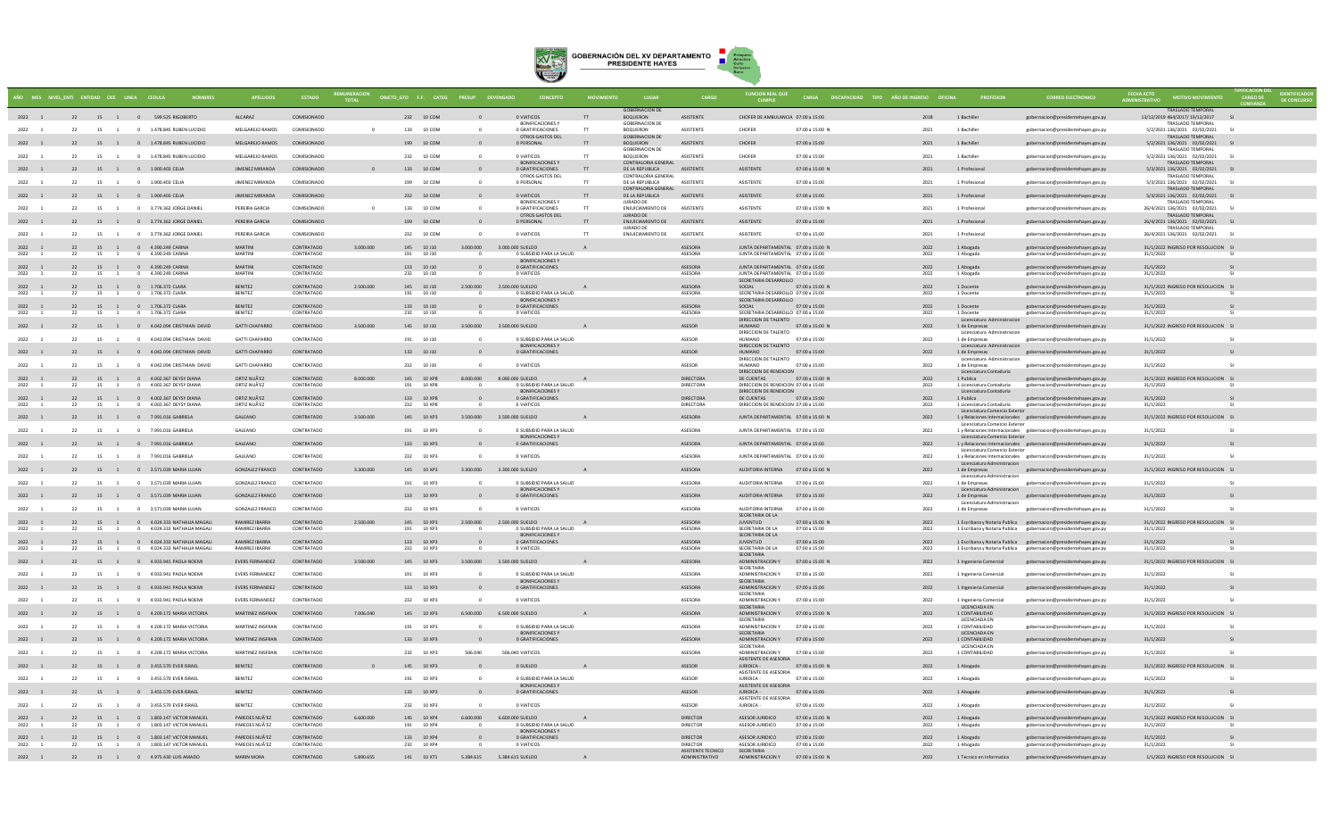# GOBERNACIÓN DEL XV DEPARTAMENTO PRESIDENTE HAYES

| AÑO | MES | NIVEL_ENTI | ENTIDAD | OEE | LINEA | CEDULA | NOMBRES | APELLIDOS | ESTADO | REMUNERACION TOTAL | OBJETO_GTO | F.F. | CATEG | PRESUP | DEVENGADO | CONCEPTO | MOVIMIENTO | LUGAR | CARGO | FUNCION REAL QUE CUMPLE | CARGA | DISCAPACIDAD | TIPO | AÑO DE INGRESO | OFICINA | PROFESION | CORREO ELECTRONICO | FECHA ACTO ADMINISTRATIVO | MOTIVO MOVIMIENTO | TIPIFICACION DEL CARGO DE CONFIANZA | IDENTIFICADOR DE CONCURSO |
|---|---|---|---|---|---|---|---|---|---|---|---|---|---|---|---|---|---|---|---|---|---|---|---|---|---|---|---|---|---|---|---|
| 2022 | 1 | 22 | 15 | 1 | 0 | 599.525 | RIGOBERTO | ALCARAZ | COMISIONADO | | 232 | 10 | COM | 0 | | 0 VIATICOS | TT | GOBERNACION DE BOQUERON | ASISTENTE | CHOFER DE AMBULANCIA | 07:00 a 15:00 | | | 2018 | 1 | Bachiller | gobernacion@presidentehayes.gov.py | 13/12/2019 | 464/2017/ 19/12/2017 TRASLADO TEMPORAL | SI | |
| 2022 | 1 | 22 | 15 | 1 | 0 | 1.478.845 | RUBEN LUCIDIO | MELGAREJO RAMOS | COMISIONADO | 0 | 133 | 10 | COM | 0 | | 0 BONIFICACIONES Y GRATIFICACIONES | TT | GOBERNACION DE BOQUERON | ASISTENTE | CHOFER | 07:00 a 15:00 | N | | 2021 | 1 | Bachiller | gobernacion@presidentehayes.gov.py | 5/2/2021 | 136/2021 02/02/2021 TRASLADO TEMPORAL | SI | |
| 2022 | 1 | 22 | 15 | 1 | 0 | 1.478.845 | RUBEN LUCIDIO | MELGAREJO RAMOS | COMISIONADO | | 199 | 10 | COM | 0 | | 0 OTROS GASTOS DEL PERSONAL | TT | GOBERNACION DE BOQUERON | ASISTENTE | CHOFER | 07:00 a 15:00 | | | 2021 | 1 | Bachiller | gobernacion@presidentehayes.gov.py | 5/2/2021 | 136/2021 02/02/2021 TRASLADO TEMPORAL | SI | |
| 2022 | 1 | 22 | 15 | 1 | 0 | 1.478.845 | RUBEN LUCIDIO | MELGAREJO RAMOS | COMISIONADO | | 232 | 10 | COM | 0 | | 0 VIATICOS | TT | GOBERNACION DE BOQUERON | ASISTENTE | CHOFER | 07:00 a 15:00 | | | 2021 | 1 | Bachiller | gobernacion@presidentehayes.gov.py | 5/2/2021 | 136/2021 02/02/2021 TRASLADO TEMPORAL | SI | |
| 2022 | 1 | 22 | 15 | 1 | 0 | 1.900.403 | CELIA | JIMENEZ MIRANDA | COMISIONADO | 0 | 133 | 10 | COM | 0 | | 0 BONIFICACIONES Y GRATIFICACIONES | TT | CONTRALORIA GENERAL DE LA REPUBLICA | ASISTENTE | ASISTENTE | 07:00 a 15:00 | N | | 2021 | 1 | Profesional | gobernacion@presidentehayes.gov.py | 5/3/2021 | 136/2021 02/02/2021 TRASLADO TEMPORAL | SI | |
| 2022 | 1 | 22 | 15 | 1 | 0 | 1.900.403 | CELIA | JIMENEZ MIRANDA | COMISIONADO | | 199 | 10 | COM | 0 | | 0 OTROS GASTOS DEL PERSONAL | TT | CONTRALORIA GENERAL DE LA REPUBLICA | ASISTENTE | ASISTENTE | 07:00 a 15:00 | | | 2021 | 1 | Profesional | gobernacion@presidentehayes.gov.py | 5/3/2021 | 136/2021 02/02/2021 TRASLADO TEMPORAL | SI | |
| 2022 | 1 | 22 | 15 | 1 | 0 | 1.900.403 | CELIA | JIMENEZ MIRANDA | COMISIONADO | | 232 | 10 | COM | 0 | | 0 VIATICOS | TT | CONTRALORIA GENERAL DE LA REPUBLICA | ASISTENTE | ASISTENTE | 07:00 a 15:00 | | | 2021 | 1 | Profesional | gobernacion@presidentehayes.gov.py | 5/3/2021 | 136/2021 02/02/2021 TRASLADO TEMPORAL | SI | |
| 2022 | 1 | 22 | 15 | 1 | 0 | 3.774.362 | JORGE DANIEL | PEREIRA GARCIA | COMISIONADO | 0 | 133 | 10 | COM | 0 | | 0 BONIFICACIONES Y GRATIFICACIONES | TT | JURADO DE ENJUICIAMIENTO DE | ASISTENTE | ASISTENTE | 07:00 a 15:00 | N | | 2021 | 1 | Profesional | gobernacion@presidentehayes.gov.py | 26/4/2021 | 136/2021 02/02/2021 TRASLADO TEMPORAL | SI | |
| 2022 | 1 | 22 | 15 | 1 | 0 | 3.774.362 | JORGE DANIEL | PEREIRA GARCIA | COMISIONADO | | 199 | 10 | COM | 0 | | 0 OTROS GASTOS DEL PERSONAL | TT | JURADO DE ENJUICIAMIENTO DE | ASISTENTE | ASISTENTE | 07:00 a 15:00 | | | 2021 | 1 | Profesional | gobernacion@presidentehayes.gov.py | 26/4/2021 | 136/2021 02/02/2021 TRASLADO TEMPORAL | SI | |
| 2022 | 1 | 22 | 15 | 1 | 0 | 3.774.362 | JORGE DANIEL | PEREIRA GARCIA | COMISIONADO | | 232 | 10 | COM | 0 | | 0 VIATICOS | TT | JURADO DE ENJUICIAMIENTO DE | ASISTENTE | ASISTENTE | 07:00 a 15:00 | | | 2021 | 1 | Profesional | gobernacion@presidentehayes.gov.py | 26/4/2021 | 136/2021 02/02/2021 TRASLADO TEMPORAL | SI | |
| 2022 | 1 | 22 | 15 | 1 | 0 | 4.390.249 | CARINA | MARTINI | CONTRATADO | 3.000.000 | 145 | 10 | J10 | 3.000.000 | 3.000.000 | SUELDO | A | | ASESORA | JUNTA DEPARTAMENTAL | 07:00 a 15:00 | N | | 2022 | 1 | Abogada | gobernacion@presidentehayes.gov.py | 31/1/2022 | INGRESO POR RESOLUCION | SI | |
| 2022 | 1 | 22 | 15 | 1 | 0 | 4.390.249 | CARINA | MARTINI | CONTRATADO | | 191 | 10 | J10 | 0 | | 0 SUBSIDIO PARA LA SALUD | | | ASESORA | JUNTA DEPARTAMENTAL | 07:00 a 15:00 | | | 2022 | 1 | Abogada | gobernacion@presidentehayes.gov.py | 31/1/2022 | | SI | |
| 2022 | 1 | 22 | 15 | 1 | 0 | 4.390.249 | CARINA | MARTINI | CONTRATADO | | 133 | 10 | J10 | 0 | | 0 BONIFICACIONES Y GRATIFICACIONES | | | ASESORA | JUNTA DEPARTAMENTAL | 07:00 a 15:00 | | | 2022 | 1 | Abogada | gobernacion@presidentehayes.gov.py | 31/1/2022 | | SI | |
| 2022 | 1 | 22 | 15 | 1 | 0 | 4.390.249 | CARINA | MARTINI | CONTRATADO | | 232 | 10 | J10 | 0 | | 0 VIATICOS | | | ASESORA | JUNTA DEPARTAMENTAL | 07:00 a 15:00 | | | 2022 | 1 | Abogada | gobernacion@presidentehayes.gov.py | 31/1/2022 | | SI | |
| 2022 | 1 | 22 | 15 | 1 | 0 | 1.706.372 | CLARA | BENITEZ | CONTRATADO | 2.500.000 | 145 | 10 | J10 | 2.500.000 | 2.500.000 | SUELDO | A | | ASESORA | SECRETARIA DESARROLLO SOCIAL | 07:00 a 15:00 | N | | 2022 | 1 | Docente | gobernacion@presidentehayes.gov.py | 31/1/2022 | INGRESO POR RESOLUCION | SI | |
| 2022 | 1 | 22 | 15 | 1 | 0 | 1.706.372 | CLARA | BENITEZ | CONTRATADO | | 191 | 10 | J10 | 0 | | 0 SUBSIDIO PARA LA SALUD | | | ASESORA | SECRETARIA DESARROLLO | 07:00 a 15:00 | | | 2022 | 1 | Docente | gobernacion@presidentehayes.gov.py | 31/1/2022 | | SI | |
| 2022 | 1 | 22 | 15 | 1 | 0 | 1.706.372 | CLARA | BENITEZ | CONTRATADO | | 133 | 10 | J10 | 0 | | 0 BONIFICACIONES Y GRATIFICACIONES | | | ASESORA | SECRETARIA DESARROLLO SOCIAL | 07:00 a 15:00 | | | 2022 | 1 | Docente | gobernacion@presidentehayes.gov.py | 31/1/2022 | | SI | |
| 2022 | 1 | 22 | 15 | 1 | 0 | 1.706.372 | CLARA | BENITEZ | CONTRATADO | | 232 | 10 | J10 | 0 | | 0 VIATICOS | | | ASESORA | SECRETARIA DESARROLLO | 07:00 a 15:00 | | | 2022 | 1 | Docente | gobernacion@presidentehayes.gov.py | 31/1/2022 | | SI | |
| 2022 | 1 | 22 | 15 | 1 | 0 | 4.042.094 | CRISTHIAN DAVID | GATTI CHAPARRO | CONTRATADO | 3.500.000 | 145 | 10 | J10 | 3.500.000 | 3.500.000 | SUELDO | A | | ASESOR | DIRECCION DE TALENTO HUMANO | 07:00 a 15:00 | N | | 2022 | 1 | Licenciatura Administracion de Empresas | gobernacion@presidentehayes.gov.py | 31/1/2022 | INGRESO POR RESOLUCION | SI | |
| 2022 | 1 | 22 | 15 | 1 | 0 | 4.042.094 | CRISTHIAN DAVID | GATTI CHAPARRO | CONTRATADO | | 191 | 10 | J10 | 0 | | 0 SUBSIDIO PARA LA SALUD | | | ASESOR | DIRECCION DE TALENTO HUMANO | 07:00 a 15:00 | | | 2022 | 1 | Licenciatura Administracion de Empresas | gobernacion@presidentehayes.gov.py | 31/1/2022 | | SI | |
| 2022 | 1 | 22 | 15 | 1 | 0 | 4.042.094 | CRISTHIAN DAVID | GATTI CHAPARRO | CONTRATADO | | 133 | 10 | J10 | 0 | | 0 BONIFICACIONES Y GRATIFICACIONES | | | ASESOR | DIRECCION DE TALENTO HUMANO | 07:00 a 15:00 | | | 2022 | 1 | Licenciatura Administracion de Empresas | gobernacion@presidentehayes.gov.py | 31/1/2022 | | SI | |
| 2022 | 1 | 22 | 15 | 1 | 0 | 4.042.094 | CRISTHIAN DAVID | GATTI CHAPARRO | CONTRATADO | | 232 | 10 | J10 | 0 | | 0 VIATICOS | | | ASESOR | DIRECCION DE TALENTO HUMANO | 07:00 a 15:00 | | | 2022 | 1 | Licenciatura Administracion de Empresas | gobernacion@presidentehayes.gov.py | 31/1/2022 | | SI | |
| 2022 | 1 | 22 | 15 | 1 | 0 | 4.002.367 | DEYSY DIANA | ORTIZ NUÑEZ | CONTRATADO | 8.000.000 | 145 | 10 | XP8 | 8.000.000 | 8.000.000 | SUELDO | A | | DIRECTORA | DIRECCION DE RENDICION DE CUENTAS | 07:00 a 15:00 | N | | 2022 | 1 | Licenciatura Contaduria Publica | gobernacion@presidentehayes.gov.py | 31/1/2022 | INGRESO POR RESOLUCION | SI | |
| 2022 | 1 | 22 | 15 | 1 | 0 | 4.002.367 | DEYSY DIANA | ORTIZ NUÑEZ | CONTRATADO | | 191 | 10 | XP8 | 0 | | 0 SUBSIDIO PARA LA SALUD | | | DIRECTORA | DIRECCION DE RENDICION DE | 07:00 a 15:00 | | | 2022 | 1 | Licenciatura Contaduria | gobernacion@presidentehayes.gov.py | 31/1/2022 | | SI | |
| 2022 | 1 | 22 | 15 | 1 | 0 | 4.002.367 | DEYSY DIANA | ORTIZ NUÑEZ | CONTRATADO | | 133 | 10 | XP8 | 0 | | 0 BONIFICACIONES Y GRATIFICACIONES | | | DIRECTORA | DIRECCION DE RENDICION DE CUENTAS | 07:00 a 15:00 | | | 2022 | 1 | Licenciatura Contaduria Publica | gobernacion@presidentehayes.gov.py | 31/1/2022 | | SI | |
| 2022 | 1 | 22 | 15 | 1 | 0 | 4.002.367 | DEYSY DIANA | ORTIZ NUÑEZ | CONTRATADO | | 232 | 10 | XP8 | 0 | | 0 VIATICOS | | | DIRECTORA | DIRECCION DE RENDICION | 07:00 a 15:00 | | | 2022 | 1 | Licenciatura Contaduria | gobernacion@presidentehayes.gov.py | 31/1/2022 | | SI | |
| 2022 | 1 | 22 | 15 | 1 | 0 | 7.991.016 | GABRIELA | GALEANO | CONTRATADO | 3.500.000 | 145 | 10 | XP3 | 3.500.000 | 3.500.000 | SUELDO | A | | ASESORA | JUNTA DEPARTAMENTAL | 07:00 a 15:00 | N | | 2022 | 1 | Licenciatura Comercio Exterior y Relaciones Internacionales | gobernacion@presidentehayes.gov.py | 31/1/2022 | INGRESO POR RESOLUCION | SI | |
| 2022 | 1 | 22 | 15 | 1 | 0 | 7.991.016 | GABRIELA | GALEANO | CONTRATADO | | 191 | 10 | XP3 | 0 | | 0 SUBSIDIO PARA LA SALUD | | | ASESORA | JUNTA DEPARTAMENTAL | 07:00 a 15:00 | | | 2022 | 1 | Licenciatura Comercio Exterior y Relaciones Internacionales | gobernacion@presidentehayes.gov.py | 31/1/2022 | | SI | |
| 2022 | 1 | 22 | 15 | 1 | 0 | 7.991.016 | GABRIELA | GALEANO | CONTRATADO | | 133 | 10 | XP3 | 0 | | 0 BONIFICACIONES Y GRATIFICACIONES | | | ASESORA | JUNTA DEPARTAMENTAL | 07:00 a 15:00 | | | 2022 | 1 | Licenciatura Comercio Exterior y Relaciones Internacionales | gobernacion@presidentehayes.gov.py | 31/1/2022 | | SI | |
| 2022 | 1 | 22 | 15 | 1 | 0 | 7.991.016 | GABRIELA | GALEANO | CONTRATADO | | 232 | 10 | XP3 | 0 | | 0 VIATICOS | | | ASESORA | JUNTA DEPARTAMENTAL | 07:00 a 15:00 | | | 2022 | 1 | Licenciatura Comercio Exterior y Relaciones Internacionales | gobernacion@presidentehayes.gov.py | 31/1/2022 | | SI | |
| 2022 | 1 | 22 | 15 | 1 | 0 | 3.571.039 | MARIA LUJAN | GONZALEZ FRANCO | CONTRATADO | 3.300.000 | 145 | 10 | XP3 | 3.300.000 | 3.300.000 | SUELDO | A | | ASESORA | AUDITORIA INTERNA | 07:00 a 15:00 | N | | 2022 | 1 | Licenciatura Administracion de Empresas | gobernacion@presidentehayes.gov.py | 31/1/2022 | INGRESO POR RESOLUCION | SI | |
| 2022 | 1 | 22 | 15 | 1 | 0 | 3.571.039 | MARIA LUJAN | GONZALEZ FRANCO | CONTRATADO | | 191 | 10 | XP3 | 0 | | 0 SUBSIDIO PARA LA SALUD | | | ASESORA | AUDITORIA INTERNA | 07:00 a 15:00 | | | 2022 | 1 | Licenciatura Administracion de Empresas | gobernacion@presidentehayes.gov.py | 31/1/2022 | | SI | |
| 2022 | 1 | 22 | 15 | 1 | 0 | 3.571.039 | MARIA LUJAN | GONZALEZ FRANCO | CONTRATADO | | 133 | 10 | XP3 | 0 | | 0 BONIFICACIONES Y GRATIFICACIONES | | | ASESORA | AUDITORIA INTERNA | 07:00 a 15:00 | | | 2022 | 1 | Licenciatura Administracion de Empresas | gobernacion@presidentehayes.gov.py | 31/1/2022 | | SI | |
| 2022 | 1 | 22 | 15 | 1 | 0 | 3.571.039 | MARIA LUJAN | GONZALEZ FRANCO | CONTRATADO | | 232 | 10 | XP3 | 0 | | 0 VIATICOS | | | ASESORA | AUDITORIA INTERNA | 07:00 a 15:00 | | | 2022 | 1 | Licenciatura Administracion de Empresas | gobernacion@presidentehayes.gov.py | 31/1/2022 | | SI | |
| 2022 | 1 | 22 | 15 | 1 | 0 | 4.024.333 | NATHALIA MAGALI | RAMIREZ IBARRA | CONTRATADO | 2.500.000 | 145 | 10 | XP3 | 2.500.000 | 2.500.000 | SUELDO | A | | ASESORA | SECRETARIA DE LA JUVENTUD | 07:00 a 15:00 | N | | 2022 | 1 | Escribana y Notaria Publica | gobernacion@presidentehayes.gov.py | 31/1/2022 | INGRESO POR RESOLUCION | SI | |
| 2022 | 1 | 22 | 15 | 1 | 0 | 4.024.333 | NATHALIA MAGALI | RAMIREZ IBARRA | CONTRATADO | | 191 | 10 | XP3 | 0 | | 0 SUBSIDIO PARA LA SALUD | | | ASESORA | SECRETARIA DE LA | 07:00 a 15:00 | | | 2022 | 1 | Escribana y Notaria Publica | gobernacion@presidentehayes.gov.py | 31/1/2022 | | SI | |
| 2022 | 1 | 22 | 15 | 1 | 0 | 4.024.333 | NATHALIA MAGALI | RAMIREZ IBARRA | CONTRATADO | | 133 | 10 | XP3 | 0 | | 0 BONIFICACIONES Y GRATIFICACIONES | | | ASESORA | SECRETARIA DE LA JUVENTUD | 07:00 a 15:00 | | | 2022 | 1 | Escribana y Notaria Publica | gobernacion@presidentehayes.gov.py | 31/1/2022 | | SI | |
| 2022 | 1 | 22 | 15 | 1 | 0 | 4.024.333 | NATHALIA MAGALI | RAMIREZ IBARRA | CONTRATADO | | 232 | 10 | XP3 | 0 | | 0 VIATICOS | | | ASESORA | SECRETARIA DE LA | 07:00 a 15:00 | | | 2022 | 1 | Escribana y Notaria Publica | gobernacion@presidentehayes.gov.py | 31/1/2022 | | SI | |
| 2022 | 1 | 22 | 15 | 1 | 0 | 4.933.941 | PAOLA NOEMI | EVERS FERNANDEZ | CONTRATADO | 3.500.000 | 145 | 10 | XP3 | 3.500.000 | 3.500.000 | SUELDO | A | | ASESORA | SECRETARIA ADMINISTRACION Y | 07:00 a 15:00 | N | | 2022 | 1 | Ingenieria Comercial | gobernacion@presidentehayes.gov.py | 31/1/2022 | INGRESO POR RESOLUCION | SI | |
| 2022 | 1 | 22 | 15 | 1 | 0 | 4.933.941 | PAOLA NOEMI | EVERS FERNANDEZ | CONTRATADO | | 191 | 10 | XP3 | 0 | | 0 SUBSIDIO PARA LA SALUD | | | ASESORA | SECRETARIA ADMINISTRACION Y | 07:00 a 15:00 | | | 2022 | 1 | Ingenieria Comercial | gobernacion@presidentehayes.gov.py | 31/1/2022 | | SI | |
| 2022 | 1 | 22 | 15 | 1 | 0 | 4.933.941 | PAOLA NOEMI | EVERS FERNANDEZ | CONTRATADO | | 133 | 10 | XP3 | 0 | | 0 BONIFICACIONES Y GRATIFICACIONES | | | ASESORA | SECRETARIA ADMINISTRACION Y | 07:00 a 15:00 | | | 2022 | 1 | Ingenieria Comercial | gobernacion@presidentehayes.gov.py | 31/1/2022 | | SI | |
| 2022 | 1 | 22 | 15 | 1 | 0 | 4.933.941 | PAOLA NOEMI | EVERS FERNANDEZ | CONTRATADO | | 232 | 10 | XP3 | 0 | | 0 VIATICOS | | | ASESORA | SECRETARIA ADMINISTRACION Y | 07:00 a 15:00 | | | 2022 | 1 | Ingenieria Comercial | gobernacion@presidentehayes.gov.py | 31/1/2022 | | SI | |
| 2022 | 1 | 22 | 15 | 1 | 0 | 4.209.172 | MARIA VICTORIA | MARTINEZ INSFRAN | CONTRATADO | 7.006.040 | 145 | 10 | XP3 | 6.500.000 | 6.500.000 | SUELDO | A | | ASESORA | SECRETARIA ADMINISTRACION Y | 07:00 a 15:00 | N | | 2022 | 1 | LICENCIADA EN CONTABILIDAD | gobernacion@presidentehayes.gov.py | 31/1/2022 | INGRESO POR RESOLUCION | SI | |
| 2022 | 1 | 22 | 15 | 1 | 0 | 4.209.172 | MARIA VICTORIA | MARTINEZ INSFRAN | CONTRATADO | | 191 | 10 | XP3 | 0 | | 0 SUBSIDIO PARA LA SALUD | | | ASESORA | SECRETARIA ADMINISTRACION Y | 07:00 a 15:00 | | | 2022 | 1 | LICENCIADA EN CONTABILIDAD | gobernacion@presidentehayes.gov.py | 31/1/2022 | | SI | |
| 2022 | 1 | 22 | 15 | 1 | 0 | 4.209.172 | MARIA VICTORIA | MARTINEZ INSFRAN | CONTRATADO | | 133 | 10 | XP3 | 0 | | 0 BONIFICACIONES Y GRATIFICACIONES | | | ASESORA | SECRETARIA ADMINISTRACION Y | 07:00 a 15:00 | | | 2022 | 1 | LICENCIADA EN CONTABILIDAD | gobernacion@presidentehayes.gov.py | 31/1/2022 | | SI | |
| 2022 | 1 | 22 | 15 | 1 | 0 | 4.209.172 | MARIA VICTORIA | MARTINEZ INSFRAN | CONTRATADO | | 232 | 10 | XP3 | 506.040 | | 506.040 VIATICOS | | | ASESORA | SECRETARIA ADMINISTRACION Y | 07:00 a 15:00 | | | 2022 | 1 | LICENCIADA EN CONTABILIDAD | gobernacion@presidentehayes.gov.py | 31/1/2022 | | SI | |
| 2022 | 1 | 22 | 15 | 1 | 0 | 3.455.570 | EVER ISRAEL | BENITEZ | CONTRATADO | 0 | 145 | 10 | XP3 | 0 | | 0 SUELDO | A | | ASESOR | ASISTENTE DE ASESORIA JURIDICA - | 07:00 a 15:00 | N | | 2022 | 1 | Abogado | gobernacion@presidentehayes.gov.py | 31/1/2022 | INGRESO POR RESOLUCION | SI | |
| 2022 | 1 | 22 | 15 | 1 | 0 | 3.455.570 | EVER ISRAEL | BENITEZ | CONTRATADO | | 191 | 10 | XP3 | 0 | | 0 SUBSIDIO PARA LA SALUD | | | ASESOR | ASISTENTE DE ASESORIA JURIDICA - | 07:00 a 15:00 | | | 2022 | 1 | Abogado | gobernacion@presidentehayes.gov.py | 31/1/2022 | | SI | |
| 2022 | 1 | 22 | 15 | 1 | 0 | 3.455.570 | EVER ISRAEL | BENITEZ | CONTRATADO | | 133 | 10 | XP3 | 0 | | 0 BONIFICACIONES Y GRATIFICACIONES | | | ASESOR | ASISTENTE DE ASESORIA JURIDICA - | 07:00 a 15:00 | | | 2022 | 1 | Abogado | gobernacion@presidentehayes.gov.py | 31/1/2022 | | SI | |
| 2022 | 1 | 22 | 15 | 1 | 0 | 3.455.570 | EVER ISRAEL | BENITEZ | CONTRATADO | | 232 | 10 | XP3 | 0 | | 0 VIATICOS | | | ASESOR | ASISTENTE DE ASESORIA JURIDICA - | 07:00 a 15:00 | | | 2022 | 1 | Abogado | gobernacion@presidentehayes.gov.py | 31/1/2022 | | SI | |
| 2022 | 1 | 22 | 15 | 1 | 0 | 1.803.147 | VICTOR MANUEL | PAREDES NUÑEZ | CONTRATADO | 6.600.000 | 145 | 10 | XP4 | 6.600.000 | 6.600.000 | SUELDO | A | | DIRECTOR | ASESOR JURIDICO | 07:00 a 15:00 | N | | 2022 | 1 | Abogado | gobernacion@presidentehayes.gov.py | 31/1/2022 | INGRESO POR RESOLUCION | SI | |
| 2022 | 1 | 22 | 15 | 1 | 0 | 1.803.147 | VICTOR MANUEL | PAREDES NUÑEZ | CONTRATADO | | 191 | 10 | XP4 | 0 | | 0 SUBSIDIO PARA LA SALUD | | | DIRECTOR | ASESOR JURIDICO | 07:00 a 15:00 | | | 2022 | 1 | Abogado | gobernacion@presidentehayes.gov.py | 31/1/2022 | | SI | |
| 2022 | 1 | 22 | 15 | 1 | 0 | 1.803.147 | VICTOR MANUEL | PAREDES NUÑEZ | CONTRATADO | | 133 | 10 | XP4 | 0 | | 0 BONIFICACIONES Y GRATIFICACIONES | | | DIRECTOR | ASESOR JURIDICO | 07:00 a 15:00 | | | 2022 | 1 | Abogado | gobernacion@presidentehayes.gov.py | 31/1/2022 | | SI | |
| 2022 | 1 | 22 | 15 | 1 | 0 | 1.803.147 | VICTOR MANUEL | PAREDES NUÑEZ | CONTRATADO | | 232 | 10 | XP4 | 0 | | 0 VIATICOS | | | DIRECTOR | ASESOR JURIDICO | 07:00 a 15:00 | | | 2022 | 1 | Abogado | gobernacion@presidentehayes.gov.py | 31/1/2022 | | SI | |
| 2022 | 1 | 22 | 15 | 1 | 0 | 4.975.430 | LUIS AMADO | MARIN MORA | CONTRATADO | 5.890.655 | 141 | 10 | XT1 | 5.384.615 | 5.384.615 | SUELDO | A | | ASISTENTE TECNICO ADMINISTRATIVO | SECRETARIA ADMINISTRACION Y | 07:00 a 15:00 | N | | 2022 | 1 | Tecnico en Informatica | gobernacion@presidentehayes.gov.py | 1/1/2022 | INGRESO POR RESOLUCION | SI | |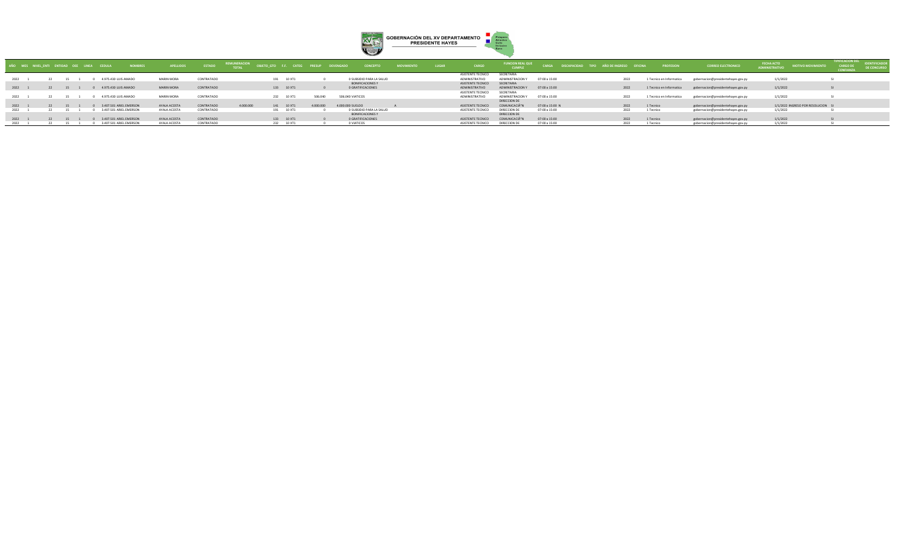# GOBERNACIÓN DEL XV DEPARTAMENTO PRESIDENTE HAYES

| AÑO | MES | NIVEL_ENTI | ENTIDAD | OEE | LINEA | CEDULA | NOMBRES | APELLIDOS | ESTADO | REMUNERACION TOTAL | OBJETO_GTO | F.F. | CATEG | PRESUP | DEVENGADO | CONCEPTO | MOVIMIENTO | LUGAR | CARGO | FUNCION REAL QUE CUMPLE | CARGA | DISCAPACIDAD | TIPO | AÑO DE INGRESO | OFICINA | PROFESION | CORREO ELECTRONICO | FECHA ACTO ADMINISTRATIVO | MOTIVO MOVIMIENTO | TIPIFICACION DEL CARGO DE CONFIANZA | IDENTIFICADOR DE CONCURSO |
|---|---|---|---|---|---|---|---|---|---|---|---|---|---|---|---|---|---|---|---|---|---|---|---|---|---|---|---|---|---|---|---|
| 2022 | 1 | 22 | 15 | 1 | 0 | 4.975.430 | LUIS AMADO | MARIN MORA | CONTRATADO | | 191 | 10 | XT1 | 0 | 0 | SUBSIDIO PARA LA SALUD | | | ASISTENTE TECNICO ADMINISTRATIVO | SECRETARIA ADMINISTRACION Y | 07:00 a 15:00 | | | 2022 | 1 | Tecnico en Informatica | gobernacion@presidentehayes.gov.py | 1/1/2022 | | SI | |
| 2022 | 1 | 22 | 15 | 1 | 0 | 4.975.430 | LUIS AMADO | MARIN MORA | CONTRATADO | | 133 | 10 | XT1 | 0 | 0 | BONIFICACIONES Y GRATIFICACIONES | | | ASISTENTE TECNICO ADMINISTRATIVO | SECRETARIA ADMINISTRACION Y | 07:00 a 15:00 | | | 2022 | 1 | Tecnico en Informatica | gobernacion@presidentehayes.gov.py | 1/1/2022 | | SI | |
| 2022 | 1 | 22 | 15 | 1 | 0 | 4.975.430 | LUIS AMADO | MARIN MORA | CONTRATADO | | 232 | 10 | XT1 | 506.040 | 506.040 | VIATICOS | | | ASISTENTE TECNICO ADMINISTRATIVO | SECRETARIA ADMINISTRACION Y | 07:00 a 15:00 | | | 2022 | 1 | Tecnico en Informatica | gobernacion@presidentehayes.gov.py | 1/1/2022 | | SI | |
| 2022 | 1 | 22 | 15 | 1 | 0 | 3.407.501 | ARIEL EMERSON | AYALA ACOSTA | CONTRATADO | 4.000.000 | 141 | 10 | XT1 | 4.000.000 | 4.000.000 | SUELDO | A | | ASISTENTE TECNICO | DIRECCION DE COMUNICACIÃ"N | 07:00 a 15:00 | N | | 2022 | 1 | Tecnico | gobernacion@presidentehayes.gov.py | 1/1/2022 | INGRESO POR RESOLUCION | SI | |
| 2022 | 1 | 22 | 15 | 1 | 0 | 3.407.501 | ARIEL EMERSON | AYALA ACOSTA | CONTRATADO | | 191 | 10 | XT1 | 0 | 0 | SUBSIDIO PARA LA SALUD | | | ASISTENTE TECNICO | DIRECCION DE | 07:00 a 15:00 | | | 2022 | 1 | Tecnico | gobernacion@presidentehayes.gov.py | 1/1/2022 | | SI | |
| 2022 | 1 | 22 | 15 | 1 | 0 | 3.407.501 | ARIEL EMERSON | AYALA ACOSTA | CONTRATADO | | 133 | 10 | XT1 | 0 | 0 | BONIFICACIONES Y GRATIFICACIONES | | | ASISTENTE TECNICO | DIRECCION DE COMUNICACIÃ"N | 07:00 a 15:00 | | | 2022 | 1 | Tecnico | gobernacion@presidentehayes.gov.py | 1/1/2022 | | SI | |
| 2022 | 1 | 22 | 15 | 1 | 0 | 3.407.501 | ARIEL EMERSON | AYALA ACOSTA | CONTRATADO | | 232 | 10 | XT1 | 0 | 0 | VIATICOS | | | ASISTENTE TECNICO | DIRECCION DE | 07:00 a 15:00 | | | 2022 | 1 | Tecnico | gobernacion@presidentehayes.gov.py | 1/1/2022 | | SI | |